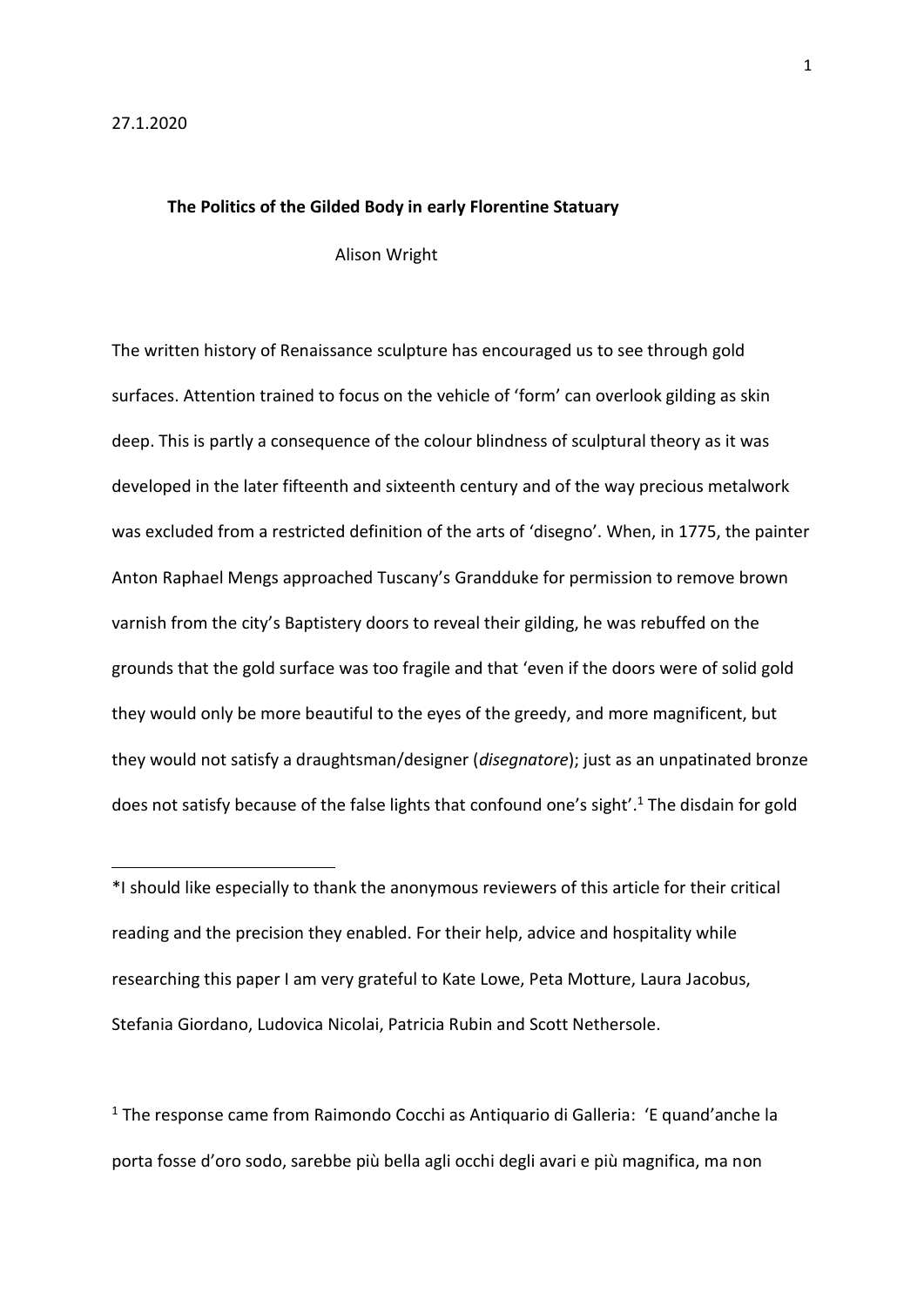27.1.2020

## The Politics of the Gilded Body in early Florentine Statuary

Alison Wright

The written history of Renaissance sculpture has encouraged us to see through gold surfaces. Attention trained to focus on the vehicle of 'form' can overlook gilding as skin deep. This is partly a consequence of the colour blindness of sculptural theory as it was developed in the later fifteenth and sixteenth century and of the way precious metalwork was excluded from a restricted definition of the arts of 'disegno'. When, in 1775, the painter Anton Raphael Mengs approached Tuscany's Grandduke for permission to remove brown varnish from the city's Baptistery doors to reveal their gilding, he was rebuffed on the grounds that the gold surface was too fragile and that 'even if the doors were of solid gold they would only be more beautiful to the eyes of the greedy, and more magnificent, but they would not satisfy a draughtsman/designer (*disegnatore*); just as an unpatinated bronze does not satisfy because of the false lights that confound one's sight'.[1] The disdain for gold

---

*I should like especially to thank the anonymous reviewers of this article for their critical reading and the precision they enabled. For their help, advice and hospitality while researching this paper I am very grateful to Kate Lowe, Peta Motture, Laura Jacobus, Stefania Giordano, Ludovica Nicolai, Patricia Rubin and Scott Nethersole.

[1] The response came from Raimondo Cocchi as Antiquario di Galleria: 'E quand'anche la porta fosse d'oro sodo, sarebbe più bella agli occhi degli avari e più magnifica, ma non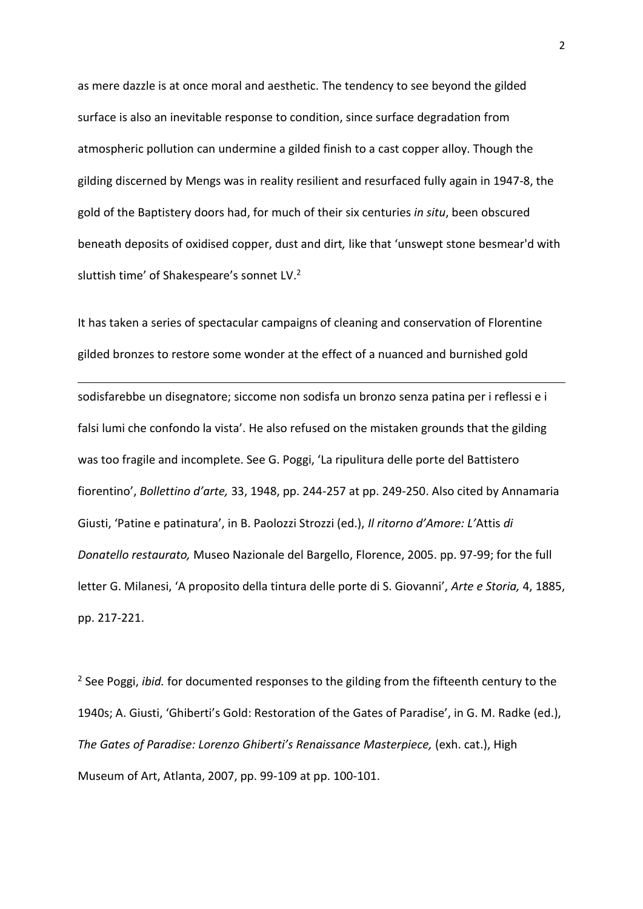as mere dazzle is at once moral and aesthetic. The tendency to see beyond the gilded surface is also an inevitable response to condition, since surface degradation from atmospheric pollution can undermine a gilded finish to a cast copper alloy. Though the gilding discerned by Mengs was in reality resilient and resurfaced fully again in 1947-8, the gold of the Baptistery doors had, for much of their six centuries *in situ*, been obscured beneath deposits of oxidised copper, dust and dirt*,* like that 'unswept stone besmear'd with sluttish time' of Shakespeare's sonnet LV.[2]

It has taken a series of spectacular campaigns of cleaning and conservation of Florentine gilded bronzes to restore some wonder at the effect of a nuanced and burnished gold

---

sodisfarebbe un disegnatore; siccome non sodisfa un bronzo senza patina per i reflessi e i falsi lumi che confondo la vista'. He also refused on the mistaken grounds that the gilding was too fragile and incomplete. See G. Poggi, 'La ripulitura delle porte del Battistero fiorentino', *Bollettino d'arte,* 33, 1948, pp. 244-257 at pp. 249-250. Also cited by Annamaria Giusti, 'Patine e patinatura', in B. Paolozzi Strozzi (ed.), *Il ritorno d'Amore: L'*Attis *di Donatello restaurato,* Museo Nazionale del Bargello, Florence, 2005. pp. 97-99; for the full letter G. Milanesi, 'A proposito della tintura delle porte di S. Giovanni', *Arte e Storia,* 4, 1885, pp. 217-221.

[2] See Poggi, *ibid.* for documented responses to the gilding from the fifteenth century to the 1940s; A. Giusti, 'Ghiberti's Gold: Restoration of the Gates of Paradise', in G. M. Radke (ed.), *The Gates of Paradise: Lorenzo Ghiberti's Renaissance Masterpiece,* (exh. cat.), High Museum of Art, Atlanta, 2007, pp. 99-109 at pp. 100-101.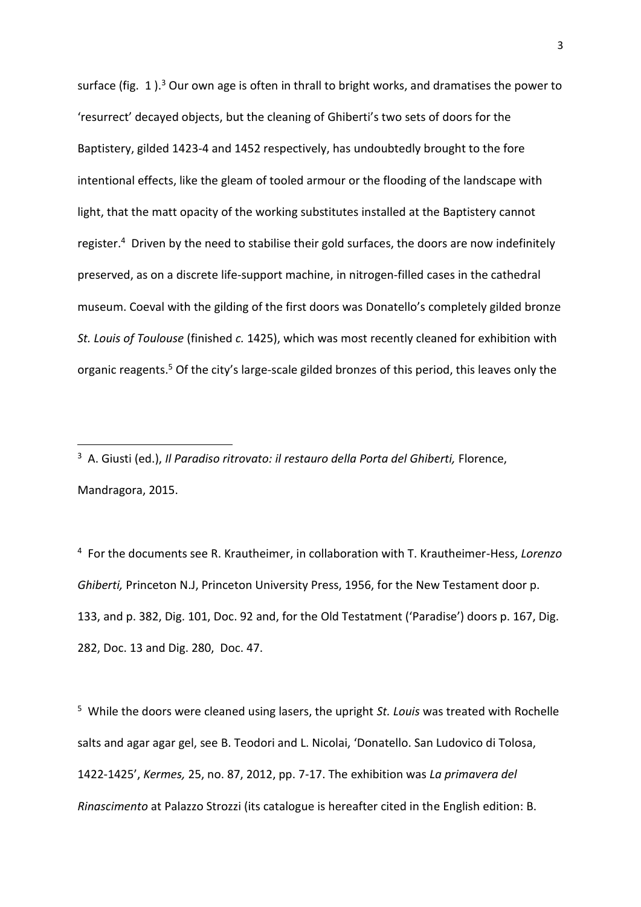surface (fig. 1 ).[3] Our own age is often in thrall to bright works, and dramatises the power to 'resurrect' decayed objects, but the cleaning of Ghiberti's two sets of doors for the Baptistery, gilded 1423-4 and 1452 respectively, has undoubtedly brought to the fore intentional effects, like the gleam of tooled armour or the flooding of the landscape with light, that the matt opacity of the working substitutes installed at the Baptistery cannot register.[4] Driven by the need to stabilise their gold surfaces, the doors are now indefinitely preserved, as on a discrete life-support machine, in nitrogen-filled cases in the cathedral museum. Coeval with the gilding of the first doors was Donatello's completely gilded bronze *St. Louis of Toulouse* (finished *c.* 1425), which was most recently cleaned for exhibition with organic reagents.[5] Of the city's large-scale gilded bronzes of this period, this leaves only the

---

[3] A. Giusti (ed.), *Il Paradiso ritrovato: il restauro della Porta del Ghiberti,* Florence, Mandragora, 2015.

[4] For the documents see R. Krautheimer, in collaboration with T. Krautheimer-Hess, *Lorenzo Ghiberti,* Princeton N.J, Princeton University Press, 1956, for the New Testament door p. 133, and p. 382, Dig. 101, Doc. 92 and, for the Old Testatment ('Paradise') doors p. 167, Dig. 282, Doc. 13 and Dig. 280, Doc. 47.

[5] While the doors were cleaned using lasers, the upright *St. Louis* was treated with Rochelle salts and agar agar gel, see B. Teodori and L. Nicolai, 'Donatello. San Ludovico di Tolosa, 1422-1425', *Kermes,* 25, no. 87, 2012, pp. 7-17. The exhibition was *La primavera del Rinascimento* at Palazzo Strozzi (its catalogue is hereafter cited in the English edition: B.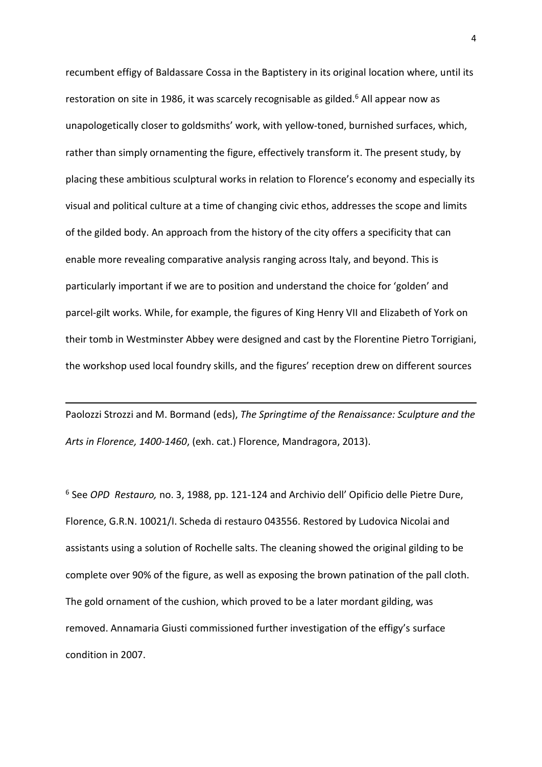recumbent effigy of Baldassare Cossa in the Baptistery in its original location where, until its restoration on site in 1986, it was scarcely recognisable as gilded.[6] All appear now as unapologetically closer to goldsmiths' work, with yellow-toned, burnished surfaces, which, rather than simply ornamenting the figure, effectively transform it. The present study, by placing these ambitious sculptural works in relation to Florence's economy and especially its visual and political culture at a time of changing civic ethos, addresses the scope and limits of the gilded body. An approach from the history of the city offers a specificity that can enable more revealing comparative analysis ranging across Italy, and beyond. This is particularly important if we are to position and understand the choice for 'golden' and parcel-gilt works. While, for example, the figures of King Henry VII and Elizabeth of York on their tomb in Westminster Abbey were designed and cast by the Florentine Pietro Torrigiani, the workshop used local foundry skills, and the figures' reception drew on different sources

---

Paolozzi Strozzi and M. Bormand (eds), *The Springtime of the Renaissance: Sculpture and the Arts in Florence, 1400-1460*, (exh. cat.) Florence, Mandragora, 2013).

[6] See *OPD Restauro,* no. 3, 1988, pp. 121-124 and Archivio dell' Opificio delle Pietre Dure, Florence, G.R.N. 10021/I. Scheda di restauro 043556. Restored by Ludovica Nicolai and assistants using a solution of Rochelle salts. The cleaning showed the original gilding to be complete over 90% of the figure, as well as exposing the brown patination of the pall cloth. The gold ornament of the cushion, which proved to be a later mordant gilding, was removed. Annamaria Giusti commissioned further investigation of the effigy's surface condition in 2007.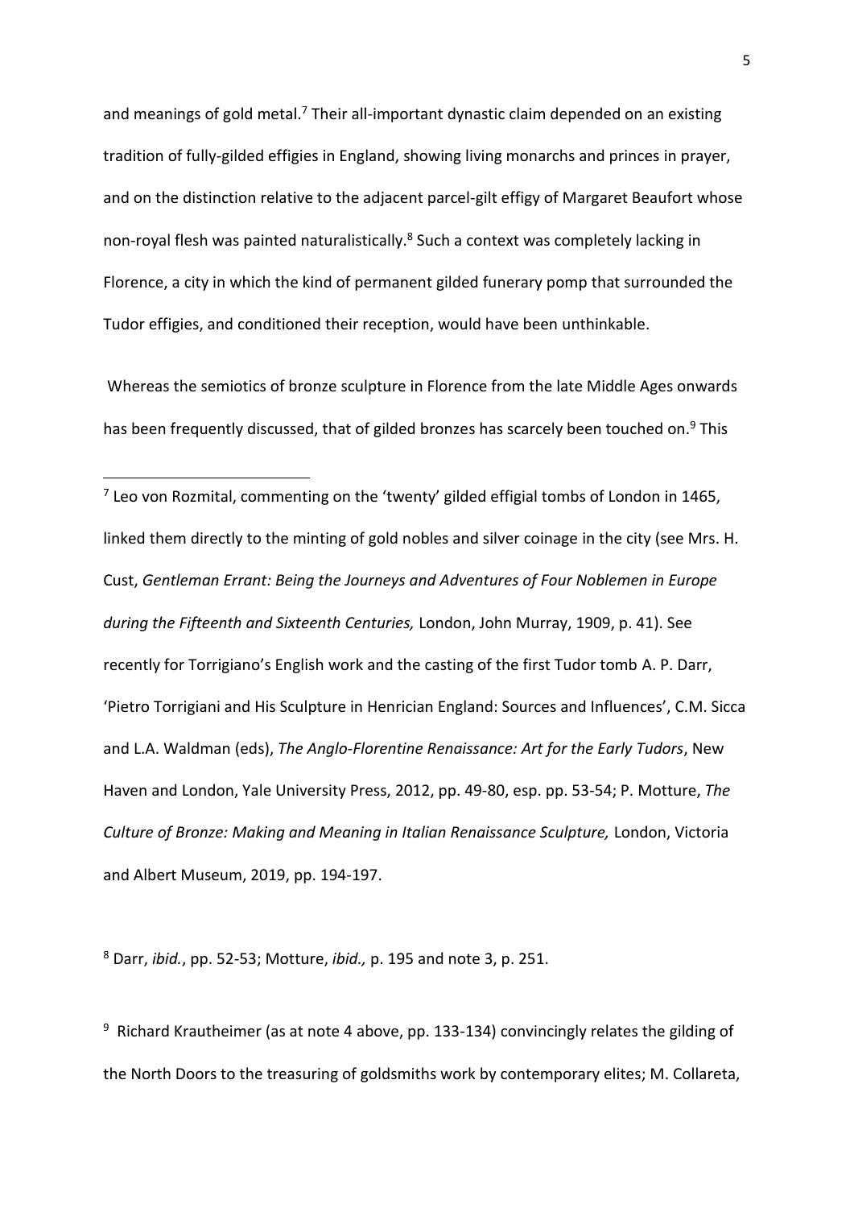and meanings of gold metal.[7] Their all-important dynastic claim depended on an existing tradition of fully-gilded effigies in England, showing living monarchs and princes in prayer, and on the distinction relative to the adjacent parcel-gilt effigy of Margaret Beaufort whose non-royal flesh was painted naturalistically.[8] Such a context was completely lacking in Florence, a city in which the kind of permanent gilded funerary pomp that surrounded the Tudor effigies, and conditioned their reception, would have been unthinkable.

Whereas the semiotics of bronze sculpture in Florence from the late Middle Ages onwards has been frequently discussed, that of gilded bronzes has scarcely been touched on.[9] This

---

[7] Leo von Rozmital, commenting on the 'twenty' gilded effigial tombs of London in 1465, linked them directly to the minting of gold nobles and silver coinage in the city (see Mrs. H. Cust, *Gentleman Errant: Being the Journeys and Adventures of Four Noblemen in Europe during the Fifteenth and Sixteenth Centuries,* London, John Murray, 1909, p. 41). See recently for Torrigiano's English work and the casting of the first Tudor tomb A. P. Darr, 'Pietro Torrigiani and His Sculpture in Henrician England: Sources and Influences', C.M. Sicca and L.A. Waldman (eds), *The Anglo-Florentine Renaissance: Art for the Early Tudors*, New Haven and London, Yale University Press, 2012, pp. 49-80, esp. pp. 53-54; P. Motture, *The Culture of Bronze: Making and Meaning in Italian Renaissance Sculpture,* London, Victoria and Albert Museum, 2019, pp. 194-197.

[8] Darr, *ibid.*, pp. 52-53; Motture, *ibid.,* p. 195 and note 3, p. 251.

[9] Richard Krautheimer (as at note 4 above, pp. 133-134) convincingly relates the gilding of the North Doors to the treasuring of goldsmiths work by contemporary elites; M. Collareta,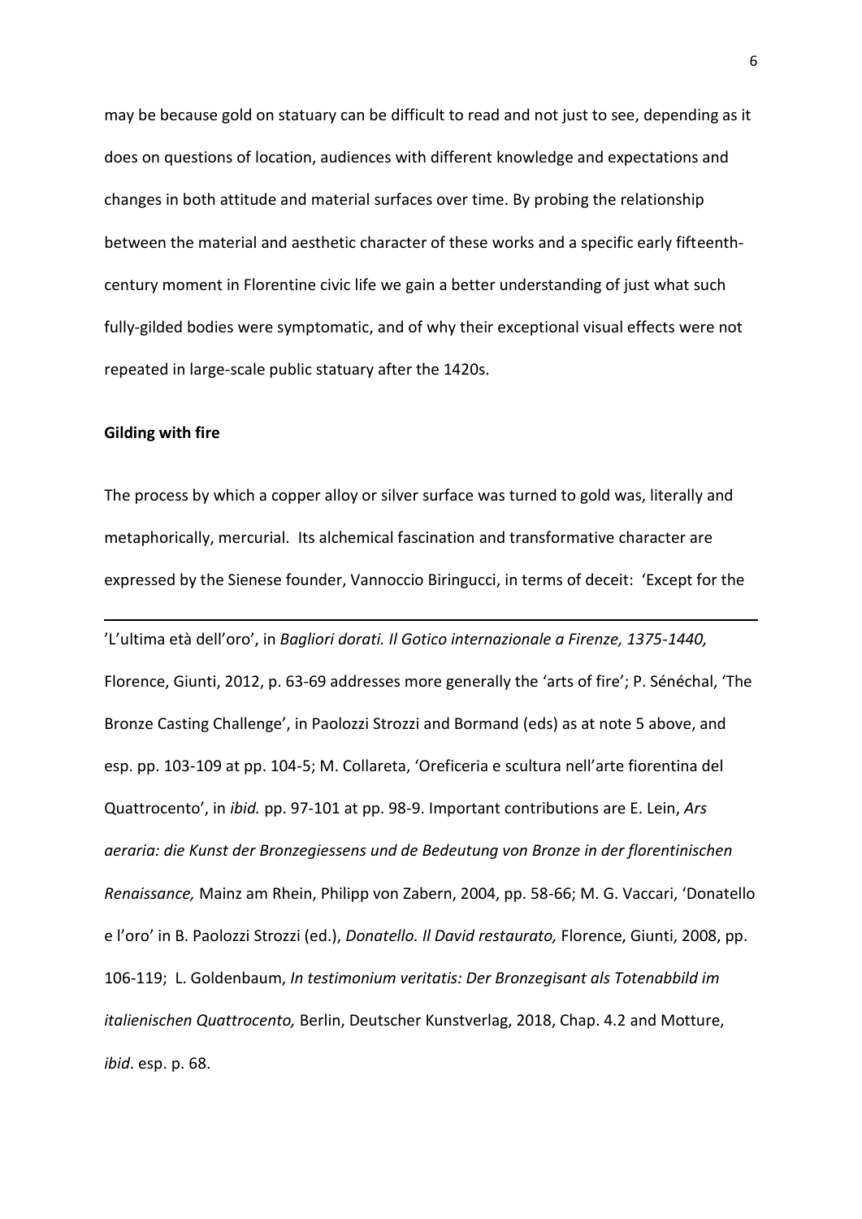may be because gold on statuary can be difficult to read and not just to see, depending as it does on questions of location, audiences with different knowledge and expectations and changes in both attitude and material surfaces over time. By probing the relationship between the material and aesthetic character of these works and a specific early fifteenth-century moment in Florentine civic life we gain a better understanding of just what such fully-gilded bodies were symptomatic, and of why their exceptional visual effects were not repeated in large-scale public statuary after the 1420s.

**Gilding with fire**

The process by which a copper alloy or silver surface was turned to gold was, literally and metaphorically, mercurial. Its alchemical fascination and transformative character are expressed by the Sienese founder, Vannoccio Biringucci, in terms of deceit: 'Except for the

---

'L'ultima età dell'oro', in *Bagliori dorati. Il Gotico internazionale a Firenze, 1375-1440,* Florence, Giunti, 2012, p. 63-69 addresses more generally the 'arts of fire'; P. Sénéchal, 'The Bronze Casting Challenge', in Paolozzi Strozzi and Bormand (eds) as at note 5 above, and esp. pp. 103-109 at pp. 104-5; M. Collareta, 'Oreficeria e scultura nell'arte fiorentina del Quattrocento', in *ibid.* pp. 97-101 at pp. 98-9. Important contributions are E. Lein, *Ars aeraria: die Kunst der Bronzegiessens und de Bedeutung von Bronze in der florentinischen Renaissance,* Mainz am Rhein, Philipp von Zabern, 2004, pp. 58-66; M. G. Vaccari, 'Donatello e l'oro' in B. Paolozzi Strozzi (ed.), *Donatello. Il David restaurato,* Florence, Giunti, 2008, pp. 106-119; L. Goldenbaum, *In testimonium veritatis: Der Bronzegisant als Totenabbild im italienischen Quattrocento,* Berlin, Deutscher Kunstverlag, 2018, Chap. 4.2 and Motture, *ibid*. esp. p. 68.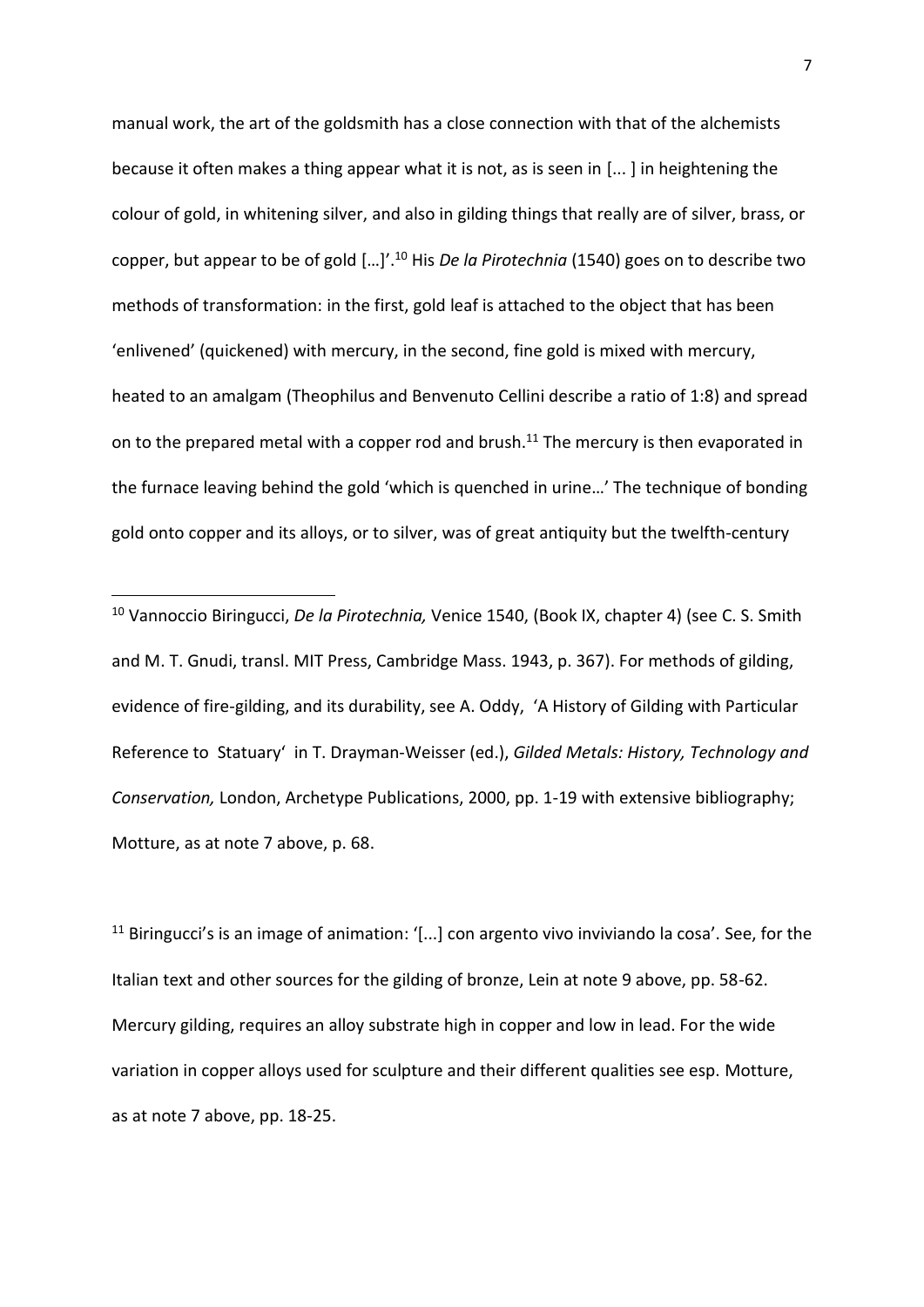manual work, the art of the goldsmith has a close connection with that of the alchemists because it often makes a thing appear what it is not, as is seen in [... ] in heightening the colour of gold, in whitening silver, and also in gilding things that really are of silver, brass, or copper, but appear to be of gold […]'.[10] His *De la Pirotechnia* (1540) goes on to describe two methods of transformation: in the first, gold leaf is attached to the object that has been 'enlivened' (quickened) with mercury, in the second, fine gold is mixed with mercury, heated to an amalgam (Theophilus and Benvenuto Cellini describe a ratio of 1:8) and spread on to the prepared metal with a copper rod and brush.[11] The mercury is then evaporated in the furnace leaving behind the gold 'which is quenched in urine…' The technique of bonding gold onto copper and its alloys, or to silver, was of great antiquity but the twelfth-century

---

[10] Vannoccio Biringucci, *De la Pirotechnia,* Venice 1540, (Book IX, chapter 4) (see C. S. Smith and M. T. Gnudi, transl. MIT Press, Cambridge Mass. 1943, p. 367). For methods of gilding, evidence of fire-gilding, and its durability, see A. Oddy, 'A History of Gilding with Particular Reference to Statuary' in T. Drayman-Weisser (ed.), *Gilded Metals: History, Technology and Conservation,* London, Archetype Publications, 2000, pp. 1-19 with extensive bibliography; Motture, as at note 7 above, p. 68.

[11] Biringucci's is an image of animation: '[...] con argento vivo inviviando la cosa'. See, for the Italian text and other sources for the gilding of bronze, Lein at note 9 above, pp. 58-62. Mercury gilding, requires an alloy substrate high in copper and low in lead. For the wide variation in copper alloys used for sculpture and their different qualities see esp. Motture, as at note 7 above, pp. 18-25.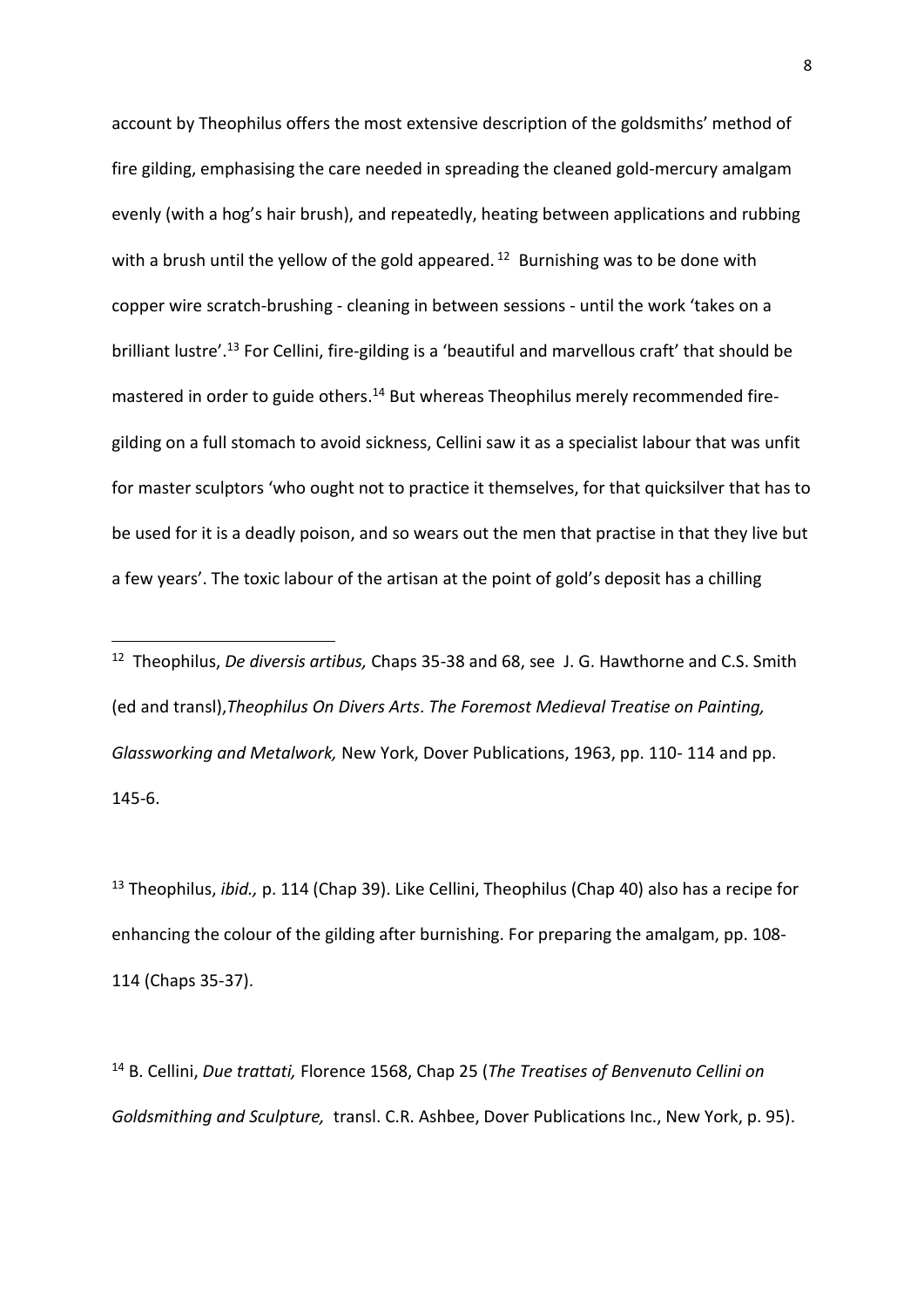account by Theophilus offers the most extensive description of the goldsmiths' method of fire gilding, emphasising the care needed in spreading the cleaned gold-mercury amalgam evenly (with a hog's hair brush), and repeatedly, heating between applications and rubbing with a brush until the yellow of the gold appeared. [12] Burnishing was to be done with copper wire scratch-brushing - cleaning in between sessions - until the work 'takes on a brilliant lustre'.[13] For Cellini, fire-gilding is a 'beautiful and marvellous craft' that should be mastered in order to guide others.[14] But whereas Theophilus merely recommended fire-gilding on a full stomach to avoid sickness, Cellini saw it as a specialist labour that was unfit for master sculptors 'who ought not to practice it themselves, for that quicksilver that has to be used for it is a deadly poison, and so wears out the men that practise in that they live but a few years'. The toxic labour of the artisan at the point of gold's deposit has a chilling

---

[12] Theophilus, *De diversis artibus,* Chaps 35-38 and 68, see J. G. Hawthorne and C.S. Smith (ed and transl),*Theophilus On Divers Arts*. *The Foremost Medieval Treatise on Painting, Glassworking and Metalwork,* New York, Dover Publications, 1963, pp. 110- 114 and pp. 145-6.

[13] Theophilus, *ibid.,* p. 114 (Chap 39). Like Cellini, Theophilus (Chap 40) also has a recipe for enhancing the colour of the gilding after burnishing. For preparing the amalgam, pp. 108-114 (Chaps 35-37).

[14] B. Cellini, *Due trattati,* Florence 1568, Chap 25 (*The Treatises of Benvenuto Cellini on Goldsmithing and Sculpture,* transl. C.R. Ashbee, Dover Publications Inc., New York, p. 95).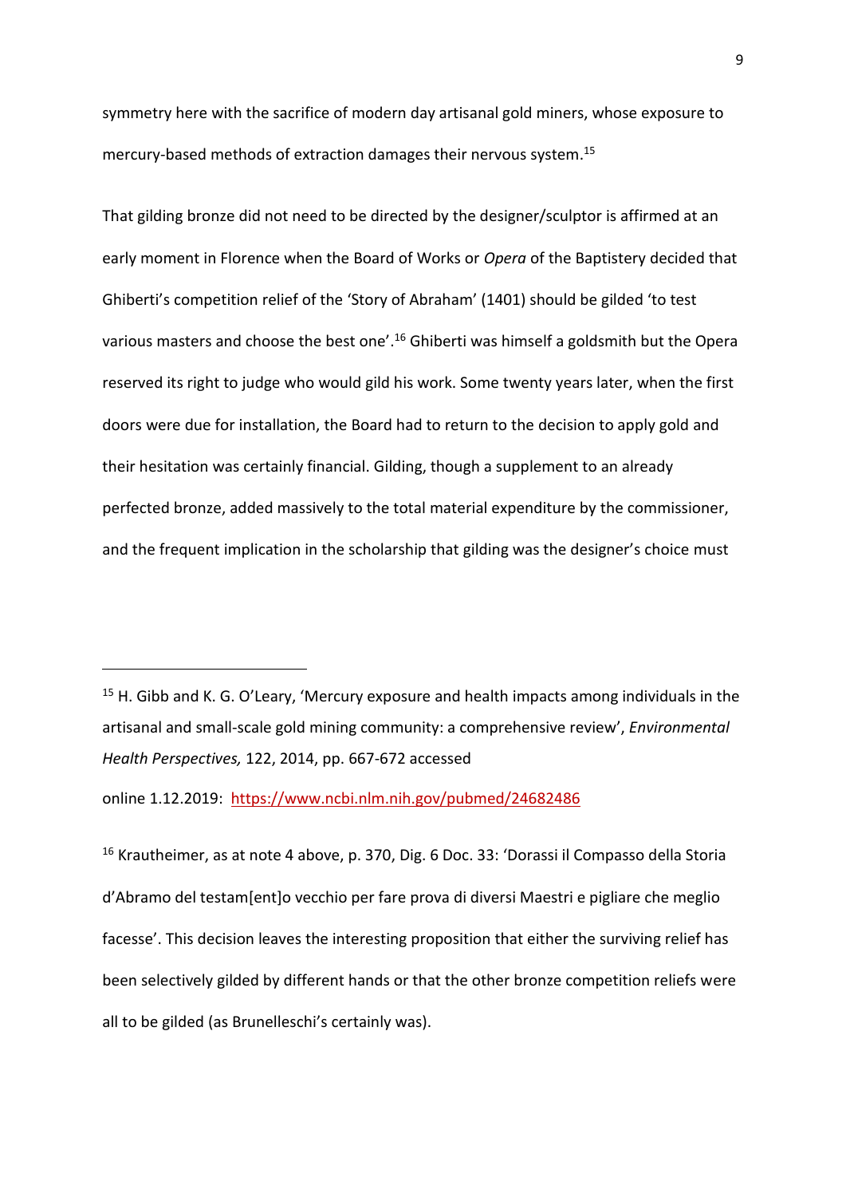symmetry here with the sacrifice of modern day artisanal gold miners, whose exposure to mercury-based methods of extraction damages their nervous system.[15]

That gilding bronze did not need to be directed by the designer/sculptor is affirmed at an early moment in Florence when the Board of Works or *Opera* of the Baptistery decided that Ghiberti's competition relief of the 'Story of Abraham' (1401) should be gilded 'to test various masters and choose the best one'.[16] Ghiberti was himself a goldsmith but the Opera reserved its right to judge who would gild his work. Some twenty years later, when the first doors were due for installation, the Board had to return to the decision to apply gold and their hesitation was certainly financial. Gilding, though a supplement to an already perfected bronze, added massively to the total material expenditure by the commissioner, and the frequent implication in the scholarship that gilding was the designer's choice must

---

[15] H. Gibb and K. G. O'Leary, 'Mercury exposure and health impacts among individuals in the artisanal and small-scale gold mining community: a comprehensive review', *Environmental Health Perspectives,* 122, 2014, pp. 667-672 accessed online 1.12.2019: https://www.ncbi.nlm.nih.gov/pubmed/24682486

[16] Krautheimer, as at note 4 above, p. 370, Dig. 6 Doc. 33: 'Dorassi il Compasso della Storia d'Abramo del testam[ent]o vecchio per fare prova di diversi Maestri e pigliare che meglio facesse'. This decision leaves the interesting proposition that either the surviving relief has been selectively gilded by different hands or that the other bronze competition reliefs were all to be gilded (as Brunelleschi's certainly was).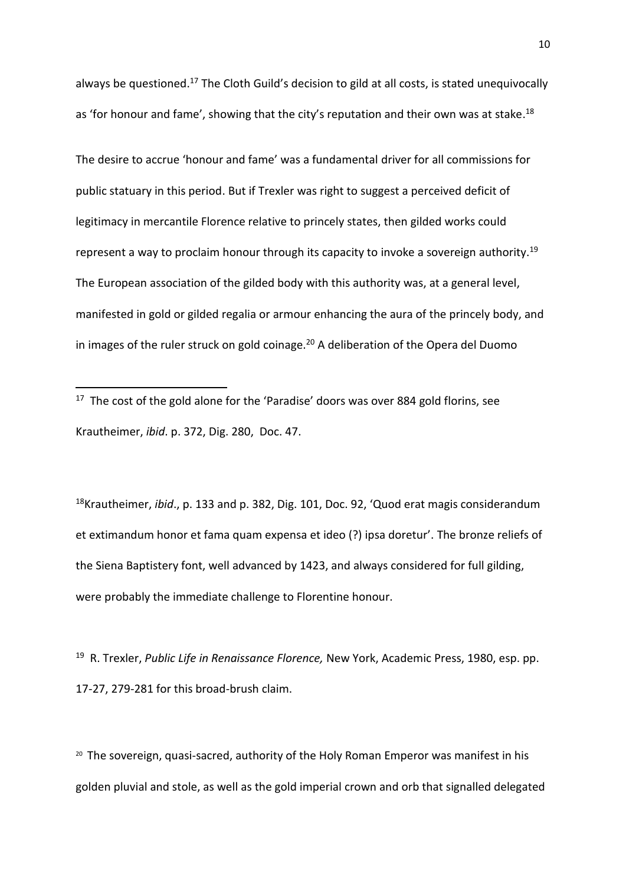always be questioned.[17] The Cloth Guild's decision to gild at all costs, is stated unequivocally as 'for honour and fame', showing that the city's reputation and their own was at stake.[18]

The desire to accrue 'honour and fame' was a fundamental driver for all commissions for public statuary in this period. But if Trexler was right to suggest a perceived deficit of legitimacy in mercantile Florence relative to princely states, then gilded works could represent a way to proclaim honour through its capacity to invoke a sovereign authority.[19] The European association of the gilded body with this authority was, at a general level, manifested in gold or gilded regalia or armour enhancing the aura of the princely body, and in images of the ruler struck on gold coinage.[20] A deliberation of the Opera del Duomo

---

[17] The cost of the gold alone for the 'Paradise' doors was over 884 gold florins, see Krautheimer, *ibid*. p. 372, Dig. 280, Doc. 47.

[18] Krautheimer, *ibid*., p. 133 and p. 382, Dig. 101, Doc. 92, 'Quod erat magis considerandum et extimandum honor et fama quam expensa et ideo (?) ipsa doretur'. The bronze reliefs of the Siena Baptistery font, well advanced by 1423, and always considered for full gilding, were probably the immediate challenge to Florentine honour.

[19] R. Trexler, *Public Life in Renaissance Florence,* New York, Academic Press, 1980, esp. pp. 17-27, 279-281 for this broad-brush claim.

[20] The sovereign, quasi-sacred, authority of the Holy Roman Emperor was manifest in his golden pluvial and stole, as well as the gold imperial crown and orb that signalled delegated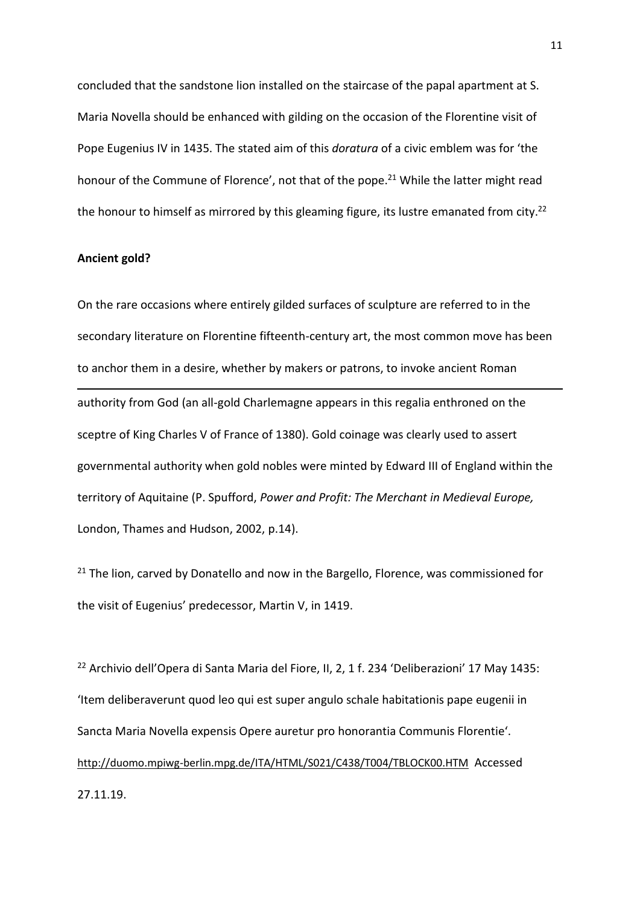concluded that the sandstone lion installed on the staircase of the papal apartment at S. Maria Novella should be enhanced with gilding on the occasion of the Florentine visit of Pope Eugenius IV in 1435. The stated aim of this *doratura* of a civic emblem was for 'the honour of the Commune of Florence', not that of the pope.[21] While the latter might read the honour to himself as mirrored by this gleaming figure, its lustre emanated from city.[22]

**Ancient gold?**

On the rare occasions where entirely gilded surfaces of sculpture are referred to in the secondary literature on Florentine fifteenth-century art, the most common move has been to anchor them in a desire, whether by makers or patrons, to invoke ancient Roman

---

authority from God (an all-gold Charlemagne appears in this regalia enthroned on the sceptre of King Charles V of France of 1380). Gold coinage was clearly used to assert governmental authority when gold nobles were minted by Edward III of England within the territory of Aquitaine (P. Spufford, *Power and Profit: The Merchant in Medieval Europe,* London, Thames and Hudson, 2002, p.14).

[21] The lion, carved by Donatello and now in the Bargello, Florence, was commissioned for the visit of Eugenius' predecessor, Martin V, in 1419.

[22] Archivio dell'Opera di Santa Maria del Fiore, II, 2, 1 f. 234 'Deliberazioni' 17 May 1435: 'Item deliberaverunt quod leo qui est super angulo schale habitationis pape eugenii in Sancta Maria Novella expensis Opere auretur pro honorantia Communis Florentie'. http://duomo.mpiwg-berlin.mpg.de/ITA/HTML/S021/C438/T004/TBLOCK00.HTM Accessed 27.11.19.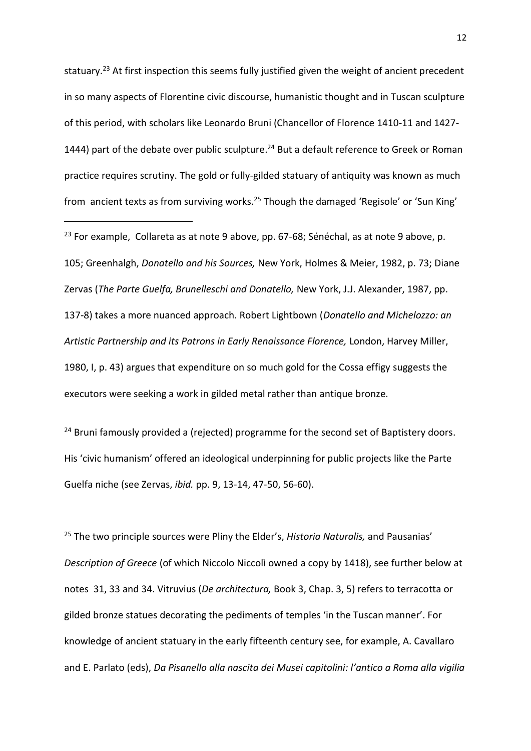statuary.[23] At first inspection this seems fully justified given the weight of ancient precedent in so many aspects of Florentine civic discourse, humanistic thought and in Tuscan sculpture of this period, with scholars like Leonardo Bruni (Chancellor of Florence 1410-11 and 1427-1444) part of the debate over public sculpture.[24] But a default reference to Greek or Roman practice requires scrutiny. The gold or fully-gilded statuary of antiquity was known as much from ancient texts as from surviving works.[25] Though the damaged 'Regisole' or 'Sun King'

---

[23] For example, Collareta as at note 9 above, pp. 67-68; Sénéchal, as at note 9 above, p. 105; Greenhalgh, *Donatello and his Sources,* New York, Holmes & Meier, 1982, p. 73; Diane Zervas (*The Parte Guelfa, Brunelleschi and Donatello,* New York, J.J. Alexander, 1987, pp. 137-8) takes a more nuanced approach. Robert Lightbown (*Donatello and Michelozzo: an Artistic Partnership and its Patrons in Early Renaissance Florence,* London, Harvey Miller, 1980, I, p. 43) argues that expenditure on so much gold for the Cossa effigy suggests the executors were seeking a work in gilded metal rather than antique bronze.

[24] Bruni famously provided a (rejected) programme for the second set of Baptistery doors. His 'civic humanism' offered an ideological underpinning for public projects like the Parte Guelfa niche (see Zervas, *ibid.* pp. 9, 13-14, 47-50, 56-60).

[25] The two principle sources were Pliny the Elder's, *Historia Naturalis,* and Pausanias' *Description of Greece* (of which Niccolo Niccolì owned a copy by 1418), see further below at notes 31, 33 and 34. Vitruvius (*De architectura,* Book 3, Chap. 3, 5) refers to terracotta or gilded bronze statues decorating the pediments of temples 'in the Tuscan manner'. For knowledge of ancient statuary in the early fifteenth century see, for example, A. Cavallaro and E. Parlato (eds), *Da Pisanello alla nascita dei Musei capitolini: l'antico a Roma alla vigilia*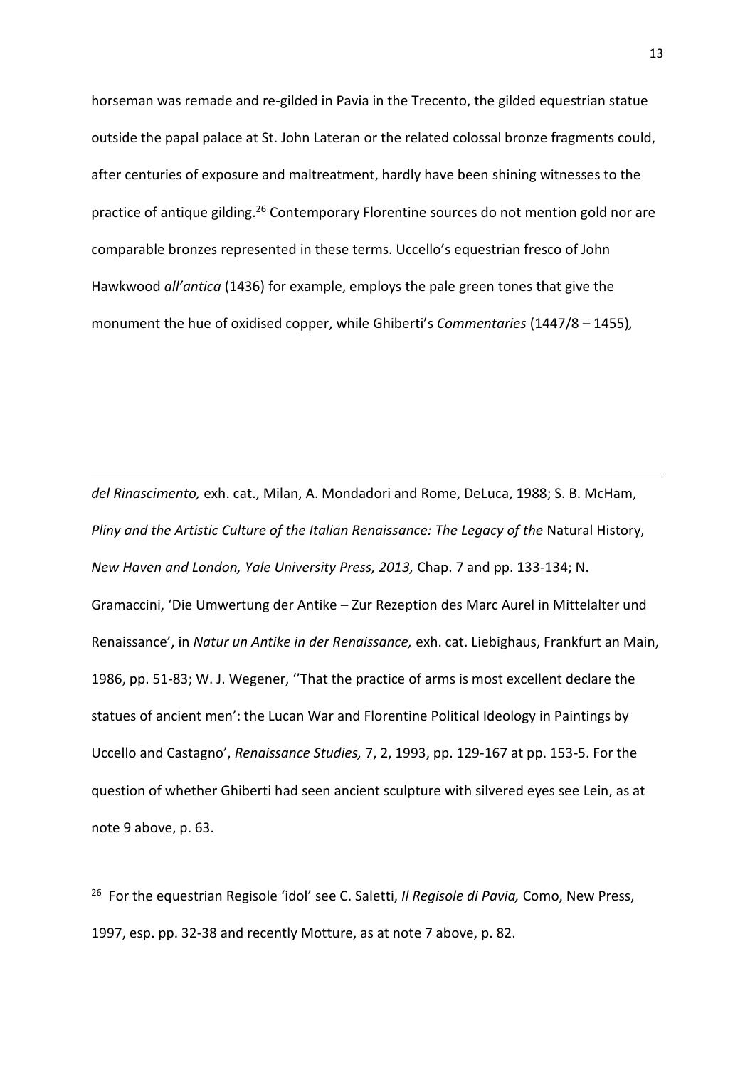horseman was remade and re-gilded in Pavia in the Trecento, the gilded equestrian statue outside the papal palace at St. John Lateran or the related colossal bronze fragments could, after centuries of exposure and maltreatment, hardly have been shining witnesses to the practice of antique gilding.[26] Contemporary Florentine sources do not mention gold nor are comparable bronzes represented in these terms. Uccello's equestrian fresco of John Hawkwood *all'antica* (1436) for example, employs the pale green tones that give the monument the hue of oxidised copper, while Ghiberti's *Commentaries* (1447/8 – 1455),

---

*del Rinascimento,* exh. cat., Milan, A. Mondadori and Rome, DeLuca, 1988; S. B. McHam, *Pliny and the Artistic Culture of the Italian Renaissance: The Legacy of the* Natural History, *New Haven and London, Yale University Press, 2013,* Chap. 7 and pp. 133-134; N. Gramaccini, 'Die Umwertung der Antike – Zur Rezeption des Marc Aurel in Mittelalter und Renaissance', in *Natur un Antike in der Renaissance,* exh. cat. Liebighaus, Frankfurt an Main, 1986, pp. 51-83; W. J. Wegener, ''That the practice of arms is most excellent declare the statues of ancient men': the Lucan War and Florentine Political Ideology in Paintings by Uccello and Castagno', *Renaissance Studies,* 7, 2, 1993, pp. 129-167 at pp. 153-5. For the question of whether Ghiberti had seen ancient sculpture with silvered eyes see Lein, as at note 9 above, p. 63.

[26] For the equestrian Regisole 'idol' see C. Saletti, *Il Regisole di Pavia,* Como, New Press, 1997, esp. pp. 32-38 and recently Motture, as at note 7 above, p. 82.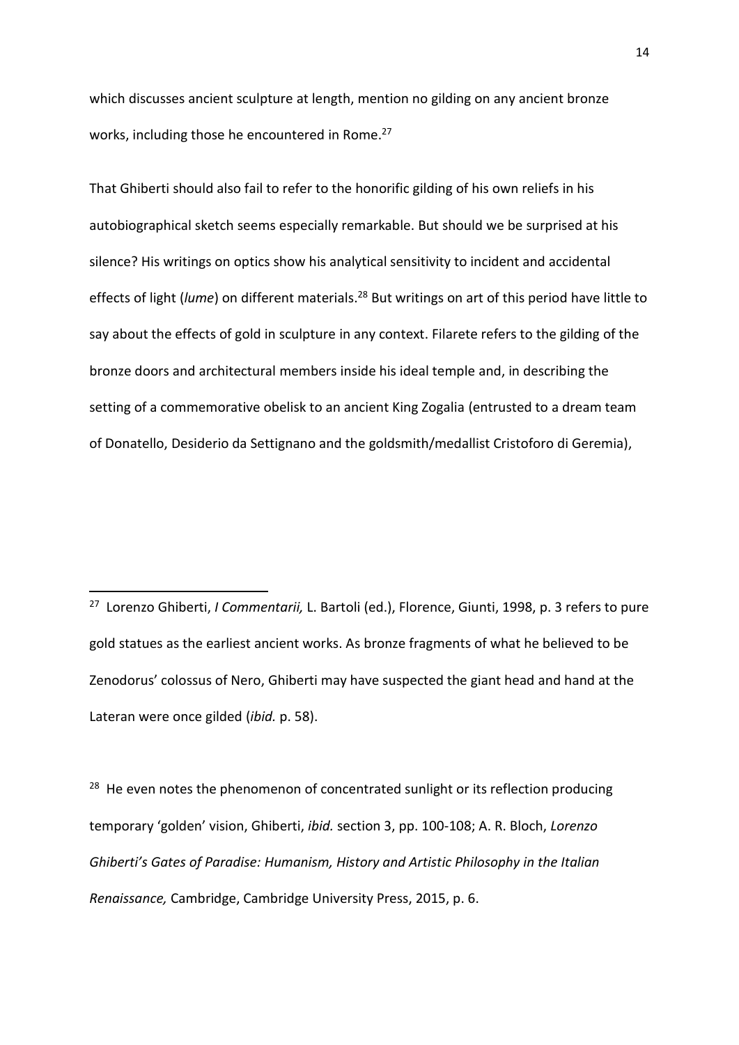which discusses ancient sculpture at length, mention no gilding on any ancient bronze works, including those he encountered in Rome.[27]

That Ghiberti should also fail to refer to the honorific gilding of his own reliefs in his autobiographical sketch seems especially remarkable. But should we be surprised at his silence? His writings on optics show his analytical sensitivity to incident and accidental effects of light (*lume*) on different materials.[28] But writings on art of this period have little to say about the effects of gold in sculpture in any context. Filarete refers to the gilding of the bronze doors and architectural members inside his ideal temple and, in describing the setting of a commemorative obelisk to an ancient King Zogalia (entrusted to a dream team of Donatello, Desiderio da Settignano and the goldsmith/medallist Cristoforo di Geremia),

---

[27] Lorenzo Ghiberti, *I Commentarii,* L. Bartoli (ed.), Florence, Giunti, 1998, p. 3 refers to pure gold statues as the earliest ancient works. As bronze fragments of what he believed to be Zenodorus' colossus of Nero, Ghiberti may have suspected the giant head and hand at the Lateran were once gilded (*ibid.* p. 58).

[28] He even notes the phenomenon of concentrated sunlight or its reflection producing temporary 'golden' vision, Ghiberti, *ibid.* section 3, pp. 100-108; A. R. Bloch, *Lorenzo Ghiberti's Gates of Paradise: Humanism, History and Artistic Philosophy in the Italian Renaissance,* Cambridge, Cambridge University Press, 2015, p. 6.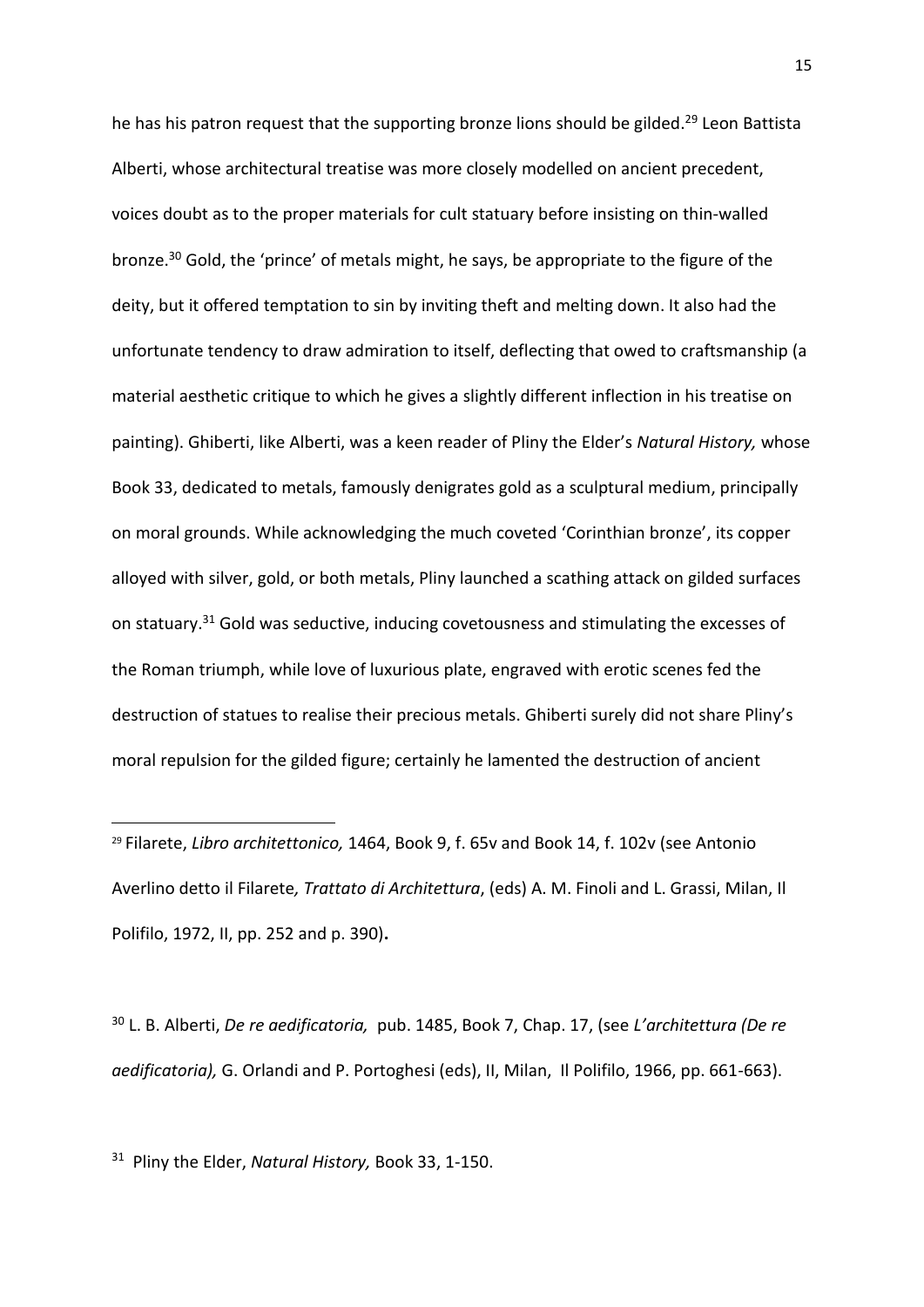he has his patron request that the supporting bronze lions should be gilded.[29] Leon Battista Alberti, whose architectural treatise was more closely modelled on ancient precedent, voices doubt as to the proper materials for cult statuary before insisting on thin-walled bronze.[30] Gold, the 'prince' of metals might, he says, be appropriate to the figure of the deity, but it offered temptation to sin by inviting theft and melting down. It also had the unfortunate tendency to draw admiration to itself, deflecting that owed to craftsmanship (a material aesthetic critique to which he gives a slightly different inflection in his treatise on painting). Ghiberti, like Alberti, was a keen reader of Pliny the Elder's *Natural History,* whose Book 33, dedicated to metals, famously denigrates gold as a sculptural medium, principally on moral grounds. While acknowledging the much coveted 'Corinthian bronze', its copper alloyed with silver, gold, or both metals, Pliny launched a scathing attack on gilded surfaces on statuary.[31] Gold was seductive, inducing covetousness and stimulating the excesses of the Roman triumph, while love of luxurious plate, engraved with erotic scenes fed the destruction of statues to realise their precious metals. Ghiberti surely did not share Pliny's moral repulsion for the gilded figure; certainly he lamented the destruction of ancient

[29] Filarete, *Libro architettonico,* 1464, Book 9, f. 65v and Book 14, f. 102v (see Antonio Averlino detto il Filarete*, Trattato di Architettura*, (eds) A. M. Finoli and L. Grassi, Milan, Il Polifilo, 1972, II, pp. 252 and p. 390)**.**

[30] L. B. Alberti, *De re aedificatoria,* pub. 1485, Book 7, Chap. 17, (see *L'architettura (De re aedificatoria),* G. Orlandi and P. Portoghesi (eds), II, Milan, Il Polifilo, 1966, pp. 661-663).

[31] Pliny the Elder, *Natural History,* Book 33, 1-150.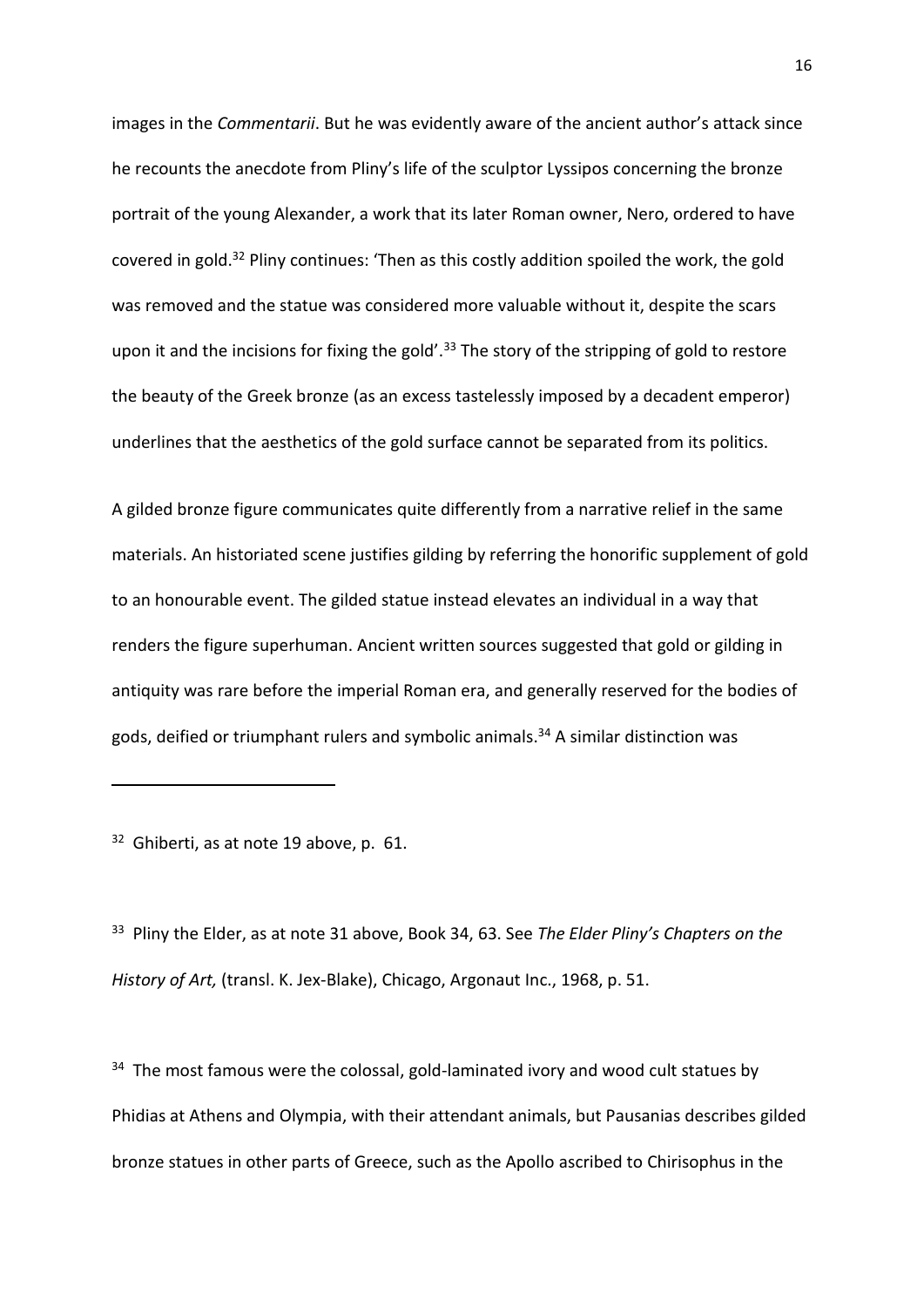images in the *Commentarii*. But he was evidently aware of the ancient author's attack since he recounts the anecdote from Pliny's life of the sculptor Lyssipos concerning the bronze portrait of the young Alexander, a work that its later Roman owner, Nero, ordered to have covered in gold.[32] Pliny continues: 'Then as this costly addition spoiled the work, the gold was removed and the statue was considered more valuable without it, despite the scars upon it and the incisions for fixing the gold'.[33] The story of the stripping of gold to restore the beauty of the Greek bronze (as an excess tastelessly imposed by a decadent emperor) underlines that the aesthetics of the gold surface cannot be separated from its politics.

A gilded bronze figure communicates quite differently from a narrative relief in the same materials. An historiated scene justifies gilding by referring the honorific supplement of gold to an honourable event. The gilded statue instead elevates an individual in a way that renders the figure superhuman. Ancient written sources suggested that gold or gilding in antiquity was rare before the imperial Roman era, and generally reserved for the bodies of gods, deified or triumphant rulers and symbolic animals.[34] A similar distinction was

---

[32] Ghiberti, as at note 19 above, p. 61.

[33] Pliny the Elder, as at note 31 above, Book 34, 63. See *The Elder Pliny's Chapters on the History of Art,* (transl. K. Jex-Blake), Chicago, Argonaut Inc., 1968, p. 51.

[34] The most famous were the colossal, gold-laminated ivory and wood cult statues by Phidias at Athens and Olympia, with their attendant animals, but Pausanias describes gilded bronze statues in other parts of Greece, such as the Apollo ascribed to Chirisophus in the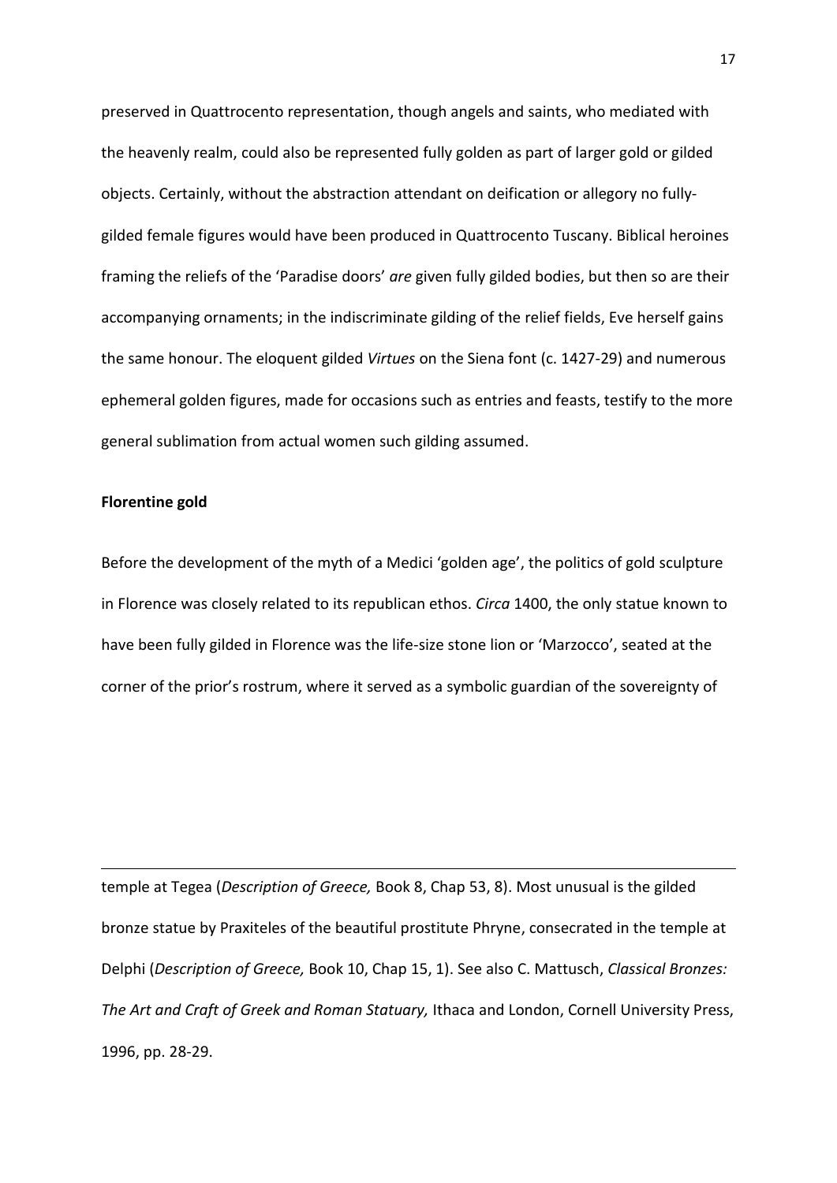preserved in Quattrocento representation, though angels and saints, who mediated with the heavenly realm, could also be represented fully golden as part of larger gold or gilded objects. Certainly, without the abstraction attendant on deification or allegory no fully-gilded female figures would have been produced in Quattrocento Tuscany. Biblical heroines framing the reliefs of the 'Paradise doors' *are* given fully gilded bodies, but then so are their accompanying ornaments; in the indiscriminate gilding of the relief fields, Eve herself gains the same honour. The eloquent gilded *Virtues* on the Siena font (c. 1427-29) and numerous ephemeral golden figures, made for occasions such as entries and feasts, testify to the more general sublimation from actual women such gilding assumed.

**Florentine gold**

Before the development of the myth of a Medici 'golden age', the politics of gold sculpture in Florence was closely related to its republican ethos. *Circa* 1400, the only statue known to have been fully gilded in Florence was the life-size stone lion or 'Marzocco', seated at the corner of the prior's rostrum, where it served as a symbolic guardian of the sovereignty of

---

temple at Tegea (*Description of Greece,* Book 8, Chap 53, 8). Most unusual is the gilded bronze statue by Praxiteles of the beautiful prostitute Phryne, consecrated in the temple at Delphi (*Description of Greece,* Book 10, Chap 15, 1). See also C. Mattusch, *Classical Bronzes: The Art and Craft of Greek and Roman Statuary,* Ithaca and London, Cornell University Press, 1996, pp. 28-29.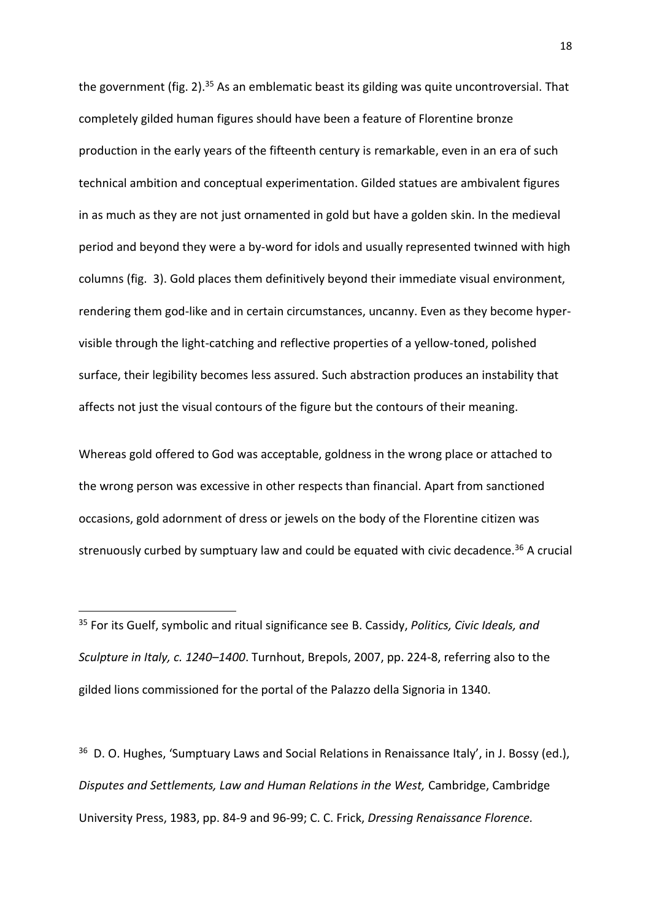the government (fig. 2).[35] As an emblematic beast its gilding was quite uncontroversial. That completely gilded human figures should have been a feature of Florentine bronze production in the early years of the fifteenth century is remarkable, even in an era of such technical ambition and conceptual experimentation. Gilded statues are ambivalent figures in as much as they are not just ornamented in gold but have a golden skin. In the medieval period and beyond they were a by-word for idols and usually represented twinned with high columns (fig. 3). Gold places them definitively beyond their immediate visual environment, rendering them god-like and in certain circumstances, uncanny. Even as they become hyper-visible through the light-catching and reflective properties of a yellow-toned, polished surface, their legibility becomes less assured. Such abstraction produces an instability that affects not just the visual contours of the figure but the contours of their meaning.

Whereas gold offered to God was acceptable, goldness in the wrong place or attached to the wrong person was excessive in other respects than financial. Apart from sanctioned occasions, gold adornment of dress or jewels on the body of the Florentine citizen was strenuously curbed by sumptuary law and could be equated with civic decadence.[36] A crucial

---

[35] For its Guelf, symbolic and ritual significance see B. Cassidy, *Politics, Civic Ideals, and Sculpture in Italy, c. 1240–1400*. Turnhout, Brepols, 2007, pp. 224-8, referring also to the gilded lions commissioned for the portal of the Palazzo della Signoria in 1340.

[36] D. O. Hughes, 'Sumptuary Laws and Social Relations in Renaissance Italy', in J. Bossy (ed.), *Disputes and Settlements, Law and Human Relations in the West,* Cambridge, Cambridge University Press, 1983, pp. 84-9 and 96-99; C. C. Frick, *Dressing Renaissance Florence.*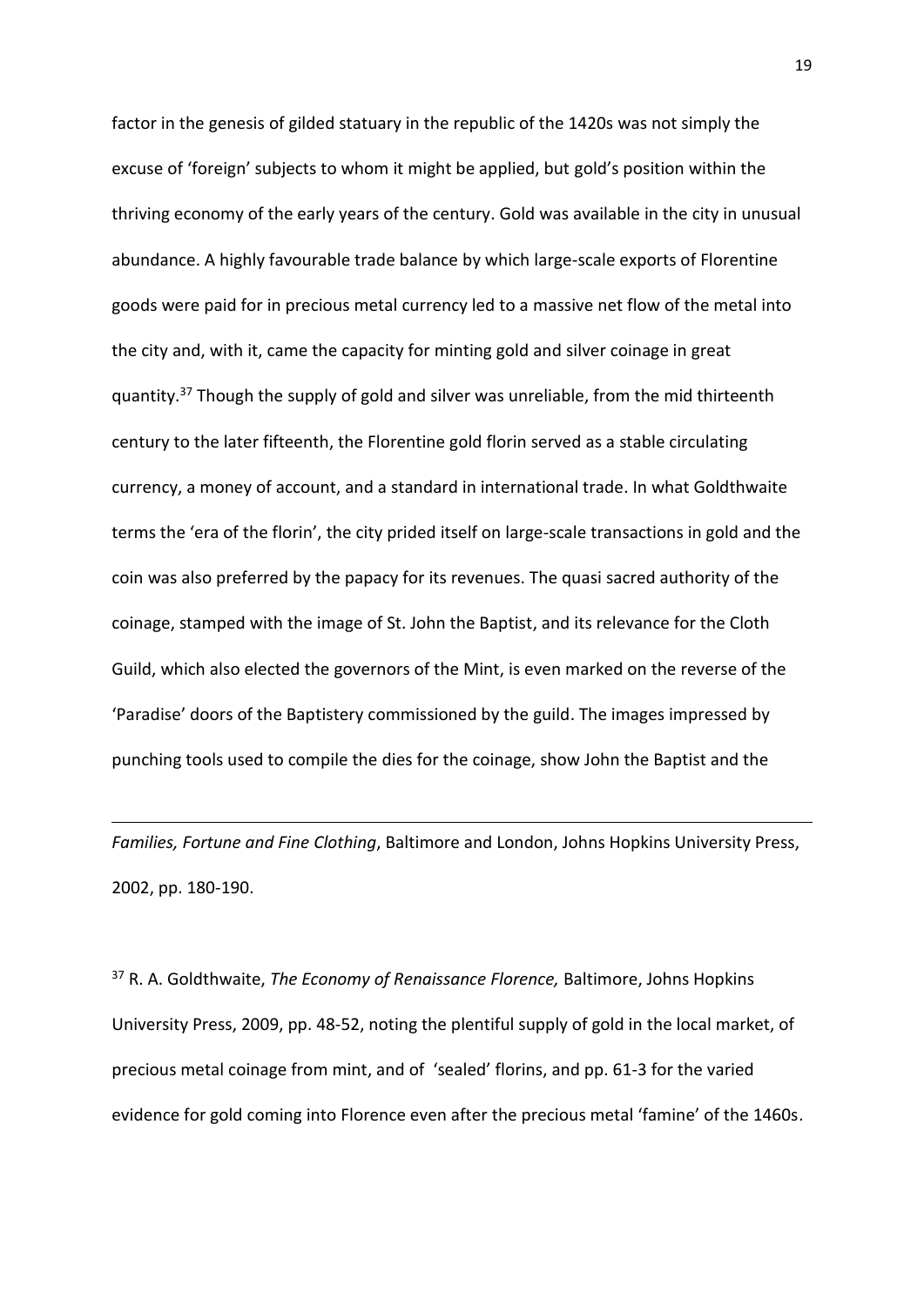factor in the genesis of gilded statuary in the republic of the 1420s was not simply the excuse of 'foreign' subjects to whom it might be applied, but gold's position within the thriving economy of the early years of the century. Gold was available in the city in unusual abundance. A highly favourable trade balance by which large-scale exports of Florentine goods were paid for in precious metal currency led to a massive net flow of the metal into the city and, with it, came the capacity for minting gold and silver coinage in great quantity.[37] Though the supply of gold and silver was unreliable, from the mid thirteenth century to the later fifteenth, the Florentine gold florin served as a stable circulating currency, a money of account, and a standard in international trade. In what Goldthwaite terms the 'era of the florin', the city prided itself on large-scale transactions in gold and the coin was also preferred by the papacy for its revenues. The quasi sacred authority of the coinage, stamped with the image of St. John the Baptist, and its relevance for the Cloth Guild, which also elected the governors of the Mint, is even marked on the reverse of the 'Paradise' doors of the Baptistery commissioned by the guild. The images impressed by punching tools used to compile the dies for the coinage, show John the Baptist and the

---

*Families, Fortune and Fine Clothing*, Baltimore and London, Johns Hopkins University Press, 2002, pp. 180-190.

[37] R. A. Goldthwaite, *The Economy of Renaissance Florence,* Baltimore, Johns Hopkins University Press, 2009, pp. 48-52, noting the plentiful supply of gold in the local market, of precious metal coinage from mint, and of 'sealed' florins, and pp. 61-3 for the varied evidence for gold coming into Florence even after the precious metal 'famine' of the 1460s.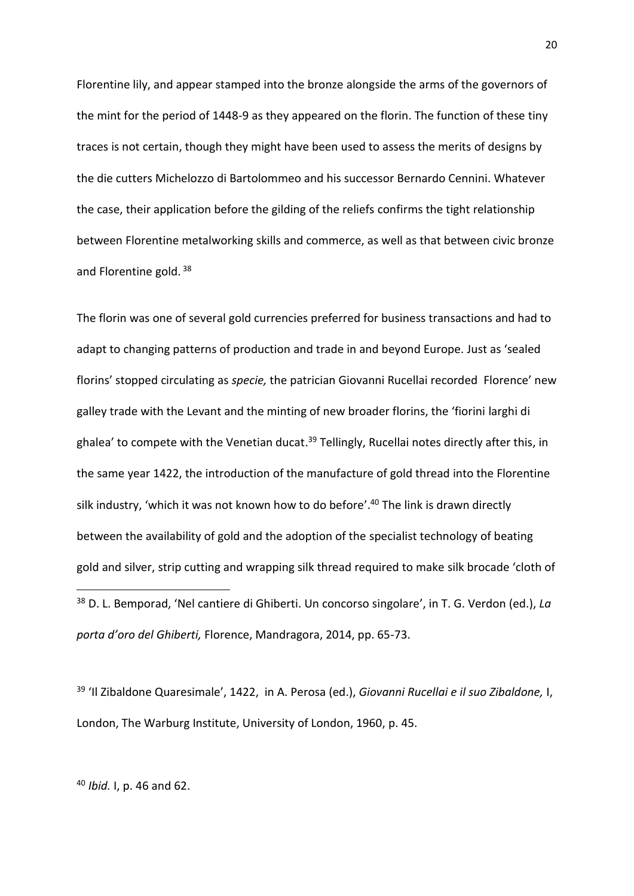Florentine lily, and appear stamped into the bronze alongside the arms of the governors of the mint for the period of 1448-9 as they appeared on the florin. The function of these tiny traces is not certain, though they might have been used to assess the merits of designs by the die cutters Michelozzo di Bartolommeo and his successor Bernardo Cennini. Whatever the case, their application before the gilding of the reliefs confirms the tight relationship between Florentine metalworking skills and commerce, as well as that between civic bronze and Florentine gold. [38]

The florin was one of several gold currencies preferred for business transactions and had to adapt to changing patterns of production and trade in and beyond Europe. Just as 'sealed florins' stopped circulating as *specie,* the patrician Giovanni Rucellai recorded Florence' new galley trade with the Levant and the minting of new broader florins, the 'fiorini larghi di ghalea' to compete with the Venetian ducat.[39] Tellingly, Rucellai notes directly after this, in the same year 1422, the introduction of the manufacture of gold thread into the Florentine silk industry, 'which it was not known how to do before'.[40] The link is drawn directly between the availability of gold and the adoption of the specialist technology of beating gold and silver, strip cutting and wrapping silk thread required to make silk brocade 'cloth of

[38] D. L. Bemporad, 'Nel cantiere di Ghiberti. Un concorso singolare', in T. G. Verdon (ed.), *La porta d'oro del Ghiberti,* Florence, Mandragora, 2014, pp. 65-73.

[39] 'Il Zibaldone Quaresimale', 1422, in A. Perosa (ed.), *Giovanni Rucellai e il suo Zibaldone,* I, London, The Warburg Institute, University of London, 1960, p. 45.

[40] *Ibid.* I, p. 46 and 62.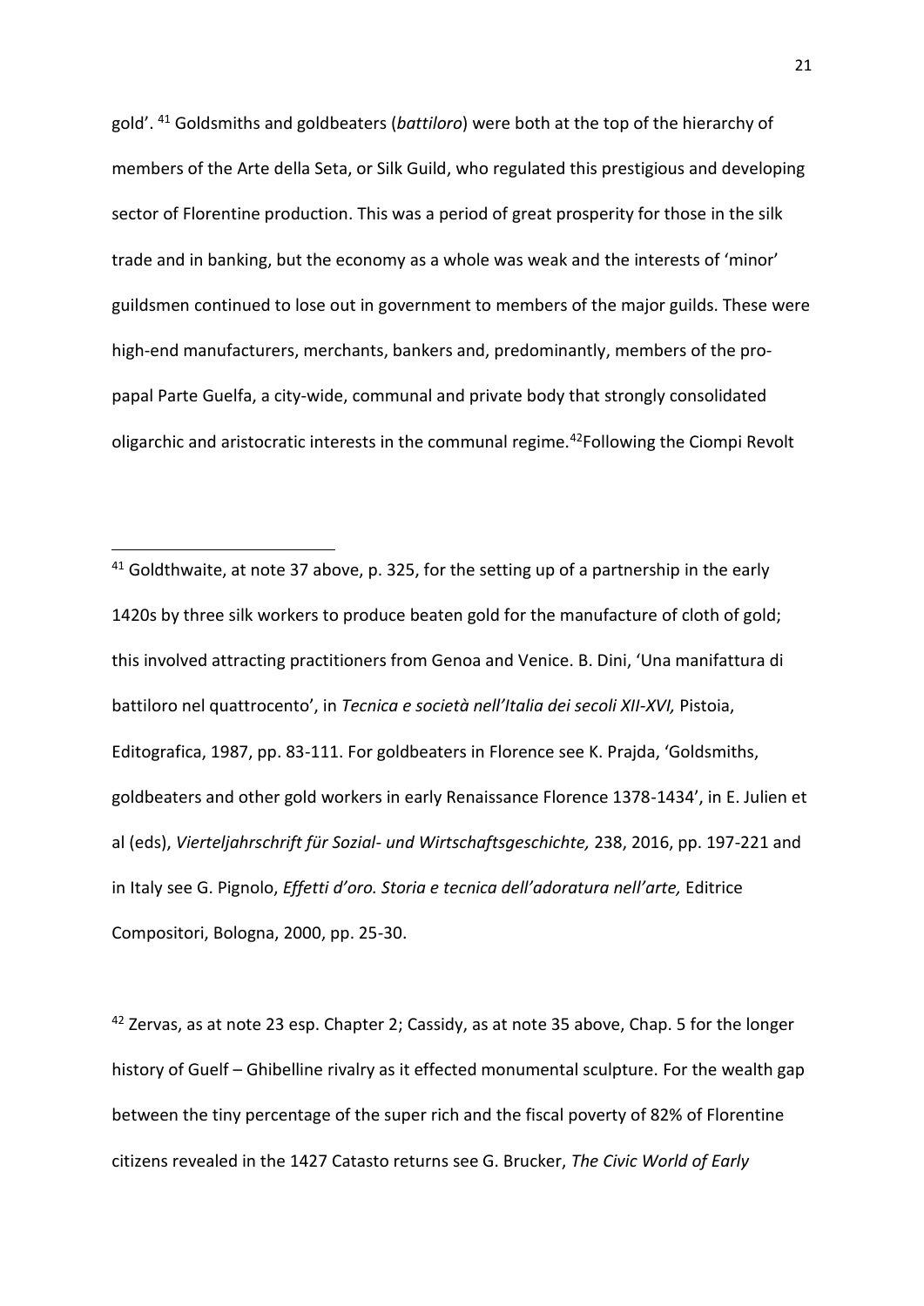gold'.[41] Goldsmiths and goldbeaters (*battiloro*) were both at the top of the hierarchy of members of the Arte della Seta, or Silk Guild, who regulated this prestigious and developing sector of Florentine production. This was a period of great prosperity for those in the silk trade and in banking, but the economy as a whole was weak and the interests of 'minor' guildsmen continued to lose out in government to members of the major guilds. These were high-end manufacturers, merchants, bankers and, predominantly, members of the pro-papal Parte Guelfa, a city-wide, communal and private body that strongly consolidated oligarchic and aristocratic interests in the communal regime.[42]Following the Ciompi Revolt

---

[41] Goldthwaite, at note 37 above, p. 325, for the setting up of a partnership in the early 1420s by three silk workers to produce beaten gold for the manufacture of cloth of gold; this involved attracting practitioners from Genoa and Venice. B. Dini, 'Una manifattura di battiloro nel quattrocento', in *Tecnica e società nell'Italia dei secoli XII-XVI,* Pistoia, Editografica, 1987, pp. 83-111. For goldbeaters in Florence see K. Prajda, 'Goldsmiths, goldbeaters and other gold workers in early Renaissance Florence 1378-1434', in E. Julien et al (eds), *Vierteljahrschrift für Sozial- und Wirtschaftsgeschichte,* 238, 2016, pp. 197-221 and in Italy see G. Pignolo, *Effetti d'oro. Storia e tecnica dell'adoratura nell'arte,* Editrice Compositori, Bologna, 2000, pp. 25-30.

[42] Zervas, as at note 23 esp. Chapter 2; Cassidy, as at note 35 above, Chap. 5 for the longer history of Guelf – Ghibelline rivalry as it effected monumental sculpture. For the wealth gap between the tiny percentage of the super rich and the fiscal poverty of 82% of Florentine citizens revealed in the 1427 Catasto returns see G. Brucker, *The Civic World of Early*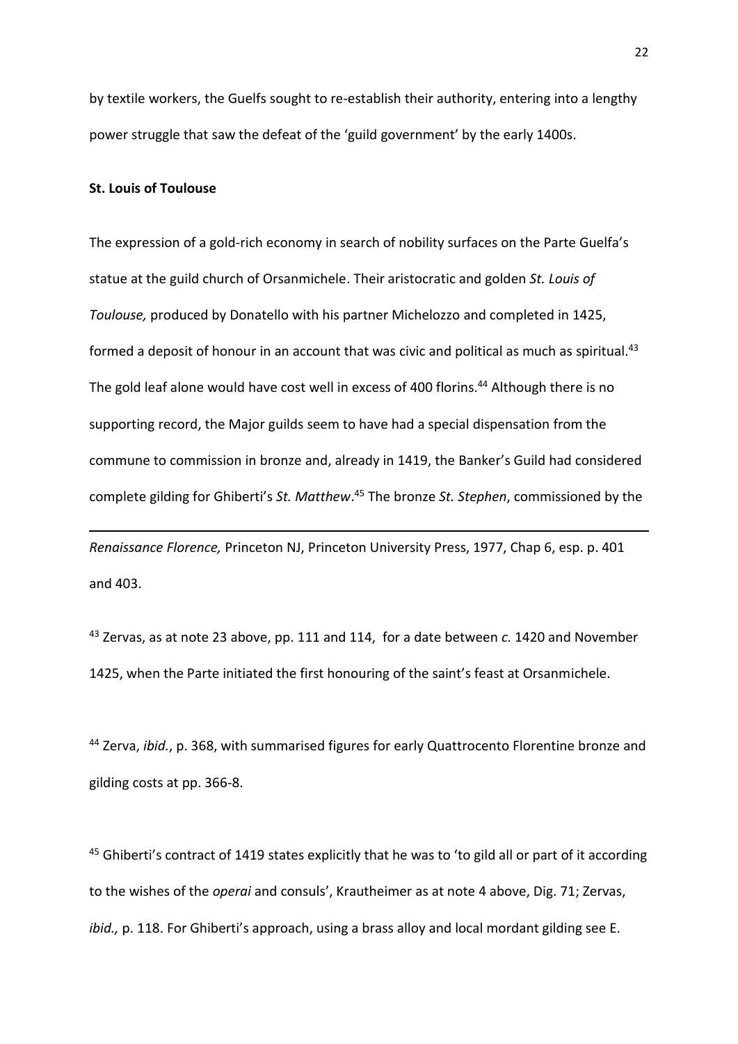by textile workers, the Guelfs sought to re-establish their authority, entering into a lengthy power struggle that saw the defeat of the 'guild government' by the early 1400s.

**St. Louis of Toulouse**

The expression of a gold-rich economy in search of nobility surfaces on the Parte Guelfa's statue at the guild church of Orsanmichele. Their aristocratic and golden *St. Louis of Toulouse,* produced by Donatello with his partner Michelozzo and completed in 1425, formed a deposit of honour in an account that was civic and political as much as spiritual.[43] The gold leaf alone would have cost well in excess of 400 florins.[44] Although there is no supporting record, the Major guilds seem to have had a special dispensation from the commune to commission in bronze and, already in 1419, the Banker's Guild had considered complete gilding for Ghiberti's *St. Matthew*.[45] The bronze *St. Stephen*, commissioned by the

---

*Renaissance Florence,* Princeton NJ, Princeton University Press, 1977, Chap 6, esp. p. 401 and 403.

[43] Zervas, as at note 23 above, pp. 111 and 114, for a date between *c.* 1420 and November 1425, when the Parte initiated the first honouring of the saint's feast at Orsanmichele.

[44] Zerva, *ibid.*, p. 368, with summarised figures for early Quattrocento Florentine bronze and gilding costs at pp. 366-8.

[45] Ghiberti's contract of 1419 states explicitly that he was to 'to gild all or part of it according to the wishes of the *operai* and consuls', Krautheimer as at note 4 above, Dig. 71; Zervas, *ibid.,* p. 118. For Ghiberti's approach, using a brass alloy and local mordant gilding see E.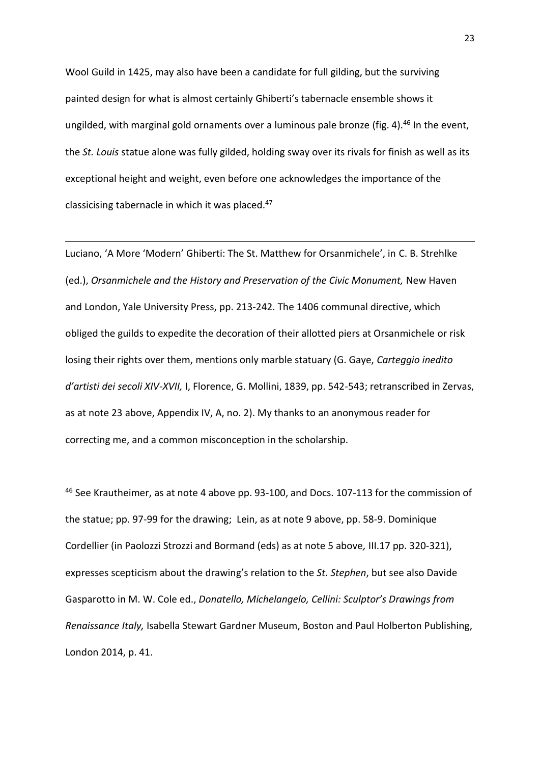Wool Guild in 1425, may also have been a candidate for full gilding, but the surviving painted design for what is almost certainly Ghiberti's tabernacle ensemble shows it ungilded, with marginal gold ornaments over a luminous pale bronze (fig. 4).[46] In the event, the *St. Louis* statue alone was fully gilded, holding sway over its rivals for finish as well as its exceptional height and weight, even before one acknowledges the importance of the classicising tabernacle in which it was placed.[47]

---

Luciano, 'A More 'Modern' Ghiberti: The St. Matthew for Orsanmichele', in C. B. Strehlke (ed.), *Orsanmichele and the History and Preservation of the Civic Monument,* New Haven and London, Yale University Press, pp. 213-242. The 1406 communal directive, which obliged the guilds to expedite the decoration of their allotted piers at Orsanmichele or risk losing their rights over them, mentions only marble statuary (G. Gaye, *Carteggio inedito d'artisti dei secoli XIV-XVII,* I, Florence, G. Mollini, 1839, pp. 542-543; retranscribed in Zervas, as at note 23 above, Appendix IV, A, no. 2). My thanks to an anonymous reader for correcting me, and a common misconception in the scholarship.

[46] See Krautheimer, as at note 4 above pp. 93-100, and Docs. 107-113 for the commission of the statue; pp. 97-99 for the drawing; Lein, as at note 9 above, pp. 58-9. Dominique Cordellier (in Paolozzi Strozzi and Bormand (eds) as at note 5 above, III.17 pp. 320-321), expresses scepticism about the drawing's relation to the *St. Stephen*, but see also Davide Gasparotto in M. W. Cole ed., *Donatello, Michelangelo, Cellini: Sculptor's Drawings from Renaissance Italy,* Isabella Stewart Gardner Museum, Boston and Paul Holberton Publishing, London 2014, p. 41.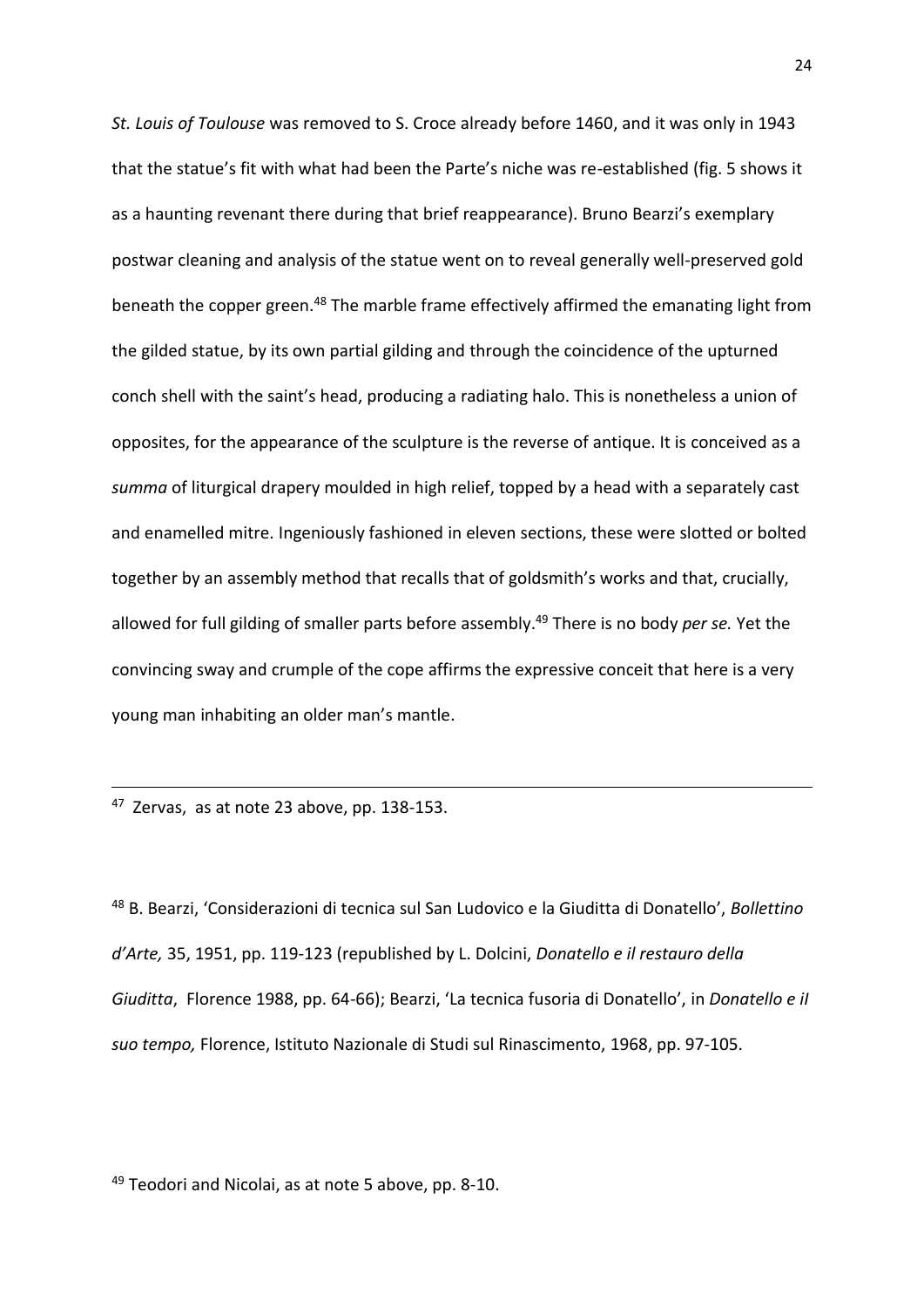*St. Louis of Toulouse* was removed to S. Croce already before 1460, and it was only in 1943 that the statue's fit with what had been the Parte's niche was re-established (fig. 5 shows it as a haunting revenant there during that brief reappearance). Bruno Bearzi's exemplary postwar cleaning and analysis of the statue went on to reveal generally well-preserved gold beneath the copper green.[48] The marble frame effectively affirmed the emanating light from the gilded statue, by its own partial gilding and through the coincidence of the upturned conch shell with the saint's head, producing a radiating halo. This is nonetheless a union of opposites, for the appearance of the sculpture is the reverse of antique. It is conceived as a *summa* of liturgical drapery moulded in high relief, topped by a head with a separately cast and enamelled mitre. Ingeniously fashioned in eleven sections, these were slotted or bolted together by an assembly method that recalls that of goldsmith's works and that, crucially, allowed for full gilding of smaller parts before assembly.[49] There is no body *per se.* Yet the convincing sway and crumple of the cope affirms the expressive conceit that here is a very young man inhabiting an older man's mantle.

---

[47] Zervas, as at note 23 above, pp. 138-153.

[48] B. Bearzi, 'Considerazioni di tecnica sul San Ludovico e la Giuditta di Donatello', *Bollettino d'Arte,* 35, 1951, pp. 119-123 (republished by L. Dolcini, *Donatello e il restauro della Giuditta*, Florence 1988, pp. 64-66); Bearzi, 'La tecnica fusoria di Donatello', in *Donatello e il suo tempo,* Florence, Istituto Nazionale di Studi sul Rinascimento, 1968, pp. 97-105.

[49] Teodori and Nicolai, as at note 5 above, pp. 8-10.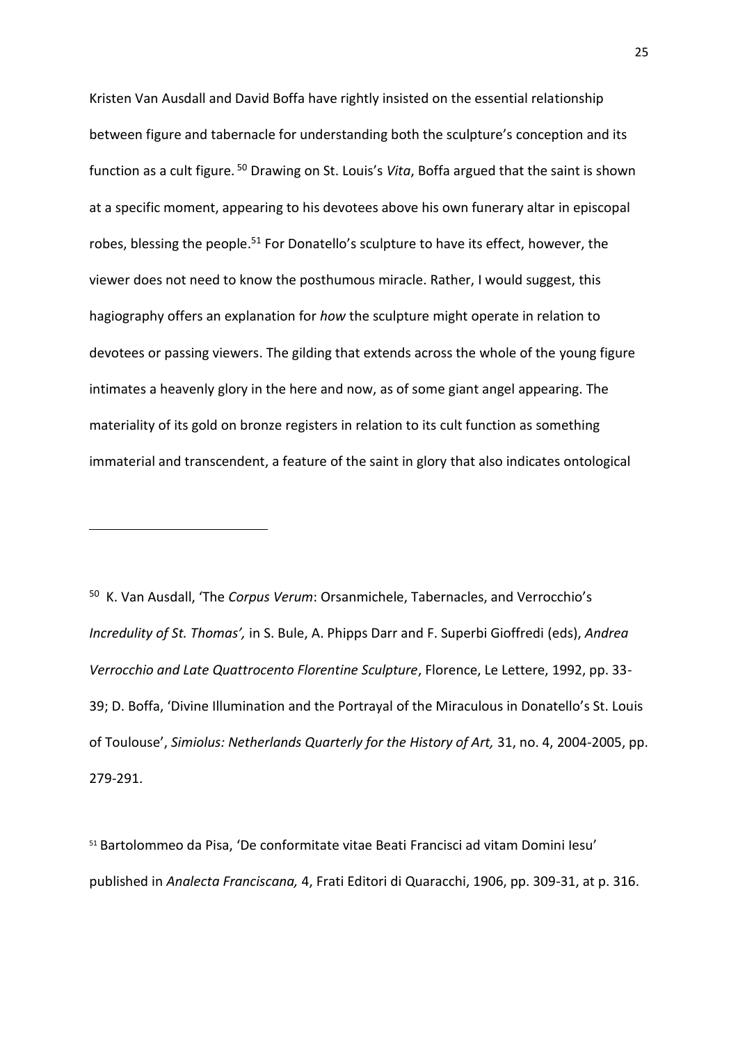Kristen Van Ausdall and David Boffa have rightly insisted on the essential relationship between figure and tabernacle for understanding both the sculpture's conception and its function as a cult figure. [50] Drawing on St. Louis's *Vita*, Boffa argued that the saint is shown at a specific moment, appearing to his devotees above his own funerary altar in episcopal robes, blessing the people.[51] For Donatello's sculpture to have its effect, however, the viewer does not need to know the posthumous miracle. Rather, I would suggest, this hagiography offers an explanation for *how* the sculpture might operate in relation to devotees or passing viewers. The gilding that extends across the whole of the young figure intimates a heavenly glory in the here and now, as of some giant angel appearing. The materiality of its gold on bronze registers in relation to its cult function as something immaterial and transcendent, a feature of the saint in glory that also indicates ontological

---

[50] K. Van Ausdall, 'The *Corpus Verum*: Orsanmichele, Tabernacles, and Verrocchio's *Incredulity of St. Thomas',* in S. Bule, A. Phipps Darr and F. Superbi Gioffredi (eds), *Andrea Verrocchio and Late Quattrocento Florentine Sculpture*, Florence, Le Lettere, 1992, pp. 33-39; D. Boffa, 'Divine Illumination and the Portrayal of the Miraculous in Donatello's St. Louis of Toulouse', *Simiolus: Netherlands Quarterly for the History of Art,* 31, no. 4, 2004-2005, pp. 279-291.

[51] Bartolommeo da Pisa, 'De conformitate vitae Beati Francisci ad vitam Domini Iesu' published in *Analecta Franciscana,* 4, Frati Editori di Quaracchi, 1906, pp. 309-31, at p. 316.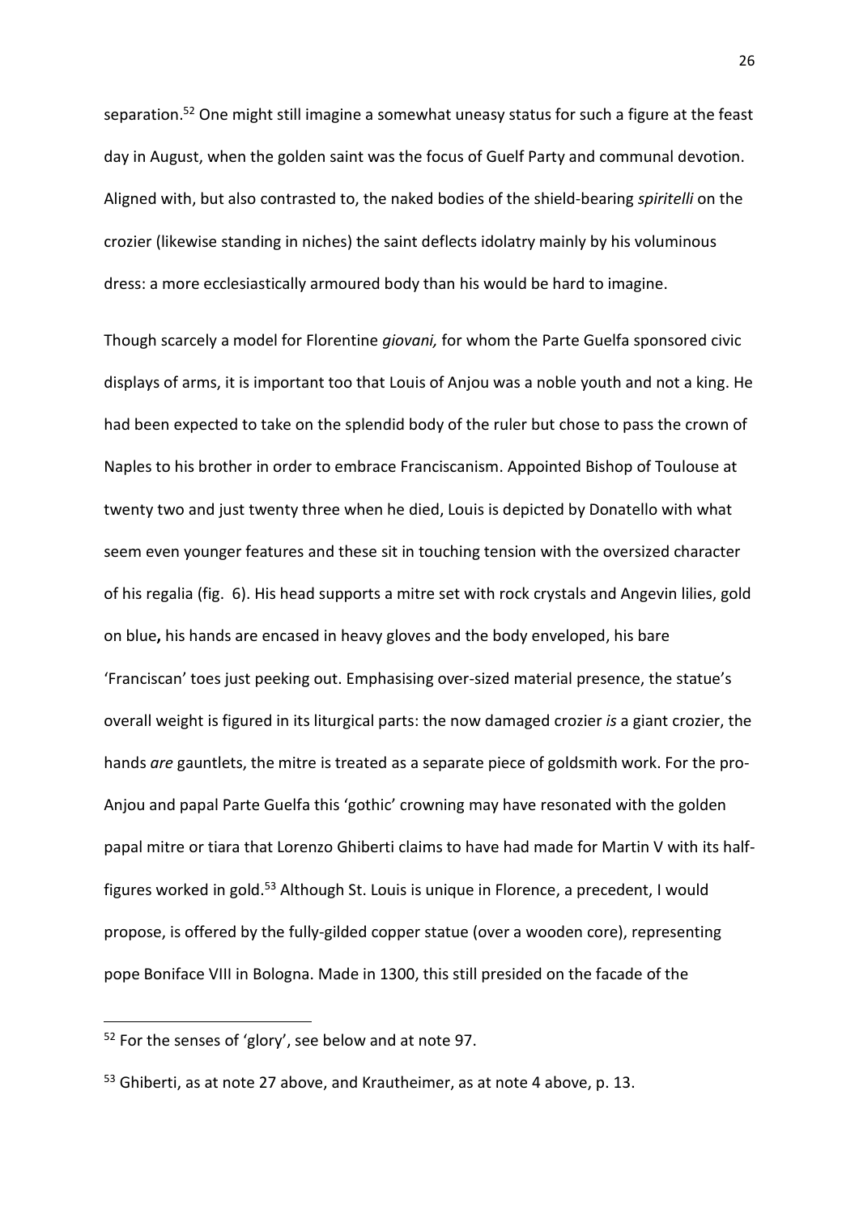separation.[52] One might still imagine a somewhat uneasy status for such a figure at the feast day in August, when the golden saint was the focus of Guelf Party and communal devotion. Aligned with, but also contrasted to, the naked bodies of the shield-bearing *spiritelli* on the crozier (likewise standing in niches) the saint deflects idolatry mainly by his voluminous dress: a more ecclesiastically armoured body than his would be hard to imagine.

Though scarcely a model for Florentine *giovani,* for whom the Parte Guelfa sponsored civic displays of arms, it is important too that Louis of Anjou was a noble youth and not a king. He had been expected to take on the splendid body of the ruler but chose to pass the crown of Naples to his brother in order to embrace Franciscanism. Appointed Bishop of Toulouse at twenty two and just twenty three when he died, Louis is depicted by Donatello with what seem even younger features and these sit in touching tension with the oversized character of his regalia (fig. 6). His head supports a mitre set with rock crystals and Angevin lilies, gold on blue**,** his hands are encased in heavy gloves and the body enveloped, his bare 'Franciscan' toes just peeking out. Emphasising over-sized material presence, the statue's overall weight is figured in its liturgical parts: the now damaged crozier *is* a giant crozier, the hands *are* gauntlets, the mitre is treated as a separate piece of goldsmith work. For the pro-Anjou and papal Parte Guelfa this 'gothic' crowning may have resonated with the golden papal mitre or tiara that Lorenzo Ghiberti claims to have had made for Martin V with its half-figures worked in gold.[53] Although St. Louis is unique in Florence, a precedent, I would propose, is offered by the fully-gilded copper statue (over a wooden core), representing pope Boniface VIII in Bologna. Made in 1300, this still presided on the facade of the

---

[52] For the senses of 'glory', see below and at note 97.

[53] Ghiberti, as at note 27 above, and Krautheimer, as at note 4 above, p. 13.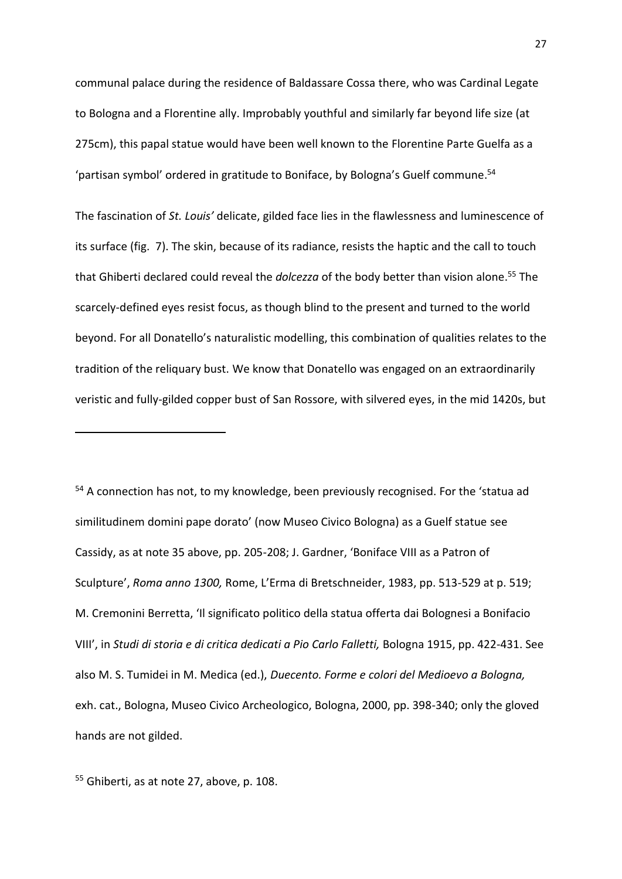communal palace during the residence of Baldassare Cossa there, who was Cardinal Legate to Bologna and a Florentine ally. Improbably youthful and similarly far beyond life size (at 275cm), this papal statue would have been well known to the Florentine Parte Guelfa as a 'partisan symbol' ordered in gratitude to Boniface, by Bologna's Guelf commune.[54]

The fascination of *St. Louis'* delicate, gilded face lies in the flawlessness and luminescence of its surface (fig. 7). The skin, because of its radiance, resists the haptic and the call to touch that Ghiberti declared could reveal the *dolcezza* of the body better than vision alone.[55] The scarcely-defined eyes resist focus, as though blind to the present and turned to the world beyond. For all Donatello's naturalistic modelling, this combination of qualities relates to the tradition of the reliquary bust. We know that Donatello was engaged on an extraordinarily veristic and fully-gilded copper bust of San Rossore, with silvered eyes, in the mid 1420s, but

---

[54] A connection has not, to my knowledge, been previously recognised. For the 'statua ad similitudinem domini pape dorato' (now Museo Civico Bologna) as a Guelf statue see Cassidy, as at note 35 above, pp. 205-208; J. Gardner, 'Boniface VIII as a Patron of Sculpture', *Roma anno 1300,* Rome, L'Erma di Bretschneider, 1983, pp. 513-529 at p. 519; M. Cremonini Berretta, 'Il significato politico della statua offerta dai Bolognesi a Bonifacio VIII', in *Studi di storia e di critica dedicati a Pio Carlo Falletti,* Bologna 1915, pp. 422-431. See also M. S. Tumidei in M. Medica (ed.), *Duecento. Forme e colori del Medioevo a Bologna,* exh. cat., Bologna, Museo Civico Archeologico, Bologna, 2000, pp. 398-340; only the gloved hands are not gilded.

[55] Ghiberti, as at note 27, above, p. 108.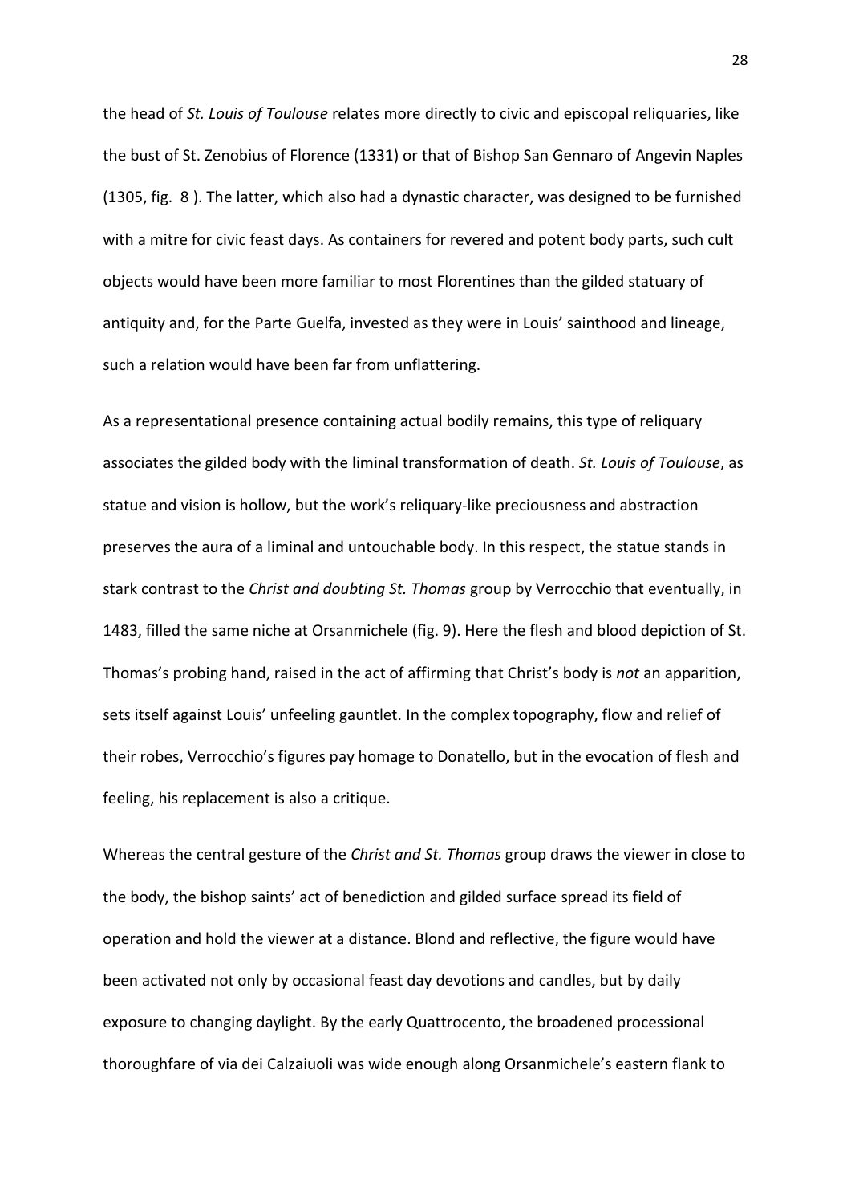the head of *St. Louis of Toulouse* relates more directly to civic and episcopal reliquaries, like the bust of St. Zenobius of Florence (1331) or that of Bishop San Gennaro of Angevin Naples (1305, fig. 8 ). The latter, which also had a dynastic character, was designed to be furnished with a mitre for civic feast days. As containers for revered and potent body parts, such cult objects would have been more familiar to most Florentines than the gilded statuary of antiquity and, for the Parte Guelfa, invested as they were in Louis' sainthood and lineage, such a relation would have been far from unflattering.

As a representational presence containing actual bodily remains, this type of reliquary associates the gilded body with the liminal transformation of death. *St. Louis of Toulouse*, as statue and vision is hollow, but the work's reliquary-like preciousness and abstraction preserves the aura of a liminal and untouchable body. In this respect, the statue stands in stark contrast to the *Christ and doubting St. Thomas* group by Verrocchio that eventually, in 1483, filled the same niche at Orsanmichele (fig. 9). Here the flesh and blood depiction of St. Thomas's probing hand, raised in the act of affirming that Christ's body is *not* an apparition, sets itself against Louis' unfeeling gauntlet. In the complex topography, flow and relief of their robes, Verrocchio's figures pay homage to Donatello, but in the evocation of flesh and feeling, his replacement is also a critique.

Whereas the central gesture of the *Christ and St. Thomas* group draws the viewer in close to the body, the bishop saints' act of benediction and gilded surface spread its field of operation and hold the viewer at a distance. Blond and reflective, the figure would have been activated not only by occasional feast day devotions and candles, but by daily exposure to changing daylight. By the early Quattrocento, the broadened processional thoroughfare of via dei Calzaiuoli was wide enough along Orsanmichele's eastern flank to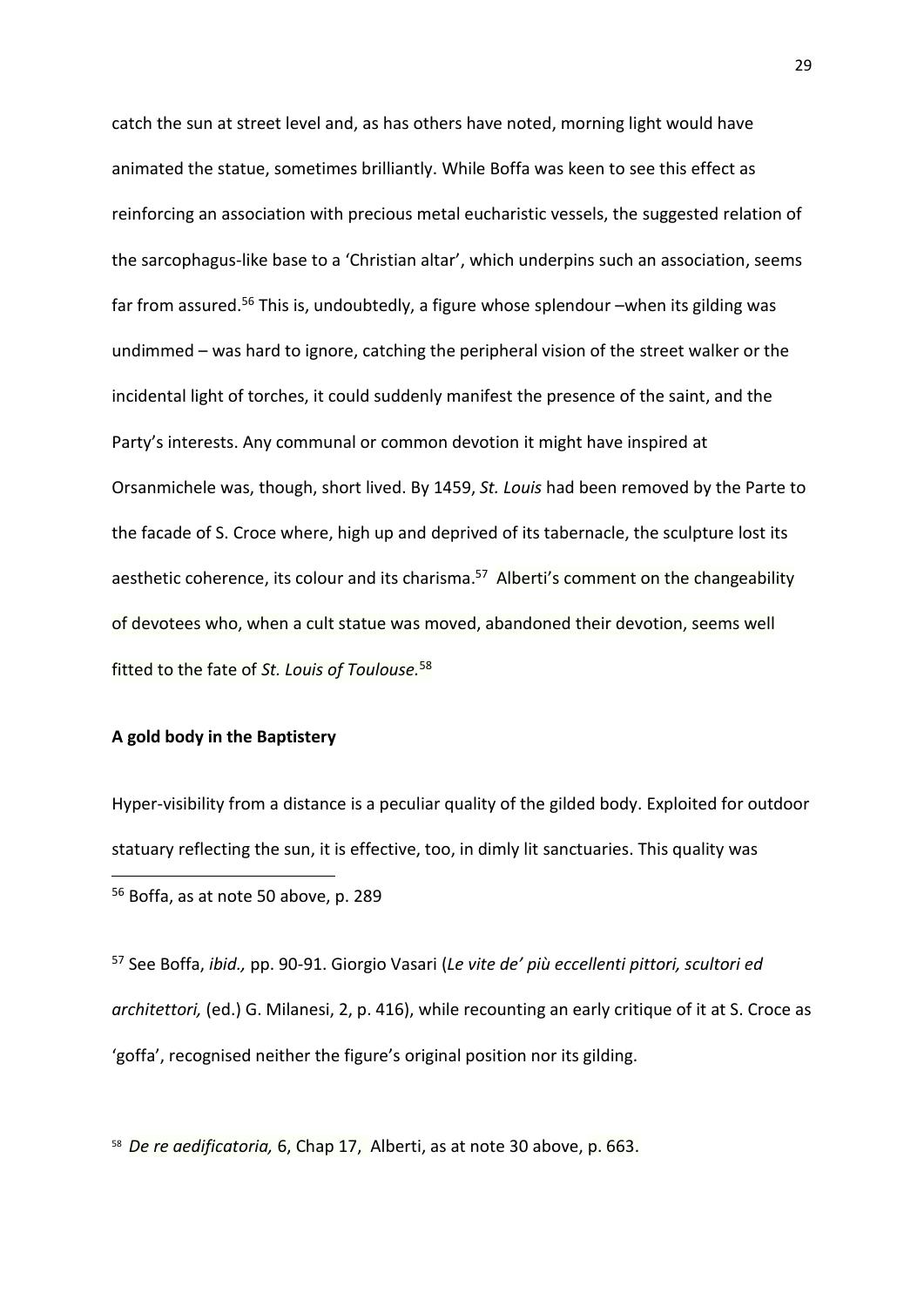catch the sun at street level and, as has others have noted, morning light would have animated the statue, sometimes brilliantly. While Boffa was keen to see this effect as reinforcing an association with precious metal eucharistic vessels, the suggested relation of the sarcophagus-like base to a 'Christian altar', which underpins such an association, seems far from assured.[56] This is, undoubtedly, a figure whose splendour –when its gilding was undimmed – was hard to ignore, catching the peripheral vision of the street walker or the incidental light of torches, it could suddenly manifest the presence of the saint, and the Party's interests. Any communal or common devotion it might have inspired at Orsanmichele was, though, short lived. By 1459, *St. Louis* had been removed by the Parte to the facade of S. Croce where, high up and deprived of its tabernacle, the sculpture lost its aesthetic coherence, its colour and its charisma.[57] Alberti's comment on the changeability of devotees who, when a cult statue was moved, abandoned their devotion, seems well fitted to the fate of *St. Louis of Toulouse.*[58]

**A gold body in the Baptistery**

Hyper-visibility from a distance is a peculiar quality of the gilded body. Exploited for outdoor statuary reflecting the sun, it is effective, too, in dimly lit sanctuaries. This quality was

---

[56] Boffa, as at note 50 above, p. 289

[57] See Boffa, *ibid.,* pp. 90-91. Giorgio Vasari (*Le vite de' più eccellenti pittori, scultori ed architettori,* (ed.) G. Milanesi, 2, p. 416), while recounting an early critique of it at S. Croce as 'goffa', recognised neither the figure's original position nor its gilding.

[58] *De re aedificatoria,* 6, Chap 17, Alberti, as at note 30 above, p. 663.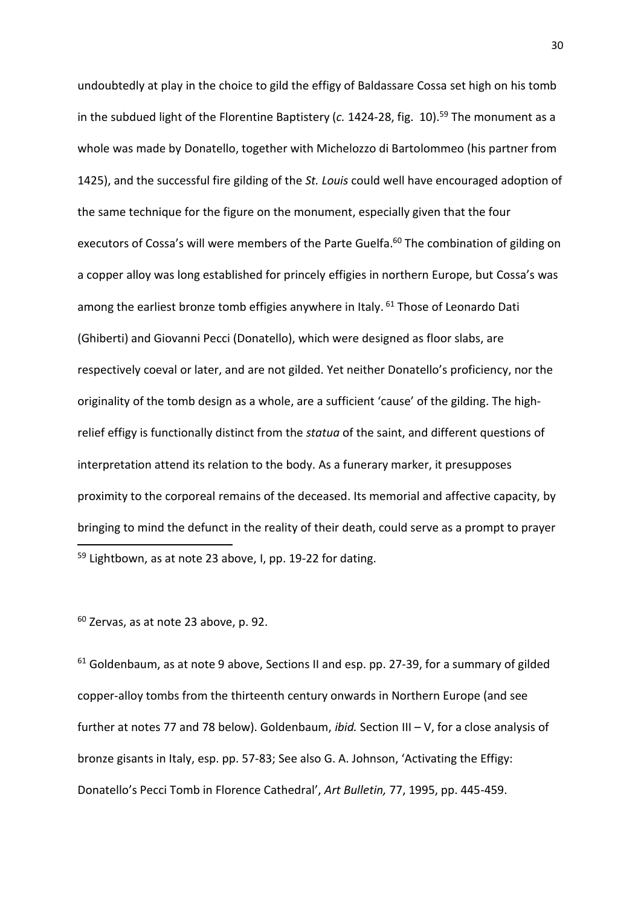undoubtedly at play in the choice to gild the effigy of Baldassare Cossa set high on his tomb in the subdued light of the Florentine Baptistery (*c.* 1424-28, fig. 10).[59] The monument as a whole was made by Donatello, together with Michelozzo di Bartolommeo (his partner from 1425), and the successful fire gilding of the *St. Louis* could well have encouraged adoption of the same technique for the figure on the monument, especially given that the four executors of Cossa's will were members of the Parte Guelfa.[60] The combination of gilding on a copper alloy was long established for princely effigies in northern Europe, but Cossa's was among the earliest bronze tomb effigies anywhere in Italy.[61] Those of Leonardo Dati (Ghiberti) and Giovanni Pecci (Donatello), which were designed as floor slabs, are respectively coeval or later, and are not gilded. Yet neither Donatello's proficiency, nor the originality of the tomb design as a whole, are a sufficient 'cause' of the gilding. The high-relief effigy is functionally distinct from the *statua* of the saint, and different questions of interpretation attend its relation to the body. As a funerary marker, it presupposes proximity to the corporeal remains of the deceased. Its memorial and affective capacity, by bringing to mind the defunct in the reality of their death, could serve as a prompt to prayer

[59] Lightbown, as at note 23 above, I, pp. 19-22 for dating.

[60] Zervas, as at note 23 above, p. 92.

[61] Goldenbaum, as at note 9 above, Sections II and esp. pp. 27-39, for a summary of gilded copper-alloy tombs from the thirteenth century onwards in Northern Europe (and see further at notes 77 and 78 below). Goldenbaum, *ibid.* Section III – V, for a close analysis of bronze gisants in Italy, esp. pp. 57-83; See also G. A. Johnson, 'Activating the Effigy: Donatello's Pecci Tomb in Florence Cathedral', *Art Bulletin,* 77, 1995, pp. 445-459.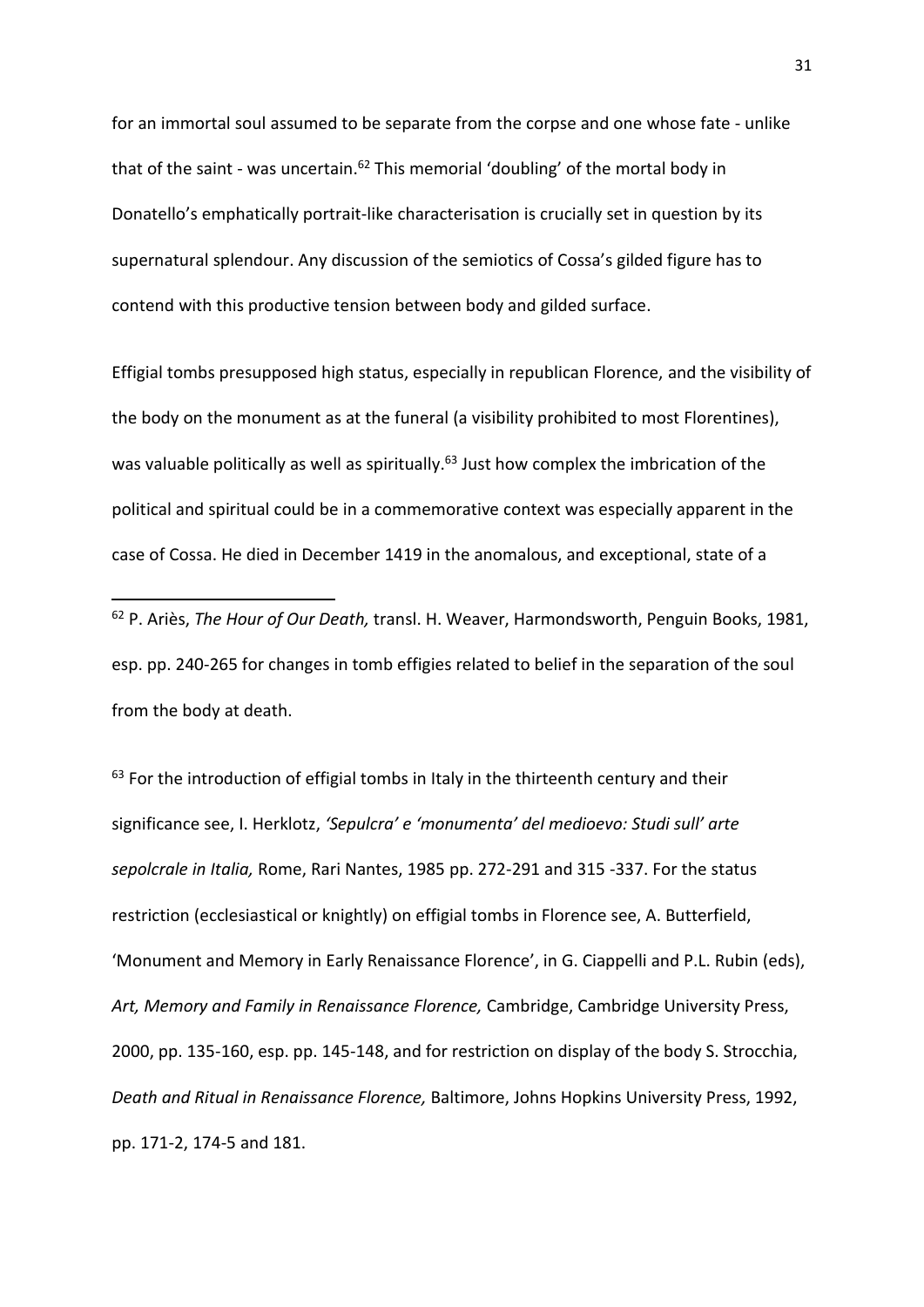for an immortal soul assumed to be separate from the corpse and one whose fate - unlike that of the saint - was uncertain.[62] This memorial 'doubling' of the mortal body in Donatello's emphatically portrait-like characterisation is crucially set in question by its supernatural splendour. Any discussion of the semiotics of Cossa's gilded figure has to contend with this productive tension between body and gilded surface.

Effigial tombs presupposed high status, especially in republican Florence, and the visibility of the body on the monument as at the funeral (a visibility prohibited to most Florentines), was valuable politically as well as spiritually.[63] Just how complex the imbrication of the political and spiritual could be in a commemorative context was especially apparent in the case of Cossa. He died in December 1419 in the anomalous, and exceptional, state of a

---

[62] P. Ariès, *The Hour of Our Death,* transl. H. Weaver, Harmondsworth, Penguin Books, 1981, esp. pp. 240-265 for changes in tomb effigies related to belief in the separation of the soul from the body at death.

[63] For the introduction of effigial tombs in Italy in the thirteenth century and their significance see, I. Herklotz, *'Sepulcra' e 'monumenta' del medioevo: Studi sull' arte sepolcrale in Italia,* Rome, Rari Nantes, 1985 pp. 272-291 and 315 -337. For the status restriction (ecclesiastical or knightly) on effigial tombs in Florence see, A. Butterfield, 'Monument and Memory in Early Renaissance Florence', in G. Ciappelli and P.L. Rubin (eds), *Art, Memory and Family in Renaissance Florence,* Cambridge, Cambridge University Press, 2000, pp. 135-160, esp. pp. 145-148, and for restriction on display of the body S. Strocchia, *Death and Ritual in Renaissance Florence,* Baltimore, Johns Hopkins University Press, 1992, pp. 171-2, 174-5 and 181.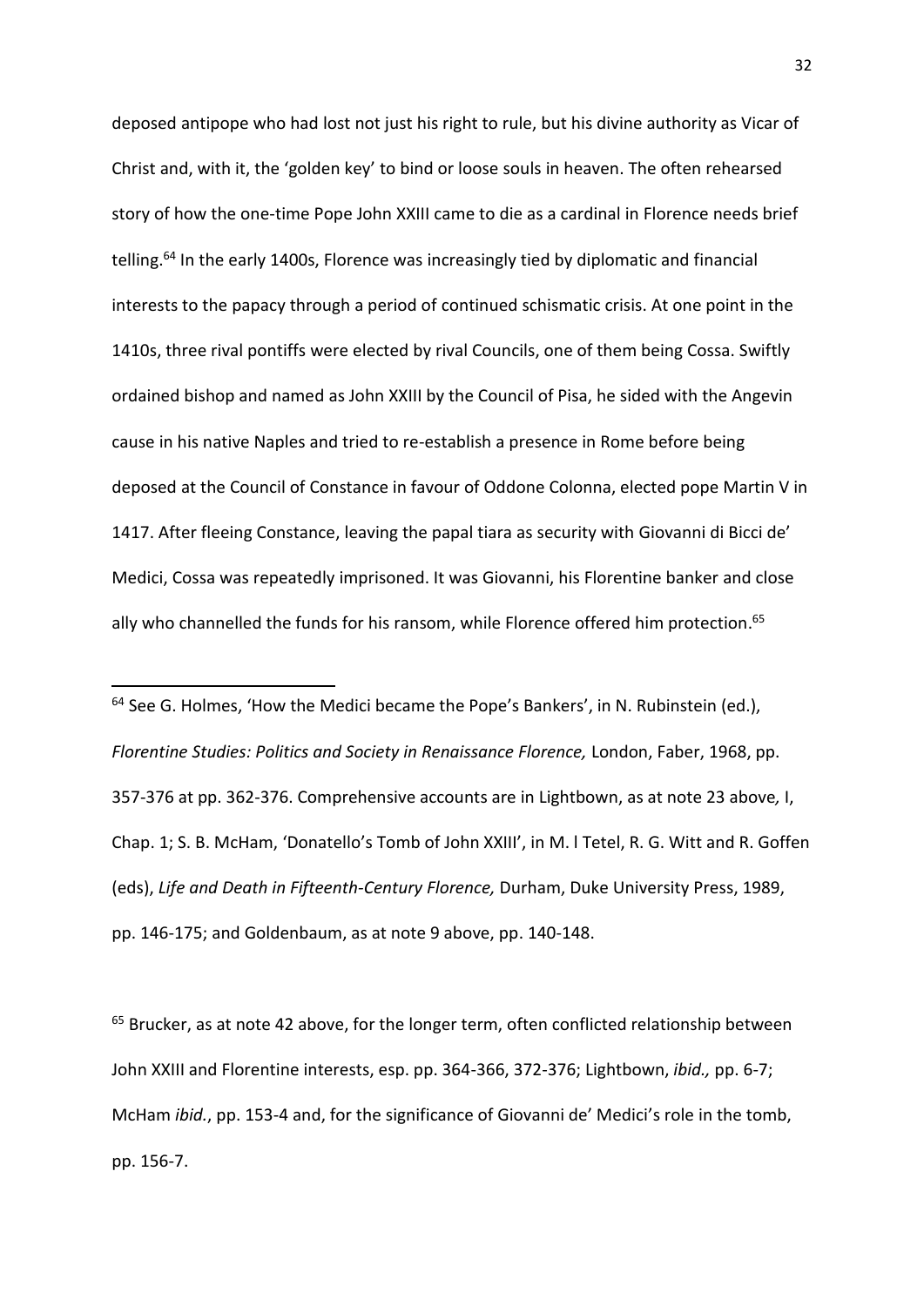deposed antipope who had lost not just his right to rule, but his divine authority as Vicar of Christ and, with it, the 'golden key' to bind or loose souls in heaven. The often rehearsed story of how the one-time Pope John XXIII came to die as a cardinal in Florence needs brief telling.[64] In the early 1400s, Florence was increasingly tied by diplomatic and financial interests to the papacy through a period of continued schismatic crisis. At one point in the 1410s, three rival pontiffs were elected by rival Councils, one of them being Cossa. Swiftly ordained bishop and named as John XXIII by the Council of Pisa, he sided with the Angevin cause in his native Naples and tried to re-establish a presence in Rome before being deposed at the Council of Constance in favour of Oddone Colonna, elected pope Martin V in 1417. After fleeing Constance, leaving the papal tiara as security with Giovanni di Bicci de' Medici, Cossa was repeatedly imprisoned. It was Giovanni, his Florentine banker and close ally who channelled the funds for his ransom, while Florence offered him protection.[65]

---

[64] See G. Holmes, 'How the Medici became the Pope's Bankers', in N. Rubinstein (ed.), *Florentine Studies: Politics and Society in Renaissance Florence,* London, Faber, 1968, pp. 357-376 at pp. 362-376. Comprehensive accounts are in Lightbown, as at note 23 above*,* I, Chap. 1; S. B. McHam, 'Donatello's Tomb of John XXIII', in M. l Tetel, R. G. Witt and R. Goffen (eds), *Life and Death in Fifteenth-Century Florence,* Durham, Duke University Press, 1989, pp. 146-175; and Goldenbaum, as at note 9 above, pp. 140-148.

[65] Brucker, as at note 42 above, for the longer term, often conflicted relationship between John XXIII and Florentine interests, esp. pp. 364-366, 372-376; Lightbown, *ibid.,* pp. 6-7; McHam *ibid.*, pp. 153-4 and, for the significance of Giovanni de' Medici's role in the tomb, pp. 156-7.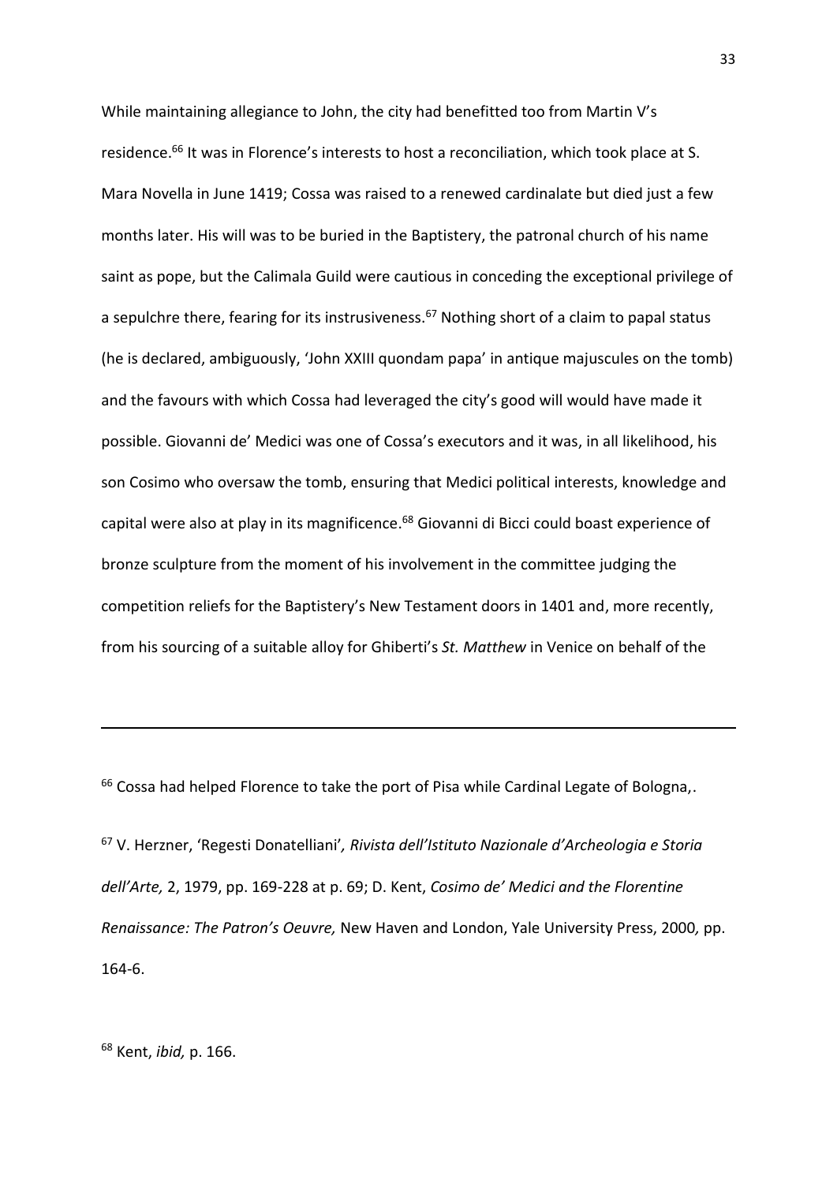While maintaining allegiance to John, the city had benefitted too from Martin V's residence.[66] It was in Florence's interests to host a reconciliation, which took place at S. Mara Novella in June 1419; Cossa was raised to a renewed cardinalate but died just a few months later. His will was to be buried in the Baptistery, the patronal church of his name saint as pope, but the Calimala Guild were cautious in conceding the exceptional privilege of a sepulchre there, fearing for its instrusiveness.[67] Nothing short of a claim to papal status (he is declared, ambiguously, 'John XXIII quondam papa' in antique majuscules on the tomb) and the favours with which Cossa had leveraged the city's good will would have made it possible. Giovanni de' Medici was one of Cossa's executors and it was, in all likelihood, his son Cosimo who oversaw the tomb, ensuring that Medici political interests, knowledge and capital were also at play in its magnificence.[68] Giovanni di Bicci could boast experience of bronze sculpture from the moment of his involvement in the committee judging the competition reliefs for the Baptistery's New Testament doors in 1401 and, more recently, from his sourcing of a suitable alloy for Ghiberti's *St. Matthew* in Venice on behalf of the

---

[66] Cossa had helped Florence to take the port of Pisa while Cardinal Legate of Bologna,.

[67] V. Herzner, 'Regesti Donatelliani', *Rivista dell'Istituto Nazionale d'Archeologia e Storia dell'Arte,* 2, 1979, pp. 169-228 at p. 69; D. Kent, *Cosimo de' Medici and the Florentine Renaissance: The Patron's Oeuvre,* New Haven and London, Yale University Press, 2000, pp. 164-6.

[68] Kent, *ibid,* p. 166.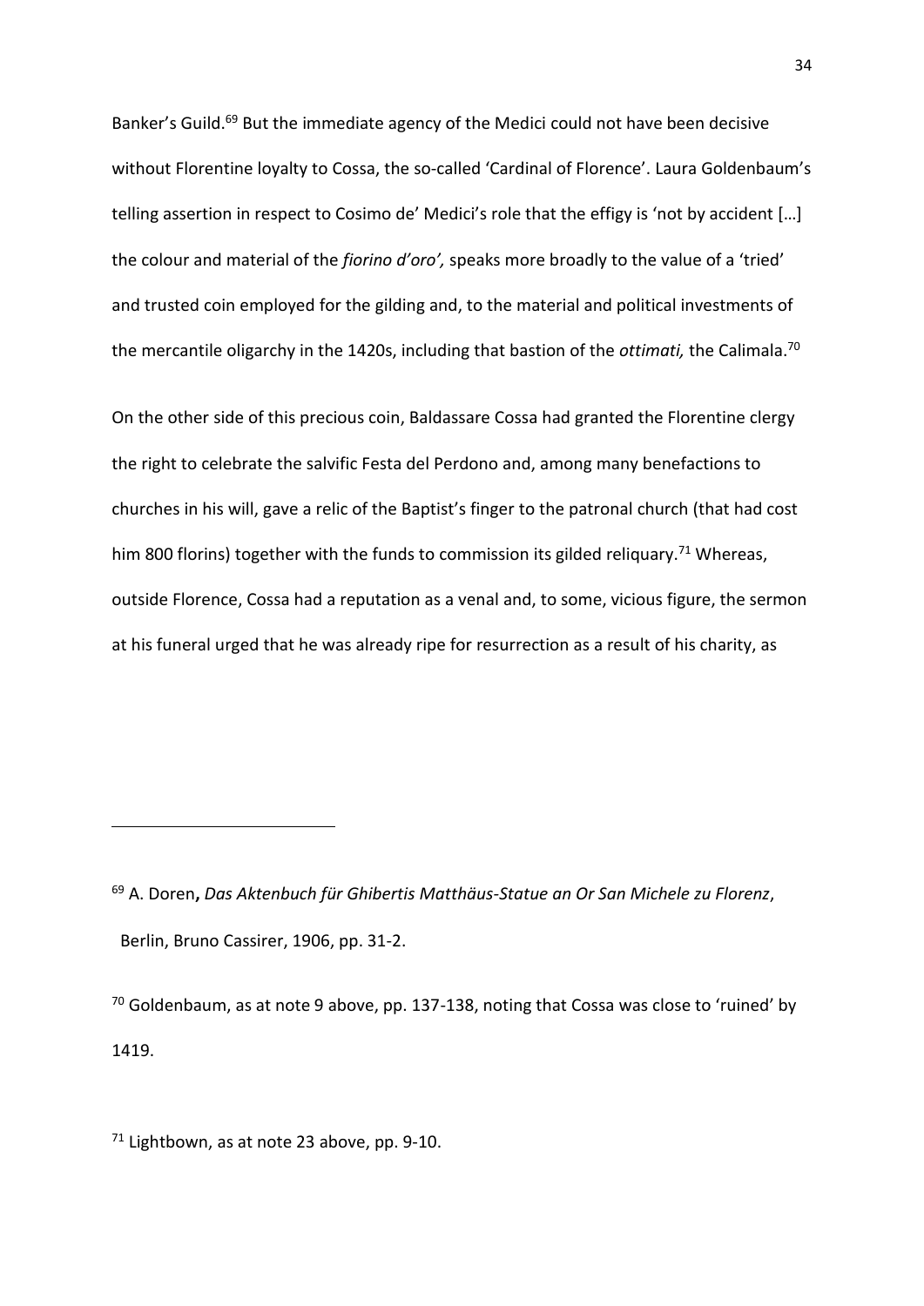Banker's Guild.[69] But the immediate agency of the Medici could not have been decisive without Florentine loyalty to Cossa, the so-called 'Cardinal of Florence'. Laura Goldenbaum's telling assertion in respect to Cosimo de' Medici's role that the effigy is 'not by accident […] the colour and material of the *fiorino d'oro',* speaks more broadly to the value of a 'tried' and trusted coin employed for the gilding and, to the material and political investments of the mercantile oligarchy in the 1420s, including that bastion of the *ottimati,* the Calimala.[70]

On the other side of this precious coin, Baldassare Cossa had granted the Florentine clergy the right to celebrate the salvific Festa del Perdono and, among many benefactions to churches in his will, gave a relic of the Baptist's finger to the patronal church (that had cost him 800 florins) together with the funds to commission its gilded reliquary.[71] Whereas, outside Florence, Cossa had a reputation as a venal and, to some, vicious figure, the sermon at his funeral urged that he was already ripe for resurrection as a result of his charity, as

---

[69] A. Doren**,** *Das Aktenbuch für Ghibertis Matthäus-Statue an Or San Michele zu Florenz*, Berlin, Bruno Cassirer, 1906, pp. 31-2.

[70] Goldenbaum, as at note 9 above, pp. 137-138, noting that Cossa was close to 'ruined' by 1419.

[71] Lightbown, as at note 23 above, pp. 9-10.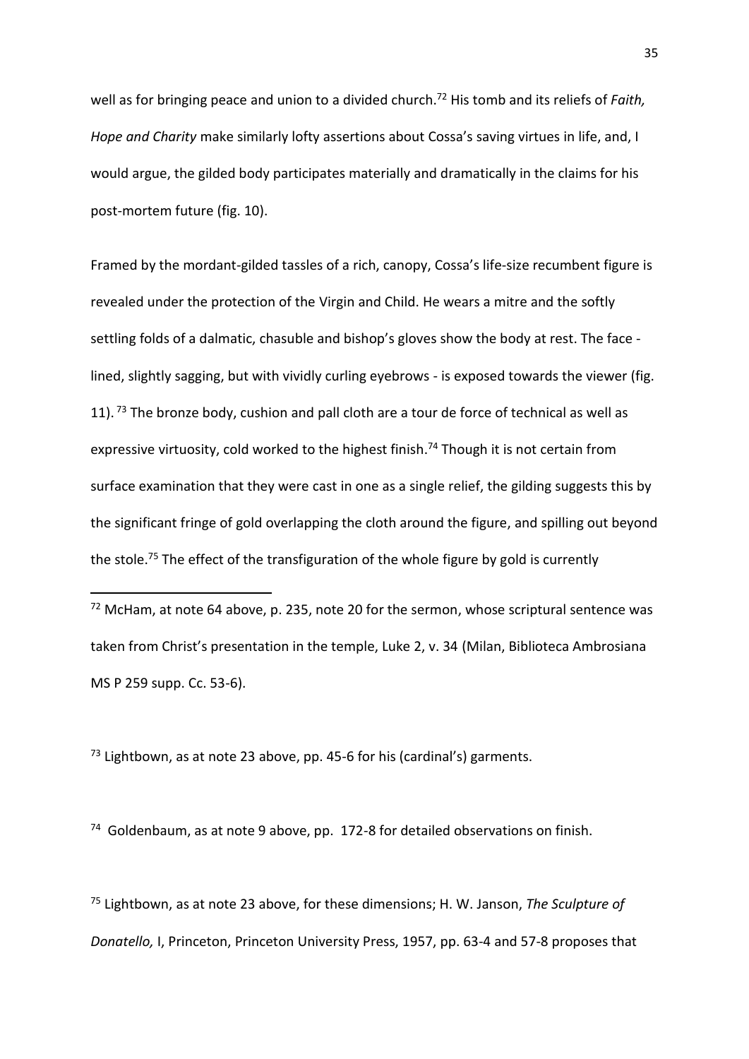well as for bringing peace and union to a divided church.[72] His tomb and its reliefs of *Faith, Hope and Charity* make similarly lofty assertions about Cossa's saving virtues in life, and, I would argue, the gilded body participates materially and dramatically in the claims for his post-mortem future (fig. 10).

Framed by the mordant-gilded tassles of a rich, canopy, Cossa's life-size recumbent figure is revealed under the protection of the Virgin and Child. He wears a mitre and the softly settling folds of a dalmatic, chasuble and bishop's gloves show the body at rest. The face - lined, slightly sagging, but with vividly curling eyebrows - is exposed towards the viewer (fig. 11). [73] The bronze body, cushion and pall cloth are a tour de force of technical as well as expressive virtuosity, cold worked to the highest finish.[74] Though it is not certain from surface examination that they were cast in one as a single relief, the gilding suggests this by the significant fringe of gold overlapping the cloth around the figure, and spilling out beyond the stole.[75] The effect of the transfiguration of the whole figure by gold is currently

---

[72] McHam, at note 64 above, p. 235, note 20 for the sermon, whose scriptural sentence was taken from Christ's presentation in the temple, Luke 2, v. 34 (Milan, Biblioteca Ambrosiana MS P 259 supp. Cc. 53-6).

[73] Lightbown, as at note 23 above, pp. 45-6 for his (cardinal's) garments.

[74] Goldenbaum, as at note 9 above, pp. 172-8 for detailed observations on finish.

[75] Lightbown, as at note 23 above, for these dimensions; H. W. Janson, *The Sculpture of Donatello,* I, Princeton, Princeton University Press, 1957, pp. 63-4 and 57-8 proposes that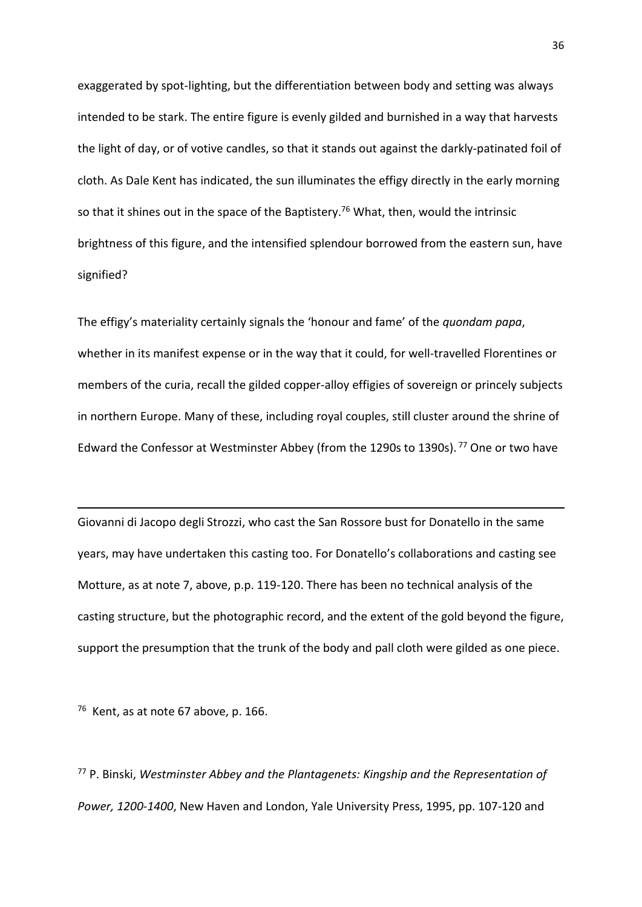exaggerated by spot-lighting, but the differentiation between body and setting was always intended to be stark. The entire figure is evenly gilded and burnished in a way that harvests the light of day, or of votive candles, so that it stands out against the darkly-patinated foil of cloth. As Dale Kent has indicated, the sun illuminates the effigy directly in the early morning so that it shines out in the space of the Baptistery.[76] What, then, would the intrinsic brightness of this figure, and the intensified splendour borrowed from the eastern sun, have signified?

The effigy's materiality certainly signals the 'honour and fame' of the *quondam papa*, whether in its manifest expense or in the way that it could, for well-travelled Florentines or members of the curia, recall the gilded copper-alloy effigies of sovereign or princely subjects in northern Europe. Many of these, including royal couples, still cluster around the shrine of Edward the Confessor at Westminster Abbey (from the 1290s to 1390s).[77] One or two have

---

Giovanni di Jacopo degli Strozzi, who cast the San Rossore bust for Donatello in the same years, may have undertaken this casting too. For Donatello's collaborations and casting see Motture, as at note 7, above, p.p. 119-120. There has been no technical analysis of the casting structure, but the photographic record, and the extent of the gold beyond the figure, support the presumption that the trunk of the body and pall cloth were gilded as one piece.

[76] Kent, as at note 67 above, p. 166.

[77] P. Binski, *Westminster Abbey and the Plantagenets: Kingship and the Representation of Power, 1200-1400*, New Haven and London, Yale University Press, 1995, pp. 107-120 and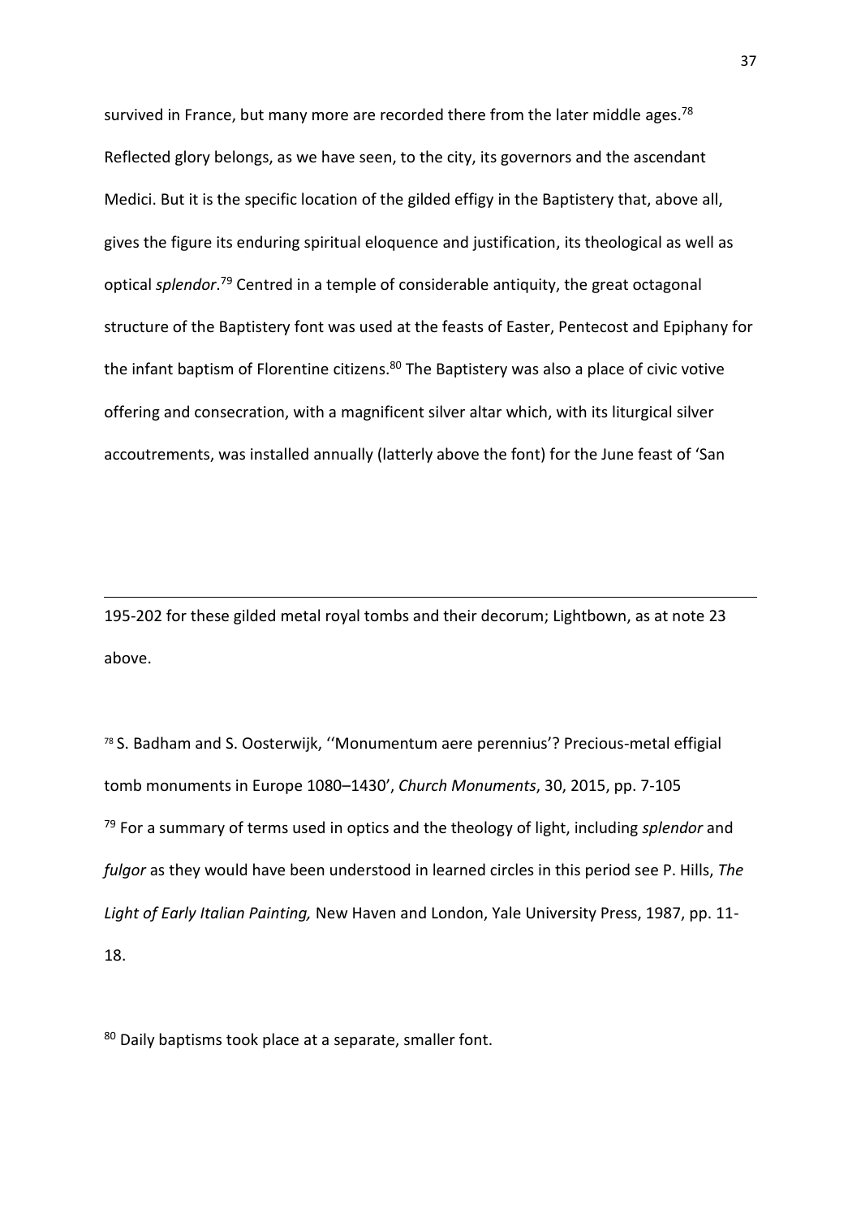survived in France, but many more are recorded there from the later middle ages.[78] Reflected glory belongs, as we have seen, to the city, its governors and the ascendant Medici. But it is the specific location of the gilded effigy in the Baptistery that, above all, gives the figure its enduring spiritual eloquence and justification, its theological as well as optical *splendor*.[79] Centred in a temple of considerable antiquity, the great octagonal structure of the Baptistery font was used at the feasts of Easter, Pentecost and Epiphany for the infant baptism of Florentine citizens.[80] The Baptistery was also a place of civic votive offering and consecration, with a magnificent silver altar which, with its liturgical silver accoutrements, was installed annually (latterly above the font) for the June feast of 'San

---

195-202 for these gilded metal royal tombs and their decorum; Lightbown, as at note 23 above.

[78] S. Badham and S. Oosterwijk, ''Monumentum aere perennius'? Precious-metal effigial tomb monuments in Europe 1080–1430', *Church Monuments*, 30, 2015, pp. 7-105

[79] For a summary of terms used in optics and the theology of light, including *splendor* and *fulgor* as they would have been understood in learned circles in this period see P. Hills, *The Light of Early Italian Painting,* New Haven and London, Yale University Press, 1987, pp. 11-18.

[80] Daily baptisms took place at a separate, smaller font.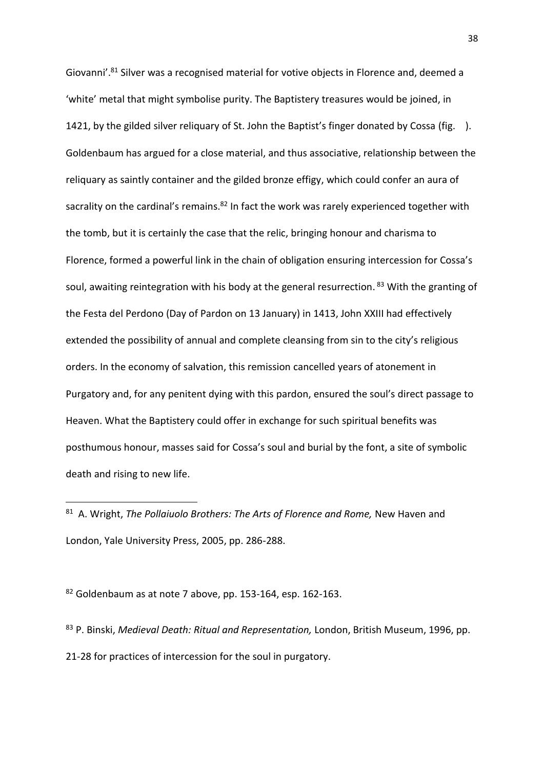Giovanni'.[81] Silver was a recognised material for votive objects in Florence and, deemed a 'white' metal that might symbolise purity. The Baptistery treasures would be joined, in 1421, by the gilded silver reliquary of St. John the Baptist's finger donated by Cossa (fig. ). Goldenbaum has argued for a close material, and thus associative, relationship between the reliquary as saintly container and the gilded bronze effigy, which could confer an aura of sacrality on the cardinal's remains.[82] In fact the work was rarely experienced together with the tomb, but it is certainly the case that the relic, bringing honour and charisma to Florence, formed a powerful link in the chain of obligation ensuring intercession for Cossa's soul, awaiting reintegration with his body at the general resurrection.[83] With the granting of the Festa del Perdono (Day of Pardon on 13 January) in 1413, John XXIII had effectively extended the possibility of annual and complete cleansing from sin to the city's religious orders. In the economy of salvation, this remission cancelled years of atonement in Purgatory and, for any penitent dying with this pardon, ensured the soul's direct passage to Heaven. What the Baptistery could offer in exchange for such spiritual benefits was posthumous honour, masses said for Cossa's soul and burial by the font, a site of symbolic death and rising to new life.

---

[81] A. Wright, *The Pollaiuolo Brothers: The Arts of Florence and Rome,* New Haven and London, Yale University Press, 2005, pp. 286-288.

[82] Goldenbaum as at note 7 above, pp. 153-164, esp. 162-163.

[83] P. Binski, *Medieval Death: Ritual and Representation,* London, British Museum, 1996, pp. 21-28 for practices of intercession for the soul in purgatory.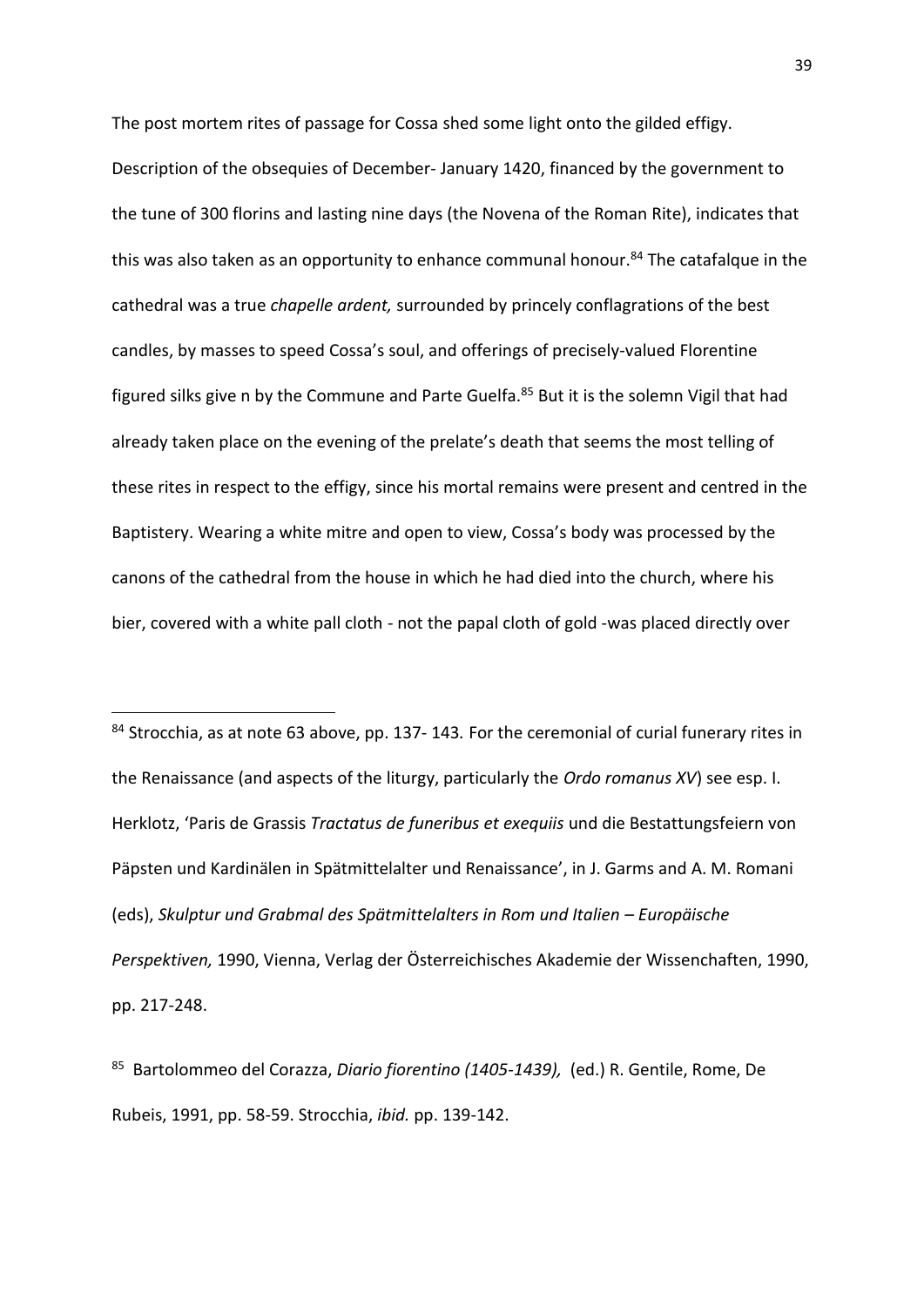The post mortem rites of passage for Cossa shed some light onto the gilded effigy. Description of the obsequies of December- January 1420, financed by the government to the tune of 300 florins and lasting nine days (the Novena of the Roman Rite), indicates that this was also taken as an opportunity to enhance communal honour.[84] The catafalque in the cathedral was a true *chapelle ardent,* surrounded by princely conflagrations of the best candles, by masses to speed Cossa's soul, and offerings of precisely-valued Florentine figured silks give n by the Commune and Parte Guelfa.[85] But it is the solemn Vigil that had already taken place on the evening of the prelate's death that seems the most telling of these rites in respect to the effigy, since his mortal remains were present and centred in the Baptistery. Wearing a white mitre and open to view, Cossa's body was processed by the canons of the cathedral from the house in which he had died into the church, where his bier, covered with a white pall cloth - not the papal cloth of gold -was placed directly over

---

[84] Strocchia, as at note 63 above, pp. 137- 143*.* For the ceremonial of curial funerary rites in the Renaissance (and aspects of the liturgy, particularly the *Ordo romanus XV*) see esp. I. Herklotz, 'Paris de Grassis *Tractatus de funeribus et exequiis* und die Bestattungsfeiern von Päpsten und Kardinälen in Spätmittelalter und Renaissance', in J. Garms and A. M. Romani (eds), *Skulptur und Grabmal des Spätmittelalters in Rom und Italien – Europäische Perspektiven,* 1990, Vienna, Verlag der Österreichisches Akademie der Wissenchaften, 1990, pp. 217-248.

[85] Bartolommeo del Corazza, *Diario fiorentino (1405-1439),* (ed.) R. Gentile, Rome, De Rubeis, 1991, pp. 58-59. Strocchia, *ibid.* pp. 139-142.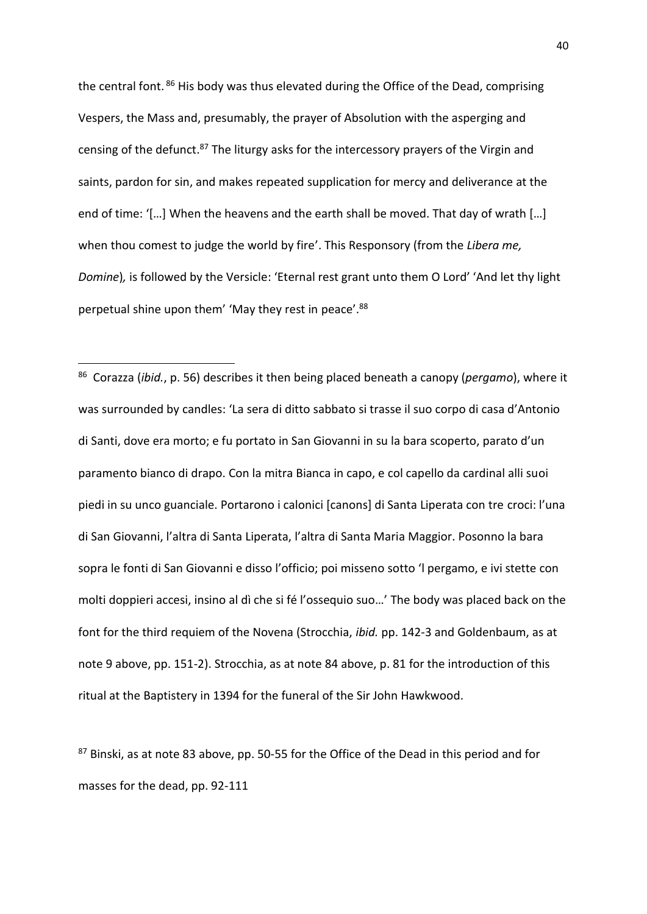the central font.[86] His body was thus elevated during the Office of the Dead, comprising Vespers, the Mass and, presumably, the prayer of Absolution with the asperging and censing of the defunct.[87] The liturgy asks for the intercessory prayers of the Virgin and saints, pardon for sin, and makes repeated supplication for mercy and deliverance at the end of time: '[…] When the heavens and the earth shall be moved. That day of wrath […] when thou comest to judge the world by fire'. This Responsory (from the *Libera me, Domine*)*,* is followed by the Versicle: 'Eternal rest grant unto them O Lord' 'And let thy light perpetual shine upon them' 'May they rest in peace'.[88]

---

[86] Corazza (*ibid.*, p. 56) describes it then being placed beneath a canopy (*pergamo*), where it was surrounded by candles: 'La sera di ditto sabbato si trasse il suo corpo di casa d'Antonio di Santi, dove era morto; e fu portato in San Giovanni in su la bara scoperto, parato d'un paramento bianco di drapo. Con la mitra Bianca in capo, e col capello da cardinal alli suoi piedi in su unco guanciale. Portarono i calonici [canons] di Santa Liperata con tre croci: l'una di San Giovanni, l'altra di Santa Liperata, l'altra di Santa Maria Maggior. Posonno la bara sopra le fonti di San Giovanni e disso l'officio; poi misseno sotto 'l pergamo, e ivi stette con molti doppieri accesi, insino al dì che si fé l'ossequio suo…' The body was placed back on the font for the third requiem of the Novena (Strocchia, *ibid.* pp. 142-3 and Goldenbaum, as at note 9 above, pp. 151-2). Strocchia, as at note 84 above, p. 81 for the introduction of this ritual at the Baptistery in 1394 for the funeral of the Sir John Hawkwood.

[87] Binski, as at note 83 above, pp. 50-55 for the Office of the Dead in this period and for masses for the dead, pp. 92-111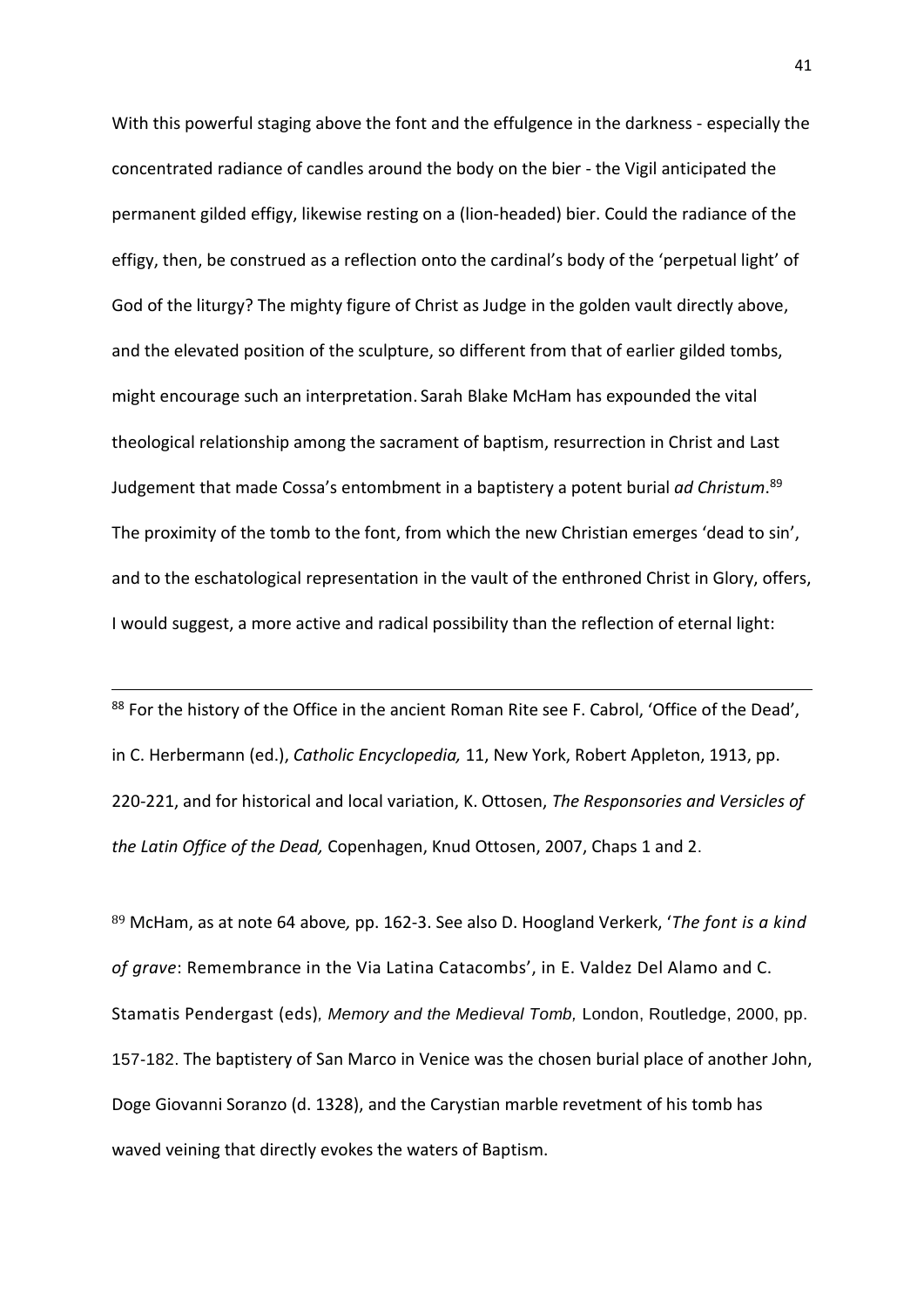With this powerful staging above the font and the effulgence in the darkness - especially the concentrated radiance of candles around the body on the bier - the Vigil anticipated the permanent gilded effigy, likewise resting on a (lion-headed) bier. Could the radiance of the effigy, then, be construed as a reflection onto the cardinal's body of the 'perpetual light' of God of the liturgy? The mighty figure of Christ as Judge in the golden vault directly above, and the elevated position of the sculpture, so different from that of earlier gilded tombs, might encourage such an interpretation. Sarah Blake McHam has expounded the vital theological relationship among the sacrament of baptism, resurrection in Christ and Last Judgement that made Cossa's entombment in a baptistery a potent burial *ad Christum*.[89] The proximity of the tomb to the font, from which the new Christian emerges 'dead to sin', and to the eschatological representation in the vault of the enthroned Christ in Glory, offers, I would suggest, a more active and radical possibility than the reflection of eternal light:

---

[88] For the history of the Office in the ancient Roman Rite see F. Cabrol, 'Office of the Dead', in C. Herbermann (ed.), *Catholic Encyclopedia,* 11, New York, Robert Appleton, 1913, pp. 220-221, and for historical and local variation, K. Ottosen, *The Responsories and Versicles of the Latin Office of the Dead,* Copenhagen, Knud Ottosen, 2007, Chaps 1 and 2.

[89] McHam, as at note 64 above*,* pp. 162-3. See also D. Hoogland Verkerk, '*The font is a kind of grave*: Remembrance in the Via Latina Catacombs', in E. Valdez Del Alamo and C. Stamatis Pendergast (eds), *Memory and the Medieval Tomb*, London, Routledge, 2000, pp. 157-182. The baptistery of San Marco in Venice was the chosen burial place of another John, Doge Giovanni Soranzo (d. 1328), and the Carystian marble revetment of his tomb has waved veining that directly evokes the waters of Baptism.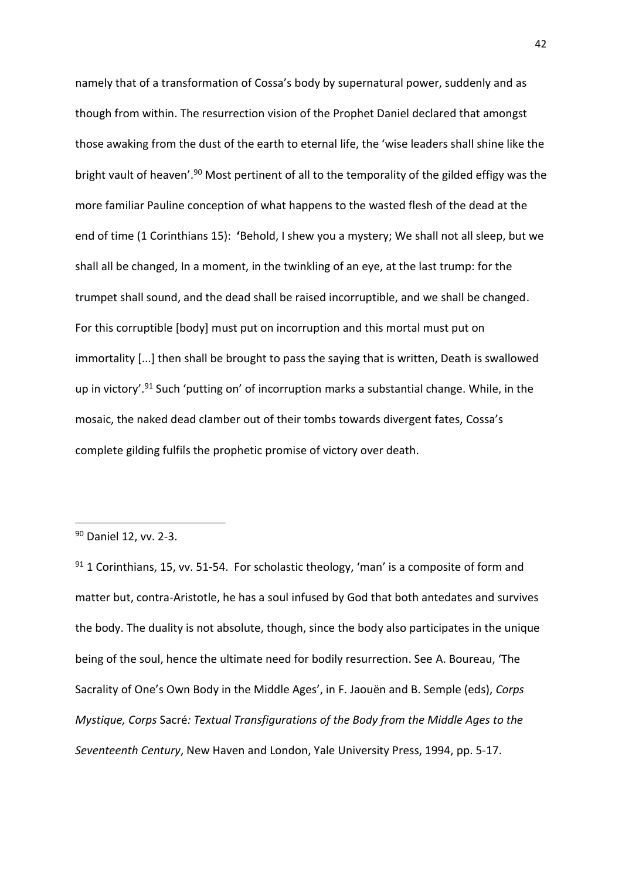namely that of a transformation of Cossa's body by supernatural power, suddenly and as though from within. The resurrection vision of the Prophet Daniel declared that amongst those awaking from the dust of the earth to eternal life, the 'wise leaders shall shine like the bright vault of heaven'.[90] Most pertinent of all to the temporality of the gilded effigy was the more familiar Pauline conception of what happens to the wasted flesh of the dead at the end of time (1 Corinthians 15): 'Behold, I shew you a mystery; We shall not all sleep, but we shall all be changed, In a moment, in the twinkling of an eye, at the last trump: for the trumpet shall sound, and the dead shall be raised incorruptible, and we shall be changed. For this corruptible [body] must put on incorruption and this mortal must put on immortality [...] then shall be brought to pass the saying that is written, Death is swallowed up in victory'.[91] Such 'putting on' of incorruption marks a substantial change. While, in the mosaic, the naked dead clamber out of their tombs towards divergent fates, Cossa's complete gilding fulfils the prophetic promise of victory over death.

---

[90] Daniel 12, vv. 2-3.

[91] 1 Corinthians, 15, vv. 51-54. For scholastic theology, 'man' is a composite of form and matter but, contra-Aristotle, he has a soul infused by God that both antedates and survives the body. The duality is not absolute, though, since the body also participates in the unique being of the soul, hence the ultimate need for bodily resurrection. See A. Boureau, 'The Sacrality of One's Own Body in the Middle Ages', in F. Jaouën and B. Semple (eds), *Corps Mystique, Corps* Sacré*: Textual Transfigurations of the Body from the Middle Ages to the Seventeenth Century*, New Haven and London, Yale University Press, 1994, pp. 5-17.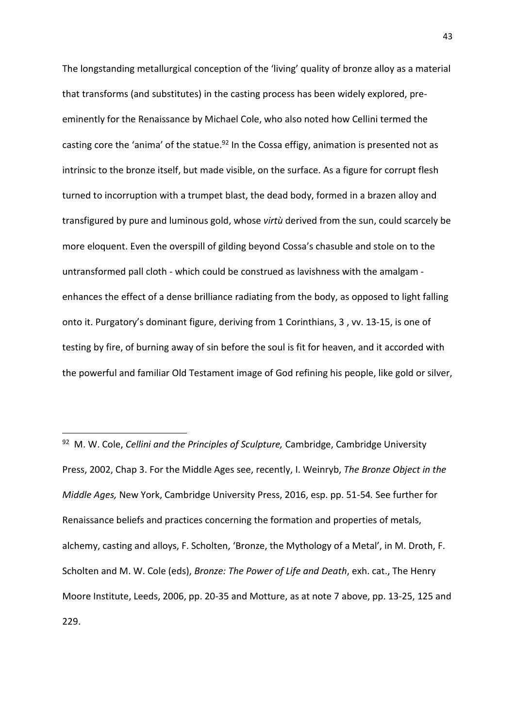The longstanding metallurgical conception of the 'living' quality of bronze alloy as a material that transforms (and substitutes) in the casting process has been widely explored, pre-eminently for the Renaissance by Michael Cole, who also noted how Cellini termed the casting core the 'anima' of the statue.[92] In the Cossa effigy, animation is presented not as intrinsic to the bronze itself, but made visible, on the surface. As a figure for corrupt flesh turned to incorruption with a trumpet blast, the dead body, formed in a brazen alloy and transfigured by pure and luminous gold, whose *virtù* derived from the sun, could scarcely be more eloquent. Even the overspill of gilding beyond Cossa's chasuble and stole on to the untransformed pall cloth - which could be construed as lavishness with the amalgam - enhances the effect of a dense brilliance radiating from the body, as opposed to light falling onto it. Purgatory's dominant figure, deriving from 1 Corinthians, 3 , vv. 13-15, is one of testing by fire, of burning away of sin before the soul is fit for heaven, and it accorded with the powerful and familiar Old Testament image of God refining his people, like gold or silver,

---

[92] M. W. Cole, *Cellini and the Principles of Sculpture,* Cambridge, Cambridge University Press, 2002, Chap 3. For the Middle Ages see, recently, I. Weinryb, *The Bronze Object in the Middle Ages,* New York, Cambridge University Press, 2016, esp. pp. 51-54*.* See further for Renaissance beliefs and practices concerning the formation and properties of metals, alchemy, casting and alloys, F. Scholten, 'Bronze, the Mythology of a Metal', in M. Droth, F. Scholten and M. W. Cole (eds), *Bronze: The Power of Life and Death*, exh. cat., The Henry Moore Institute, Leeds, 2006, pp. 20-35 and Motture, as at note 7 above, pp. 13-25, 125 and 229.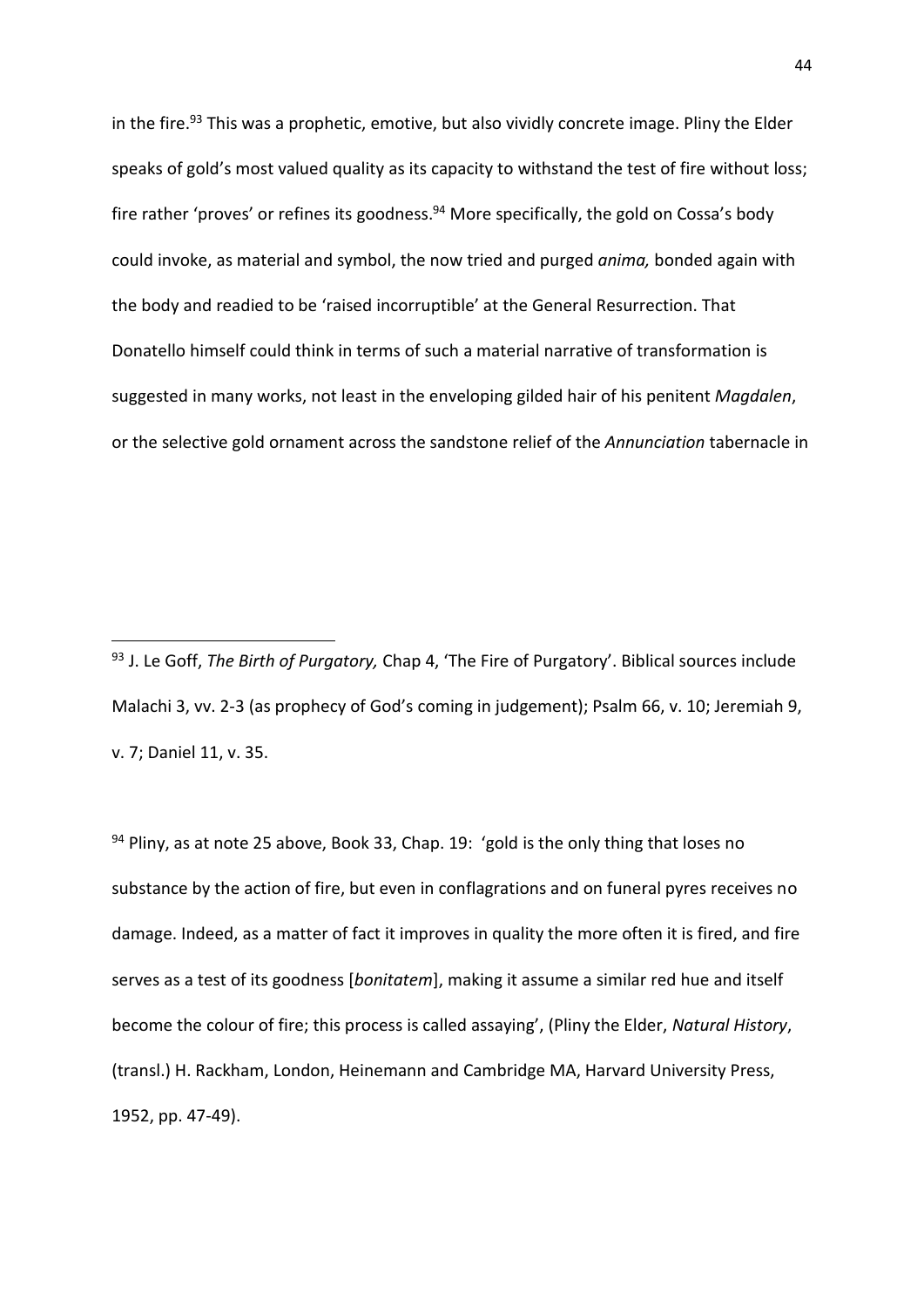in the fire.[93] This was a prophetic, emotive, but also vividly concrete image. Pliny the Elder speaks of gold's most valued quality as its capacity to withstand the test of fire without loss; fire rather 'proves' or refines its goodness.[94] More specifically, the gold on Cossa's body could invoke, as material and symbol, the now tried and purged *anima,* bonded again with the body and readied to be 'raised incorruptible' at the General Resurrection. That Donatello himself could think in terms of such a material narrative of transformation is suggested in many works, not least in the enveloping gilded hair of his penitent *Magdalen*, or the selective gold ornament across the sandstone relief of the *Annunciation* tabernacle in

---

[93] J. Le Goff, *The Birth of Purgatory,* Chap 4, 'The Fire of Purgatory'. Biblical sources include Malachi 3, vv. 2-3 (as prophecy of God's coming in judgement); Psalm 66, v. 10; Jeremiah 9, v. 7; Daniel 11, v. 35.

[94] Pliny, as at note 25 above, Book 33, Chap. 19: 'gold is the only thing that loses no substance by the action of fire, but even in conflagrations and on funeral pyres receives no damage. Indeed, as a matter of fact it improves in quality the more often it is fired, and fire serves as a test of its goodness [*bonitatem*], making it assume a similar red hue and itself become the colour of fire; this process is called assaying', (Pliny the Elder, *Natural History*, (transl.) H. Rackham, London, Heinemann and Cambridge MA, Harvard University Press, 1952, pp. 47-49).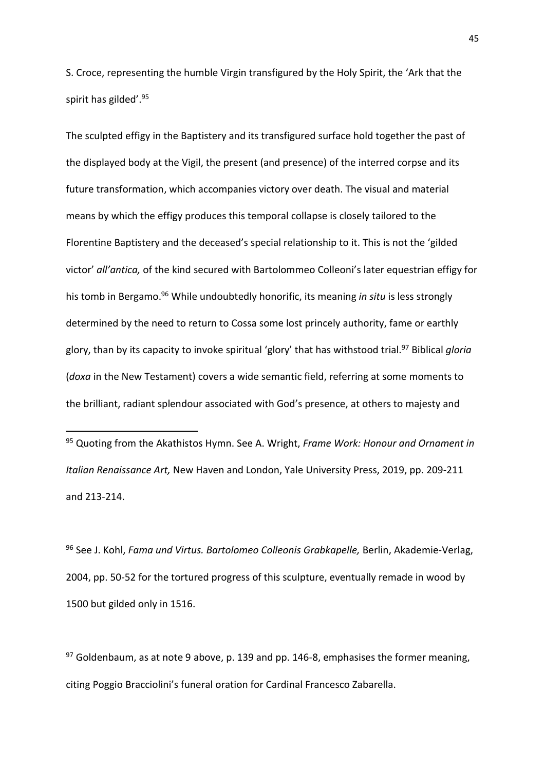S. Croce, representing the humble Virgin transfigured by the Holy Spirit, the 'Ark that the spirit has gilded'.[95]

The sculpted effigy in the Baptistery and its transfigured surface hold together the past of the displayed body at the Vigil, the present (and presence) of the interred corpse and its future transformation, which accompanies victory over death. The visual and material means by which the effigy produces this temporal collapse is closely tailored to the Florentine Baptistery and the deceased's special relationship to it. This is not the 'gilded victor' *all'antica,* of the kind secured with Bartolommeo Colleoni's later equestrian effigy for his tomb in Bergamo.[96] While undoubtedly honorific, its meaning *in situ* is less strongly determined by the need to return to Cossa some lost princely authority, fame or earthly glory, than by its capacity to invoke spiritual 'glory' that has withstood trial.[97] Biblical *gloria* (*doxa* in the New Testament) covers a wide semantic field, referring at some moments to the brilliant, radiant splendour associated with God's presence, at others to majesty and

---

[95] Quoting from the Akathistos Hymn. See A. Wright, *Frame Work: Honour and Ornament in Italian Renaissance Art,* New Haven and London, Yale University Press, 2019, pp. 209-211 and 213-214.

[96] See J. Kohl, *Fama und Virtus. Bartolomeo Colleonis Grabkapelle,* Berlin, Akademie-Verlag, 2004, pp. 50-52 for the tortured progress of this sculpture, eventually remade in wood by 1500 but gilded only in 1516.

[97] Goldenbaum, as at note 9 above, p. 139 and pp. 146-8, emphasises the former meaning, citing Poggio Bracciolini's funeral oration for Cardinal Francesco Zabarella.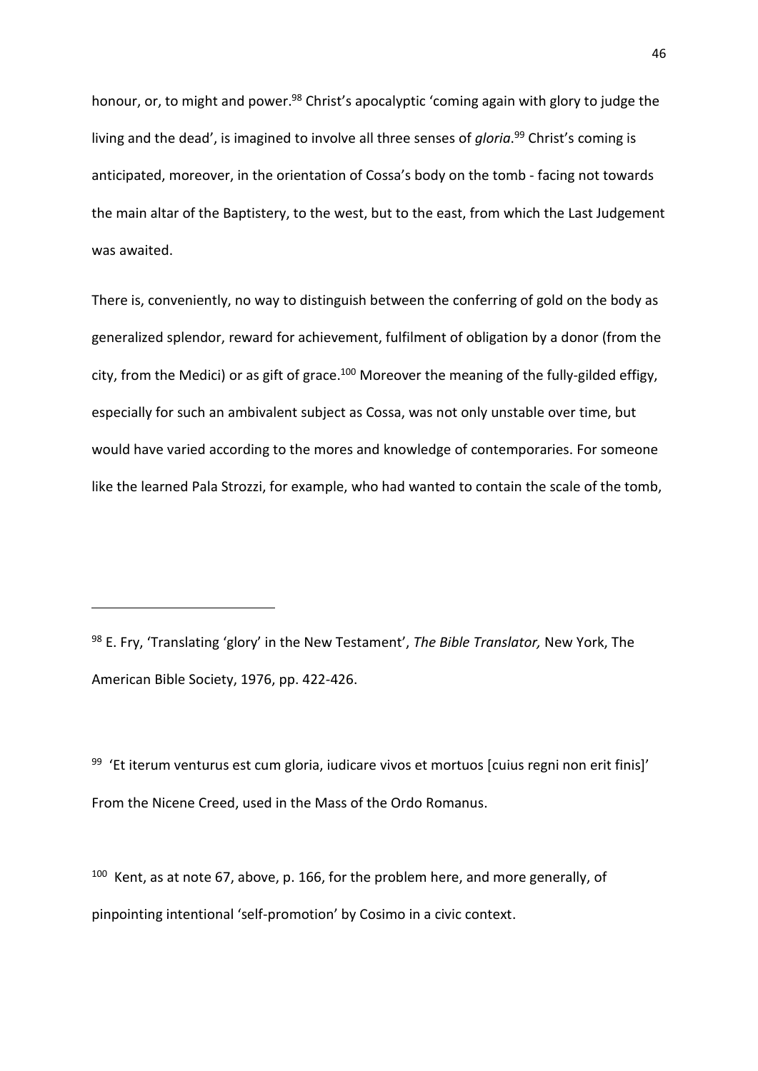honour, or, to might and power.[98] Christ's apocalyptic 'coming again with glory to judge the living and the dead', is imagined to involve all three senses of *gloria*.[99] Christ's coming is anticipated, moreover, in the orientation of Cossa's body on the tomb - facing not towards the main altar of the Baptistery, to the west, but to the east, from which the Last Judgement was awaited.

There is, conveniently, no way to distinguish between the conferring of gold on the body as generalized splendor, reward for achievement, fulfilment of obligation by a donor (from the city, from the Medici) or as gift of grace.[100] Moreover the meaning of the fully-gilded effigy, especially for such an ambivalent subject as Cossa, was not only unstable over time, but would have varied according to the mores and knowledge of contemporaries. For someone like the learned Pala Strozzi, for example, who had wanted to contain the scale of the tomb,

---

[98] E. Fry, 'Translating 'glory' in the New Testament', *The Bible Translator,* New York, The American Bible Society, 1976, pp. 422-426.

[99] 'Et iterum venturus est cum gloria, iudicare vivos et mortuos [cuius regni non erit finis]' From the Nicene Creed, used in the Mass of the Ordo Romanus.

[100] Kent, as at note 67, above, p. 166, for the problem here, and more generally, of pinpointing intentional 'self-promotion' by Cosimo in a civic context.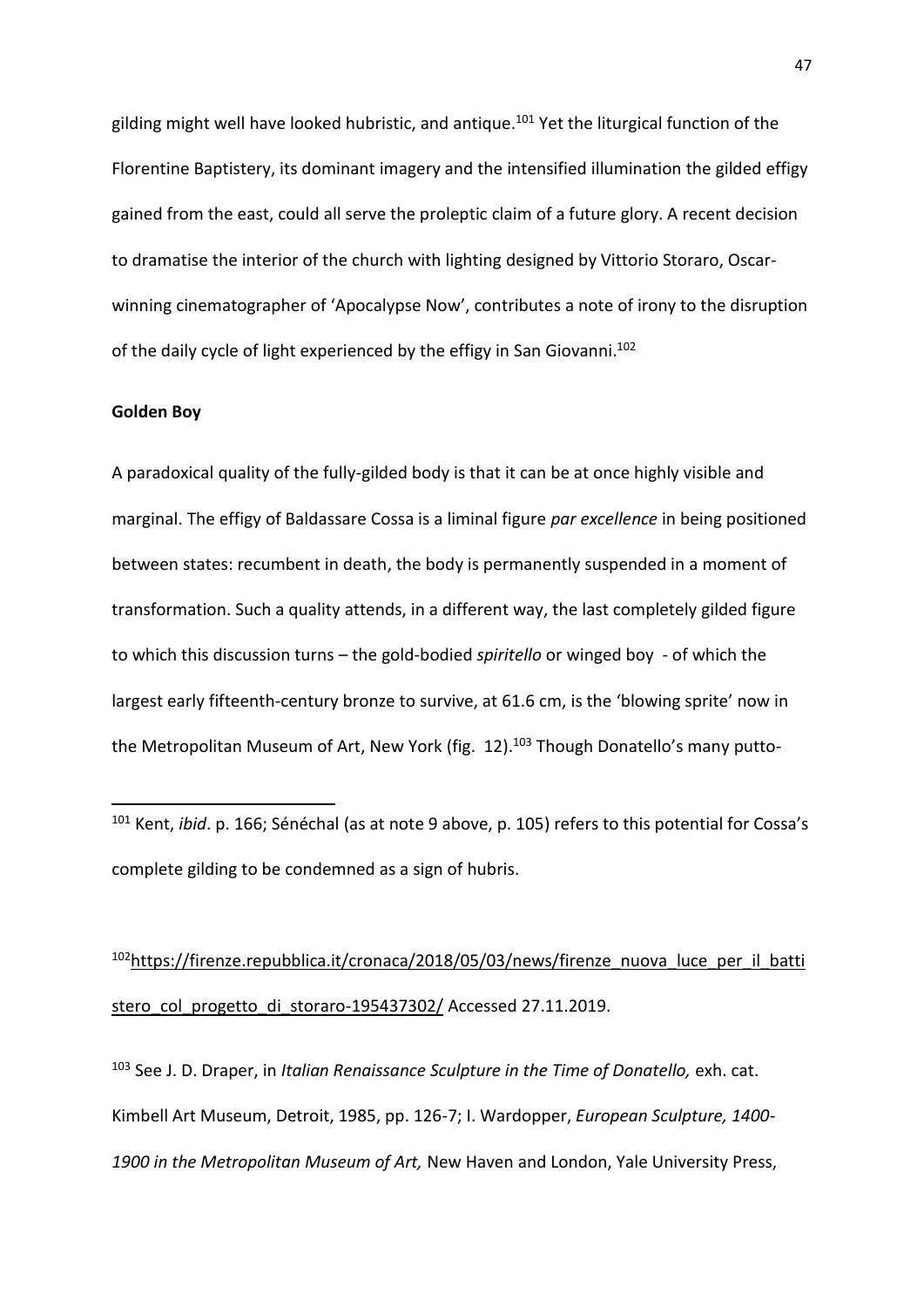gilding might well have looked hubristic, and antique.[101] Yet the liturgical function of the Florentine Baptistery, its dominant imagery and the intensified illumination the gilded effigy gained from the east, could all serve the proleptic claim of a future glory. A recent decision to dramatise the interior of the church with lighting designed by Vittorio Storaro, Oscar-winning cinematographer of 'Apocalypse Now', contributes a note of irony to the disruption of the daily cycle of light experienced by the effigy in San Giovanni.[102]

**Golden Boy**

A paradoxical quality of the fully-gilded body is that it can be at once highly visible and marginal. The effigy of Baldassare Cossa is a liminal figure *par excellence* in being positioned between states: recumbent in death, the body is permanently suspended in a moment of transformation. Such a quality attends, in a different way, the last completely gilded figure to which this discussion turns – the gold-bodied *spiritello* or winged boy - of which the largest early fifteenth-century bronze to survive, at 61.6 cm, is the 'blowing sprite' now in the Metropolitan Museum of Art, New York (fig. 12).[103] Though Donatello's many putto-

[101] Kent, *ibid*. p. 166; Sénéchal (as at note 9 above, p. 105) refers to this potential for Cossa's complete gilding to be condemned as a sign of hubris.

[102] https://firenze.repubblica.it/cronaca/2018/05/03/news/firenze_nuova_luce_per_il_battistero_col_progetto_di_storaro-195437302/ Accessed 27.11.2019.

[103] See J. D. Draper, in *Italian Renaissance Sculpture in the Time of Donatello,* exh. cat. Kimbell Art Museum, Detroit, 1985, pp. 126-7; I. Wardopper, *European Sculpture, 1400-1900 in the Metropolitan Museum of Art,* New Haven and London, Yale University Press,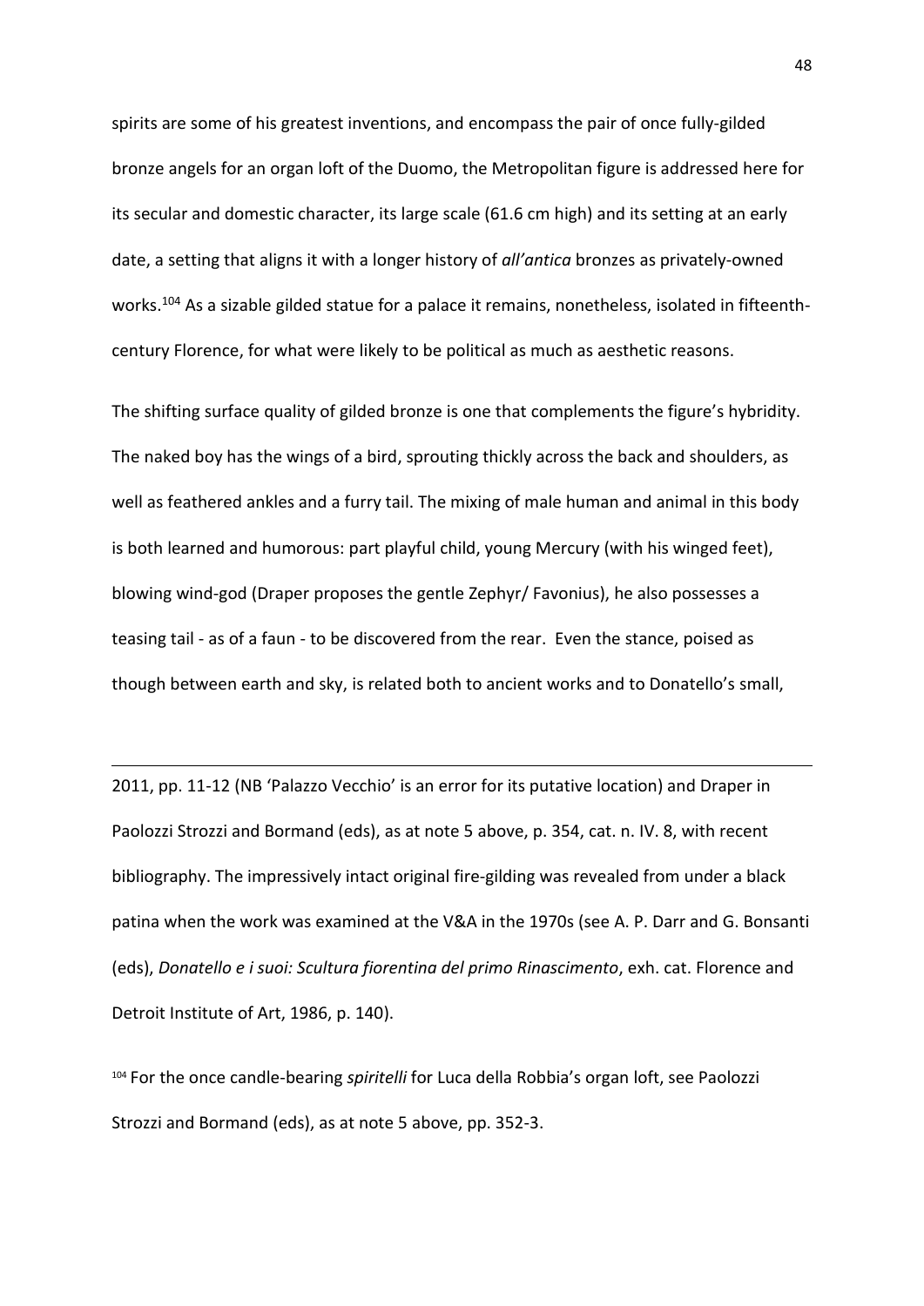spirits are some of his greatest inventions, and encompass the pair of once fully-gilded bronze angels for an organ loft of the Duomo, the Metropolitan figure is addressed here for its secular and domestic character, its large scale (61.6 cm high) and its setting at an early date, a setting that aligns it with a longer history of *all'antica* bronzes as privately-owned works.[104] As a sizable gilded statue for a palace it remains, nonetheless, isolated in fifteenth-century Florence, for what were likely to be political as much as aesthetic reasons.

The shifting surface quality of gilded bronze is one that complements the figure's hybridity. The naked boy has the wings of a bird, sprouting thickly across the back and shoulders, as well as feathered ankles and a furry tail. The mixing of male human and animal in this body is both learned and humorous: part playful child, young Mercury (with his winged feet), blowing wind-god (Draper proposes the gentle Zephyr/ Favonius), he also possesses a teasing tail - as of a faun - to be discovered from the rear. Even the stance, poised as though between earth and sky, is related both to ancient works and to Donatello's small,

---

2011, pp. 11-12 (NB 'Palazzo Vecchio' is an error for its putative location) and Draper in Paolozzi Strozzi and Bormand (eds), as at note 5 above, p. 354, cat. n. IV. 8, with recent bibliography. The impressively intact original fire-gilding was revealed from under a black patina when the work was examined at the V&A in the 1970s (see A. P. Darr and G. Bonsanti (eds), *Donatello e i suoi: Scultura fiorentina del primo Rinascimento*, exh. cat. Florence and Detroit Institute of Art, 1986, p. 140).

[104] For the once candle-bearing *spiritelli* for Luca della Robbia's organ loft, see Paolozzi Strozzi and Bormand (eds), as at note 5 above, pp. 352-3.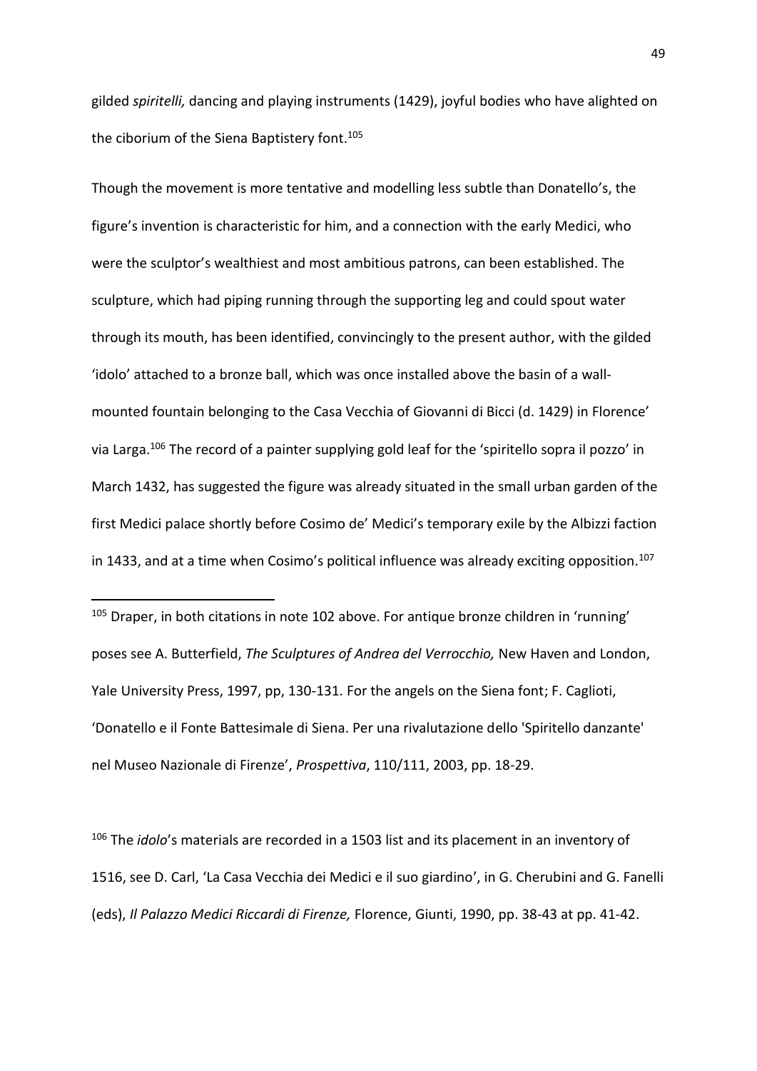gilded *spiritelli,* dancing and playing instruments (1429), joyful bodies who have alighted on the ciborium of the Siena Baptistery font.[105]

Though the movement is more tentative and modelling less subtle than Donatello's, the figure's invention is characteristic for him, and a connection with the early Medici, who were the sculptor's wealthiest and most ambitious patrons, can been established. The sculpture, which had piping running through the supporting leg and could spout water through its mouth, has been identified, convincingly to the present author, with the gilded 'idolo' attached to a bronze ball, which was once installed above the basin of a wall-mounted fountain belonging to the Casa Vecchia of Giovanni di Bicci (d. 1429) in Florence' via Larga.[106] The record of a painter supplying gold leaf for the 'spiritello sopra il pozzo' in March 1432, has suggested the figure was already situated in the small urban garden of the first Medici palace shortly before Cosimo de' Medici's temporary exile by the Albizzi faction in 1433, and at a time when Cosimo's political influence was already exciting opposition.[107]

---

[105] Draper, in both citations in note 102 above. For antique bronze children in 'running' poses see A. Butterfield, *The Sculptures of Andrea del Verrocchio,* New Haven and London, Yale University Press, 1997, pp, 130-131. For the angels on the Siena font; F. Caglioti, 'Donatello e il Fonte Battesimale di Siena. Per una rivalutazione dello 'Spiritello danzante' nel Museo Nazionale di Firenze', *Prospettiva*, 110/111, 2003, pp. 18-29.

[106] The *idolo*'s materials are recorded in a 1503 list and its placement in an inventory of 1516, see D. Carl, 'La Casa Vecchia dei Medici e il suo giardino', in G. Cherubini and G. Fanelli (eds), *Il Palazzo Medici Riccardi di Firenze,* Florence, Giunti, 1990, pp. 38-43 at pp. 41-42.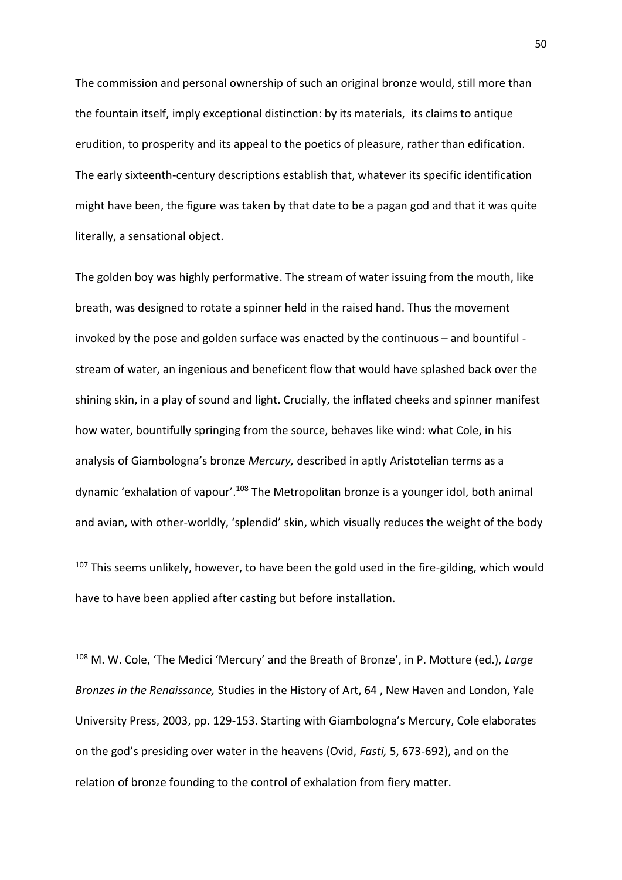The commission and personal ownership of such an original bronze would, still more than the fountain itself, imply exceptional distinction: by its materials, its claims to antique erudition, to prosperity and its appeal to the poetics of pleasure, rather than edification. The early sixteenth-century descriptions establish that, whatever its specific identification might have been, the figure was taken by that date to be a pagan god and that it was quite literally, a sensational object.

The golden boy was highly performative. The stream of water issuing from the mouth, like breath, was designed to rotate a spinner held in the raised hand. Thus the movement invoked by the pose and golden surface was enacted by the continuous – and bountiful - stream of water, an ingenious and beneficent flow that would have splashed back over the shining skin, in a play of sound and light. Crucially, the inflated cheeks and spinner manifest how water, bountifully springing from the source, behaves like wind: what Cole, in his analysis of Giambologna's bronze *Mercury,* described in aptly Aristotelian terms as a dynamic 'exhalation of vapour'.[108] The Metropolitan bronze is a younger idol, both animal and avian, with other-worldly, 'splendid' skin, which visually reduces the weight of the body

---

[107] This seems unlikely, however, to have been the gold used in the fire-gilding, which would have to have been applied after casting but before installation.

[108] M. W. Cole, 'The Medici 'Mercury' and the Breath of Bronze', in P. Motture (ed.), *Large Bronzes in the Renaissance,* Studies in the History of Art, 64 , New Haven and London, Yale University Press, 2003, pp. 129-153. Starting with Giambologna's Mercury, Cole elaborates on the god's presiding over water in the heavens (Ovid, *Fasti,* 5, 673-692), and on the relation of bronze founding to the control of exhalation from fiery matter.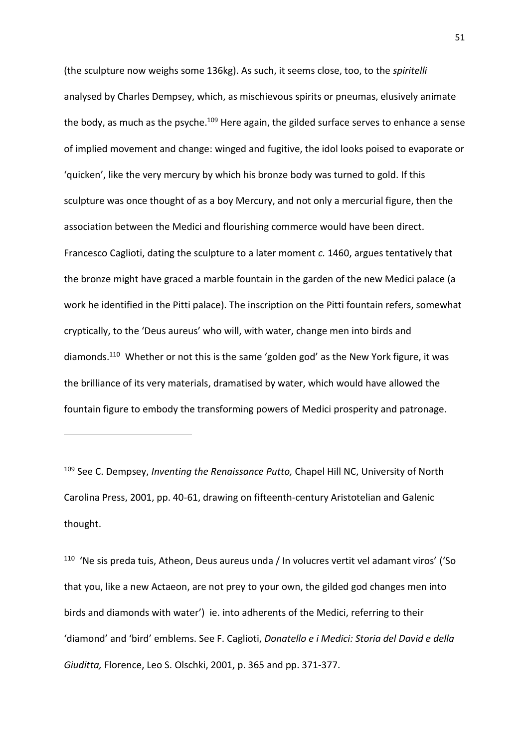(the sculpture now weighs some 136kg). As such, it seems close, too, to the *spiritelli* analysed by Charles Dempsey, which, as mischievous spirits or pneumas, elusively animate the body, as much as the psyche.[109] Here again, the gilded surface serves to enhance a sense of implied movement and change: winged and fugitive, the idol looks poised to evaporate or 'quicken', like the very mercury by which his bronze body was turned to gold. If this sculpture was once thought of as a boy Mercury, and not only a mercurial figure, then the association between the Medici and flourishing commerce would have been direct. Francesco Caglioti, dating the sculpture to a later moment *c.* 1460, argues tentatively that the bronze might have graced a marble fountain in the garden of the new Medici palace (a work he identified in the Pitti palace). The inscription on the Pitti fountain refers, somewhat cryptically, to the 'Deus aureus' who will, with water, change men into birds and diamonds.[110] Whether or not this is the same 'golden god' as the New York figure, it was the brilliance of its very materials, dramatised by water, which would have allowed the fountain figure to embody the transforming powers of Medici prosperity and patronage.

---

[109] See C. Dempsey, *Inventing the Renaissance Putto,* Chapel Hill NC, University of North Carolina Press, 2001, pp. 40-61, drawing on fifteenth-century Aristotelian and Galenic thought.

[110] 'Ne sis preda tuis, Atheon, Deus aureus unda / In volucres vertit vel adamant viros' ('So that you, like a new Actaeon, are not prey to your own, the gilded god changes men into birds and diamonds with water') ie. into adherents of the Medici, referring to their 'diamond' and 'bird' emblems. See F. Caglioti, *Donatello e i Medici: Storia del David e della Giuditta,* Florence, Leo S. Olschki, 2001, p. 365 and pp. 371-377.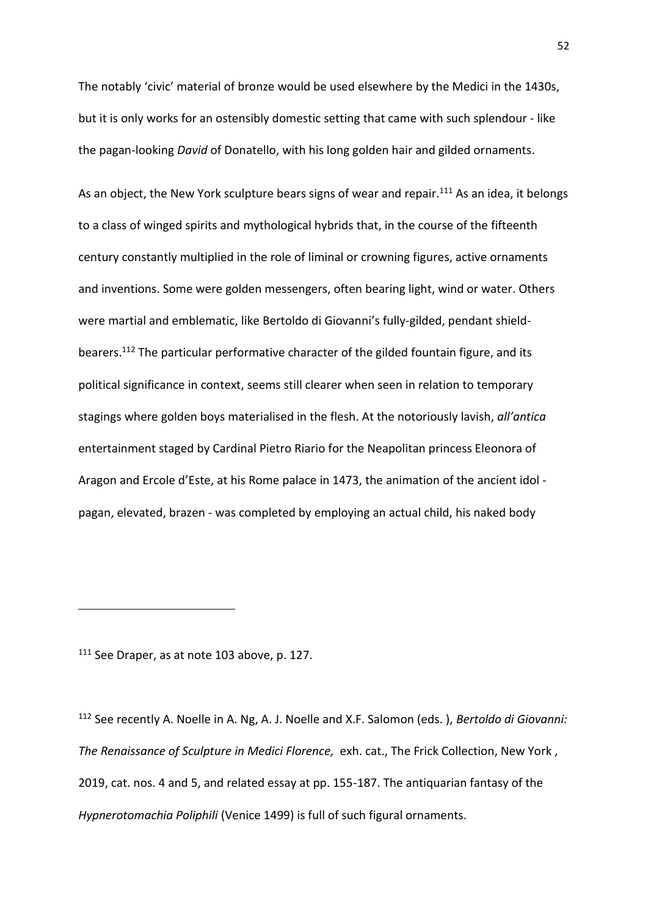The notably 'civic' material of bronze would be used elsewhere by the Medici in the 1430s, but it is only works for an ostensibly domestic setting that came with such splendour - like the pagan-looking *David* of Donatello, with his long golden hair and gilded ornaments.

As an object, the New York sculpture bears signs of wear and repair.[111] As an idea, it belongs to a class of winged spirits and mythological hybrids that, in the course of the fifteenth century constantly multiplied in the role of liminal or crowning figures, active ornaments and inventions. Some were golden messengers, often bearing light, wind or water. Others were martial and emblematic, like Bertoldo di Giovanni's fully-gilded, pendant shield-bearers.[112] The particular performative character of the gilded fountain figure, and its political significance in context, seems still clearer when seen in relation to temporary stagings where golden boys materialised in the flesh. At the notoriously lavish, *all'antica* entertainment staged by Cardinal Pietro Riario for the Neapolitan princess Eleonora of Aragon and Ercole d'Este, at his Rome palace in 1473, the animation of the ancient idol - pagan, elevated, brazen - was completed by employing an actual child, his naked body

---

[111] See Draper, as at note 103 above, p. 127.

[112] See recently A. Noelle in A. Ng, A. J. Noelle and X.F. Salomon (eds. ), *Bertoldo di Giovanni: The Renaissance of Sculpture in Medici Florence,* exh. cat., The Frick Collection, New York , 2019, cat. nos. 4 and 5, and related essay at pp. 155-187. The antiquarian fantasy of the *Hypnerotomachia Poliphili* (Venice 1499) is full of such figural ornaments.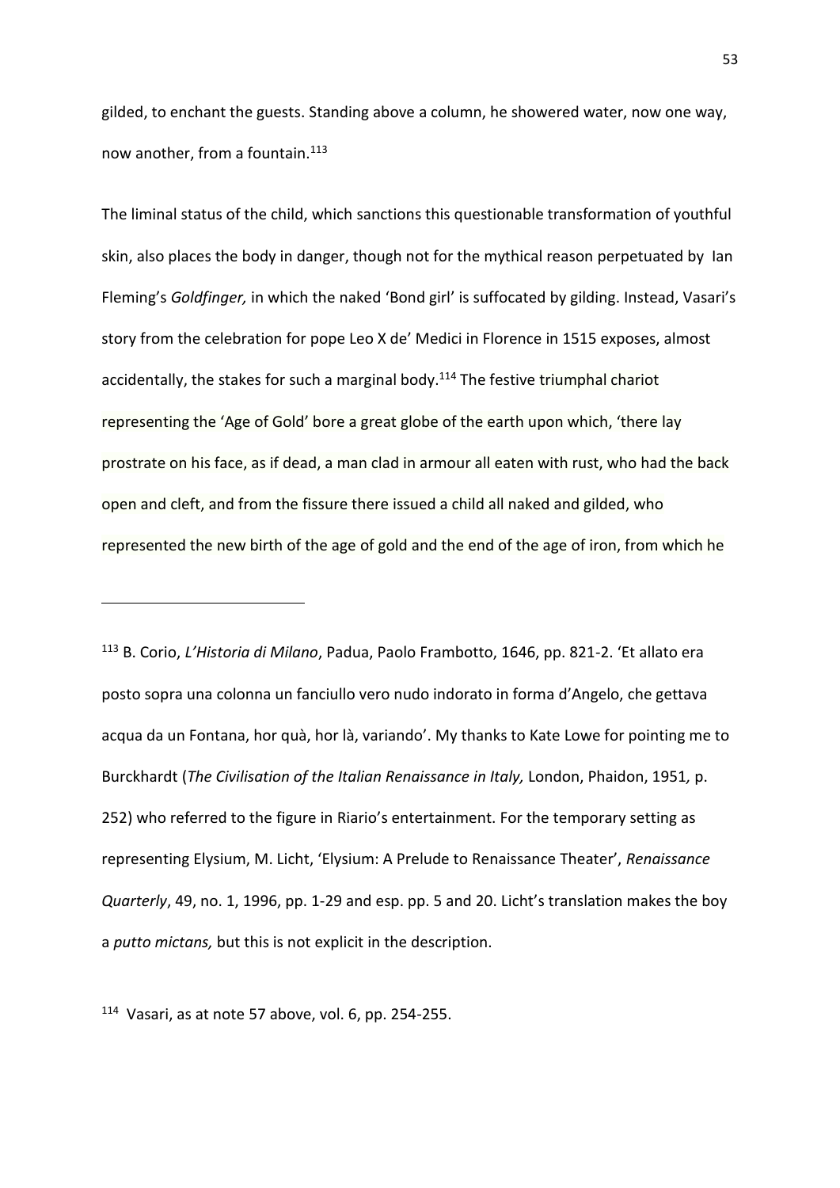gilded, to enchant the guests. Standing above a column, he showered water, now one way, now another, from a fountain.[113]

The liminal status of the child, which sanctions this questionable transformation of youthful skin, also places the body in danger, though not for the mythical reason perpetuated by Ian Fleming's *Goldfinger,* in which the naked 'Bond girl' is suffocated by gilding. Instead, Vasari's story from the celebration for pope Leo X de' Medici in Florence in 1515 exposes, almost accidentally, the stakes for such a marginal body.[114] The festive triumphal chariot representing the 'Age of Gold' bore a great globe of the earth upon which, 'there lay prostrate on his face, as if dead, a man clad in armour all eaten with rust, who had the back open and cleft, and from the fissure there issued a child all naked and gilded, who represented the new birth of the age of gold and the end of the age of iron, from which he

---

[113] B. Corio, *L'Historia di Milano*, Padua, Paolo Frambotto, 1646, pp. 821-2. 'Et allato era posto sopra una colonna un fanciullo vero nudo indorato in forma d'Angelo, che gettava acqua da un Fontana, hor quà, hor là, variando'. My thanks to Kate Lowe for pointing me to Burckhardt (*The Civilisation of the Italian Renaissance in Italy,* London, Phaidon, 1951*,* p. 252) who referred to the figure in Riario's entertainment. For the temporary setting as representing Elysium, M. Licht, 'Elysium: A Prelude to Renaissance Theater', *Renaissance Quarterly*, 49, no. 1, 1996, pp. 1-29 and esp. pp. 5 and 20. Licht's translation makes the boy a *putto mictans,* but this is not explicit in the description.

[114] Vasari, as at note 57 above, vol. 6, pp. 254-255.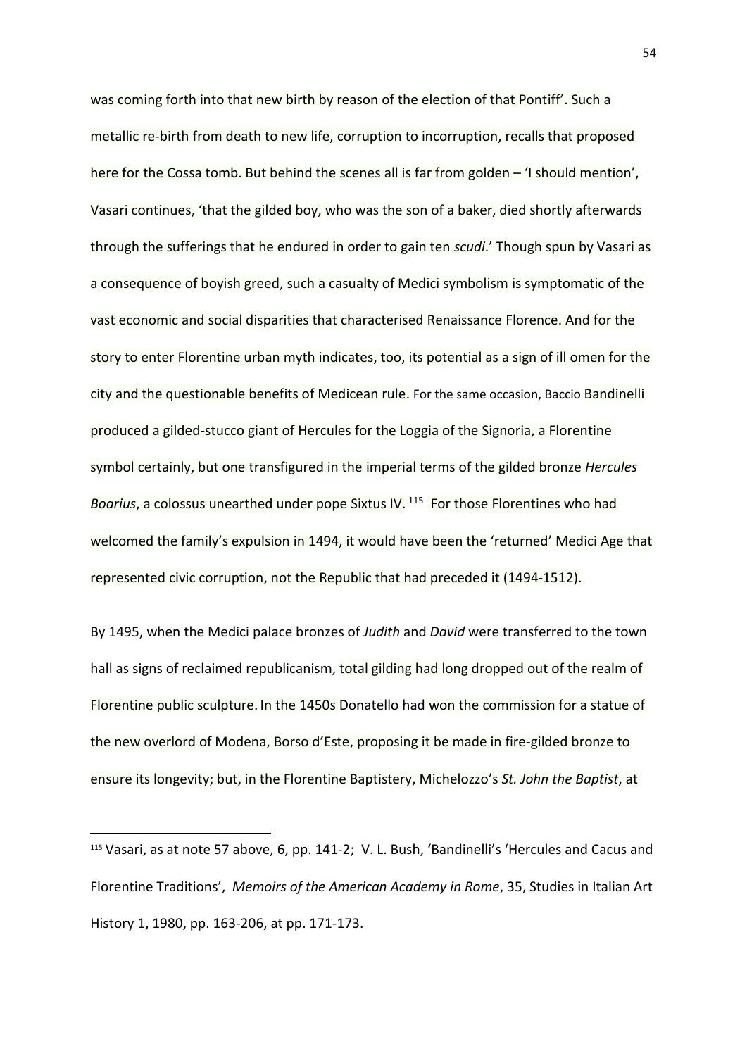was coming forth into that new birth by reason of the election of that Pontiff'. Such a metallic re-birth from death to new life, corruption to incorruption, recalls that proposed here for the Cossa tomb. But behind the scenes all is far from golden – 'I should mention', Vasari continues, 'that the gilded boy, who was the son of a baker, died shortly afterwards through the sufferings that he endured in order to gain ten *scudi*.' Though spun by Vasari as a consequence of boyish greed, such a casualty of Medici symbolism is symptomatic of the vast economic and social disparities that characterised Renaissance Florence. And for the story to enter Florentine urban myth indicates, too, its potential as a sign of ill omen for the city and the questionable benefits of Medicean rule. For the same occasion, Baccio Bandinelli produced a gilded-stucco giant of Hercules for the Loggia of the Signoria, a Florentine symbol certainly, but one transfigured in the imperial terms of the gilded bronze *Hercules Boarius*, a colossus unearthed under pope Sixtus IV. [115] For those Florentines who had welcomed the family's expulsion in 1494, it would have been the 'returned' Medici Age that represented civic corruption, not the Republic that had preceded it (1494-1512).

By 1495, when the Medici palace bronzes of *Judith* and *David* were transferred to the town hall as signs of reclaimed republicanism, total gilding had long dropped out of the realm of Florentine public sculpture. In the 1450s Donatello had won the commission for a statue of the new overlord of Modena, Borso d'Este, proposing it be made in fire-gilded bronze to ensure its longevity; but, in the Florentine Baptistery, Michelozzo's *St. John the Baptist*, at

---

[115] Vasari, as at note 57 above, 6, pp. 141-2; V. L. Bush, 'Bandinelli's 'Hercules and Cacus and Florentine Traditions', *Memoirs of the American Academy in Rome*, 35, Studies in Italian Art History 1, 1980, pp. 163-206, at pp. 171-173.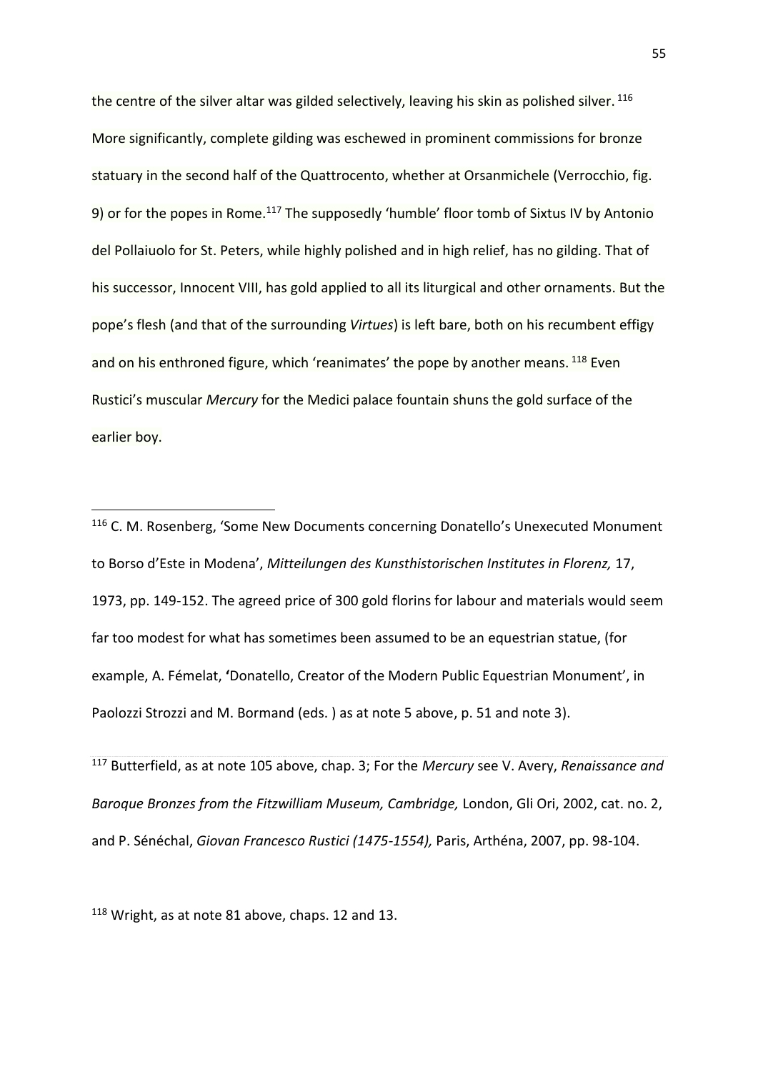the centre of the silver altar was gilded selectively, leaving his skin as polished silver. [116] More significantly, complete gilding was eschewed in prominent commissions for bronze statuary in the second half of the Quattrocento, whether at Orsanmichele (Verrocchio, fig. 9) or for the popes in Rome.[117] The supposedly 'humble' floor tomb of Sixtus IV by Antonio del Pollaiuolo for St. Peters, while highly polished and in high relief, has no gilding. That of his successor, Innocent VIII, has gold applied to all its liturgical and other ornaments. But the pope's flesh (and that of the surrounding *Virtues*) is left bare, both on his recumbent effigy and on his enthroned figure, which 'reanimates' the pope by another means. [118] Even Rustici's muscular *Mercury* for the Medici palace fountain shuns the gold surface of the earlier boy.

---

[116] C. M. Rosenberg, 'Some New Documents concerning Donatello's Unexecuted Monument to Borso d'Este in Modena', *Mitteilungen des Kunsthistorischen Institutes in Florenz,* 17, 1973, pp. 149-152. The agreed price of 300 gold florins for labour and materials would seem far too modest for what has sometimes been assumed to be an equestrian statue, (for example, A. Fémelat, **'**Donatello, Creator of the Modern Public Equestrian Monument', in Paolozzi Strozzi and M. Bormand (eds. ) as at note 5 above, p. 51 and note 3).

[117] Butterfield, as at note 105 above, chap. 3; For the *Mercury* see V. Avery, *Renaissance and Baroque Bronzes from the Fitzwilliam Museum, Cambridge,* London, Gli Ori, 2002, cat. no. 2, and P. Sénéchal, *Giovan Francesco Rustici (1475-1554),* Paris, Arthéna, 2007, pp. 98-104.

[118] Wright, as at note 81 above, chaps. 12 and 13.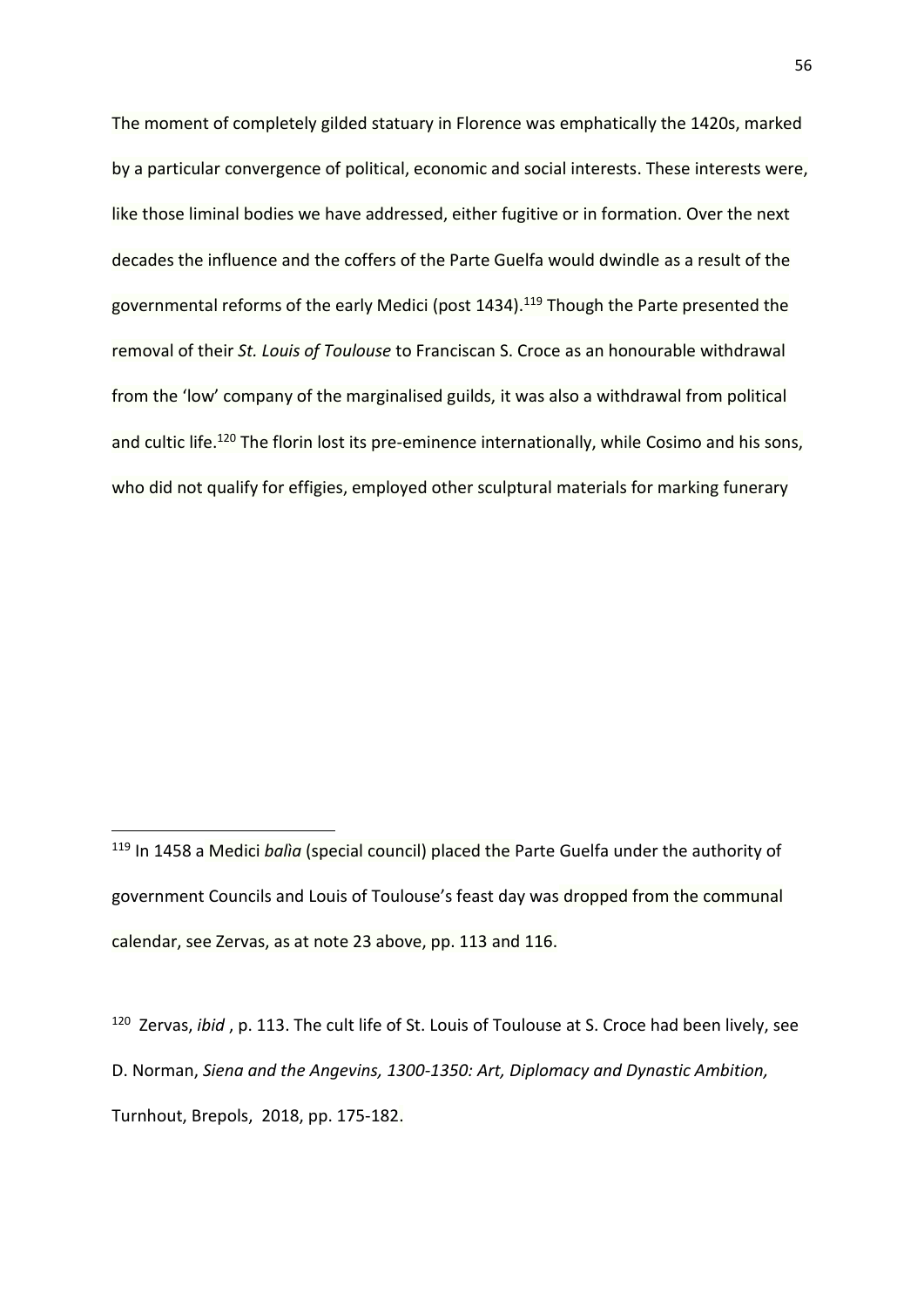The moment of completely gilded statuary in Florence was emphatically the 1420s, marked by a particular convergence of political, economic and social interests. These interests were, like those liminal bodies we have addressed, either fugitive or in formation. Over the next decades the influence and the coffers of the Parte Guelfa would dwindle as a result of the governmental reforms of the early Medici (post 1434).[119] Though the Parte presented the removal of their *St. Louis of Toulouse* to Franciscan S. Croce as an honourable withdrawal from the 'low' company of the marginalised guilds, it was also a withdrawal from political and cultic life.[120] The florin lost its pre-eminence internationally, while Cosimo and his sons, who did not qualify for effigies, employed other sculptural materials for marking funerary

---

[119] In 1458 a Medici *balìa* (special council) placed the Parte Guelfa under the authority of government Councils and Louis of Toulouse's feast day was dropped from the communal calendar, see Zervas, as at note 23 above, pp. 113 and 116.

[120] Zervas, *ibid* , p. 113. The cult life of St. Louis of Toulouse at S. Croce had been lively, see D. Norman, *Siena and the Angevins, 1300-1350: Art, Diplomacy and Dynastic Ambition,* Turnhout, Brepols, 2018, pp. 175-182.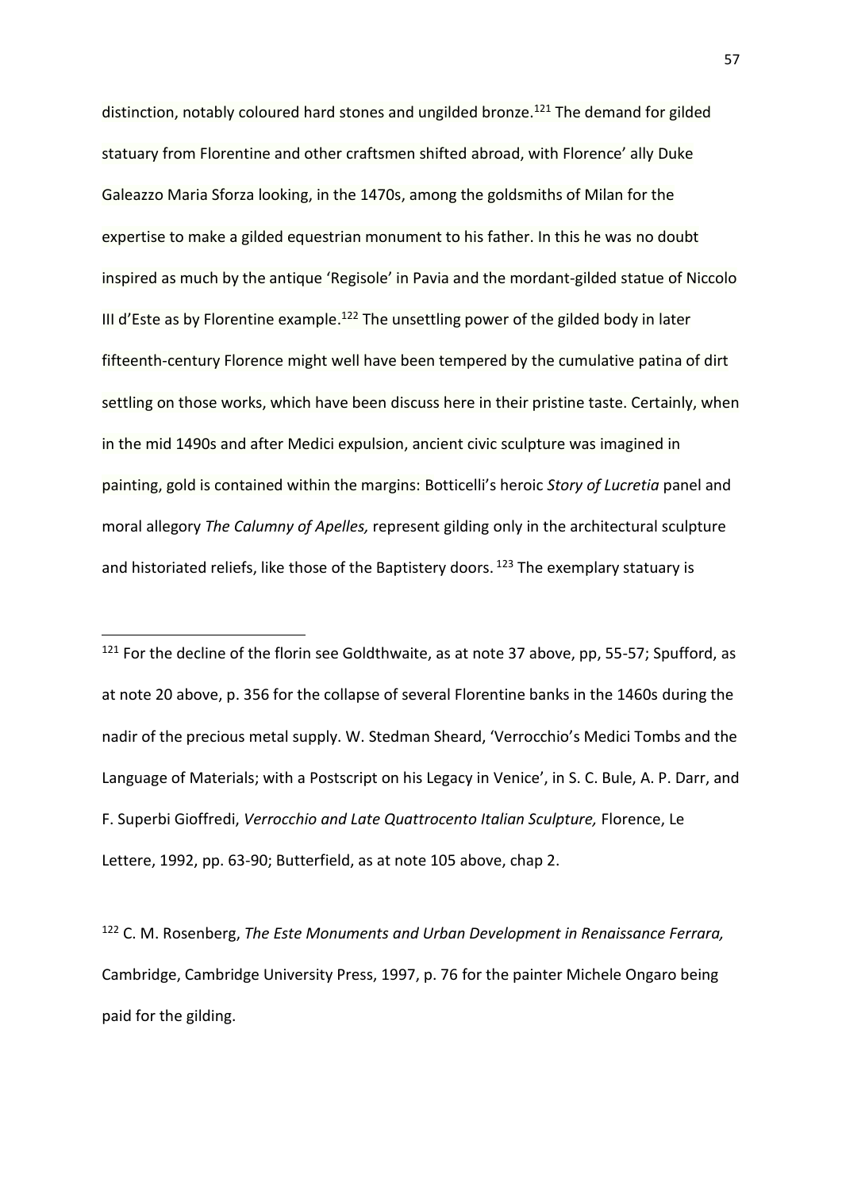distinction, notably coloured hard stones and ungilded bronze.[121] The demand for gilded statuary from Florentine and other craftsmen shifted abroad, with Florence' ally Duke Galeazzo Maria Sforza looking, in the 1470s, among the goldsmiths of Milan for the expertise to make a gilded equestrian monument to his father. In this he was no doubt inspired as much by the antique 'Regisole' in Pavia and the mordant-gilded statue of Niccolo III d'Este as by Florentine example.[122] The unsettling power of the gilded body in later fifteenth-century Florence might well have been tempered by the cumulative patina of dirt settling on those works, which have been discuss here in their pristine taste. Certainly, when in the mid 1490s and after Medici expulsion, ancient civic sculpture was imagined in painting, gold is contained within the margins: Botticelli's heroic *Story of Lucretia* panel and moral allegory *The Calumny of Apelles,* represent gilding only in the architectural sculpture and historiated reliefs, like those of the Baptistery doors. [123] The exemplary statuary is

---

[121] For the decline of the florin see Goldthwaite, as at note 37 above, pp, 55-57; Spufford, as at note 20 above, p. 356 for the collapse of several Florentine banks in the 1460s during the nadir of the precious metal supply. W. Stedman Sheard, 'Verrocchio's Medici Tombs and the Language of Materials; with a Postscript on his Legacy in Venice', in S. C. Bule, A. P. Darr, and F. Superbi Gioffredi, *Verrocchio and Late Quattrocento Italian Sculpture,* Florence, Le Lettere, 1992, pp. 63-90; Butterfield, as at note 105 above, chap 2.

[122] C. M. Rosenberg, *The Este Monuments and Urban Development in Renaissance Ferrara,* Cambridge, Cambridge University Press, 1997, p. 76 for the painter Michele Ongaro being paid for the gilding.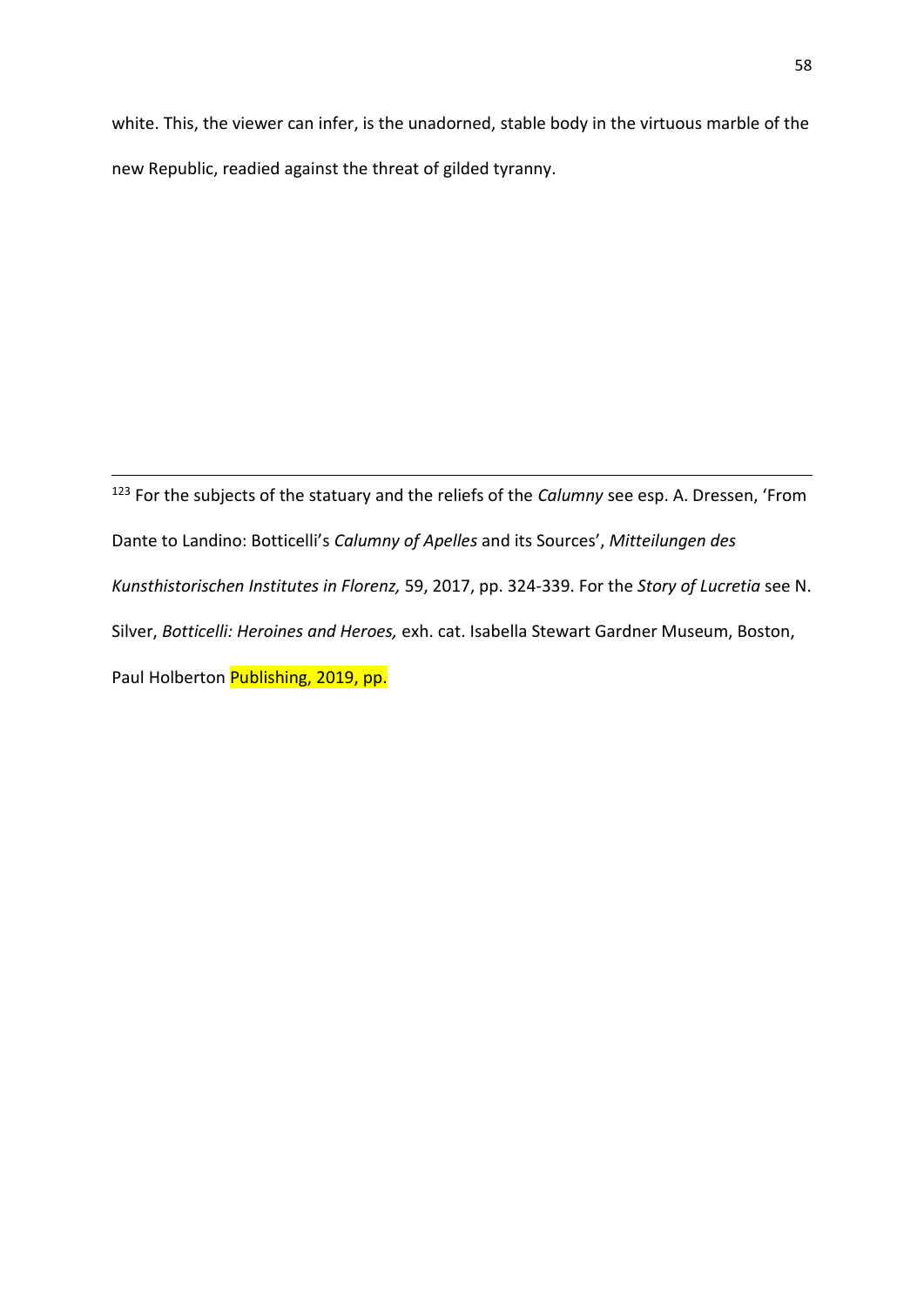white. This, the viewer can infer, is the unadorned, stable body in the virtuous marble of the new Republic, readied against the threat of gilded tyranny.

---

[123] For the subjects of the statuary and the reliefs of the *Calumny* see esp. A. Dressen, 'From Dante to Landino: Botticelli's *Calumny of Apelles* and its Sources', *Mitteilungen des Kunsthistorischen Institutes in Florenz,* 59, 2017, pp. 324-339. For the *Story of Lucretia* see N. Silver, *Botticelli: Heroines and Heroes,* exh. cat. Isabella Stewart Gardner Museum, Boston, Paul Holberton Publishing, 2019, pp.